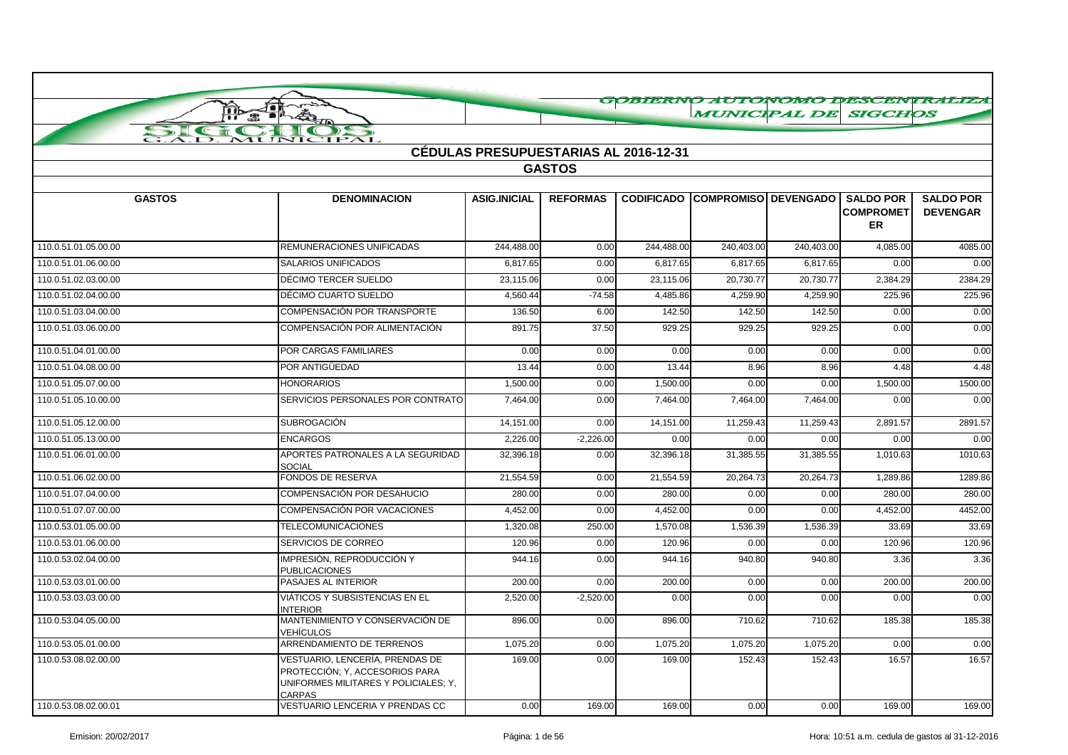GOBIERNO AUTONOMO DESCENTRALIZADO MUNICIPAL DE SIGCHOS

SIGCHOS G.A.D. MUNICIPAL

## CÉDULAS PRESUPUESTARIAS AL 2016-12-31

### GASTOS

| GASTOS | DENOMINACION | ASIG.INICIAL | REFORMAS | CODIFICADO | COMPROMISO | DEVENGADO | SALDO POR COMPROMETER | SALDO POR DEVENGAR |
|---|---|---|---|---|---|---|---|---|
| 110.0.51.01.05.00.00 | REMUNERACIONES UNIFICADAS | 244,488.00 | 0.00 | 244,488.00 | 240,403.00 | 240,403.00 | 4,085.00 | 4085.00 |
| 110.0.51.01.06.00.00 | SALARIOS UNIFICADOS | 6,817.65 | 0.00 | 6,817.65 | 6,817.65 | 6,817.65 | 0.00 | 0.00 |
| 110.0.51.02.03.00.00 | DÉCIMO TERCER SUELDO | 23,115.06 | 0.00 | 23,115.06 | 20,730.77 | 20,730.77 | 2,384.29 | 2384.29 |
| 110.0.51.02.04.00.00 | DÉCIMO CUARTO SUELDO | 4,560.44 | -74.58 | 4,485.86 | 4,259.90 | 4,259.90 | 225.96 | 225.96 |
| 110.0.51.03.04.00.00 | COMPENSACIÓN POR TRANSPORTE | 136.50 | 6.00 | 142.50 | 142.50 | 142.50 | 0.00 | 0.00 |
| 110.0.51.03.06.00.00 | COMPENSACIÓN POR ALIMENTACIÓN | 891.75 | 37.50 | 929.25 | 929.25 | 929.25 | 0.00 | 0.00 |
| 110.0.51.04.01.00.00 | POR CARGAS FAMILIARES | 0.00 | 0.00 | 0.00 | 0.00 | 0.00 | 0.00 | 0.00 |
| 110.0.51.04.08.00.00 | POR ANTIGÜEDAD | 13.44 | 0.00 | 13.44 | 8.96 | 8.96 | 4.48 | 4.48 |
| 110.0.51.05.07.00.00 | HONORARIOS | 1,500.00 | 0.00 | 1,500.00 | 0.00 | 0.00 | 1,500.00 | 1500.00 |
| 110.0.51.05.10.00.00 | SERVICIOS PERSONALES POR CONTRATO | 7,464.00 | 0.00 | 7,464.00 | 7,464.00 | 7,464.00 | 0.00 | 0.00 |
| 110.0.51.05.12.00.00 | SUBROGACIÓN | 14,151.00 | 0.00 | 14,151.00 | 11,259.43 | 11,259.43 | 2,891.57 | 2891.57 |
| 110.0.51.05.13.00.00 | ENCARGOS | 2,226.00 | -2,226.00 | 0.00 | 0.00 | 0.00 | 0.00 | 0.00 |
| 110.0.51.06.01.00.00 | APORTES PATRONALES A LA SEGURIDAD SOCIAL | 32,396.18 | 0.00 | 32,396.18 | 31,385.55 | 31,385.55 | 1,010.63 | 1010.63 |
| 110.0.51.06.02.00.00 | FONDOS DE RESERVA | 21,554.59 | 0.00 | 21,554.59 | 20,264.73 | 20,264.73 | 1,289.86 | 1289.86 |
| 110.0.51.07.04.00.00 | COMPENSACIÓN POR DESAHUCIO | 280.00 | 0.00 | 280.00 | 0.00 | 0.00 | 280.00 | 280.00 |
| 110.0.51.07.07.00.00 | COMPENSACIÓN POR VACACIONES | 4,452.00 | 0.00 | 4,452.00 | 0.00 | 0.00 | 4,452.00 | 4452.00 |
| 110.0.53.01.05.00.00 | TELECOMUNICACIONES | 1,320.08 | 250.00 | 1,570.08 | 1,536.39 | 1,536.39 | 33.69 | 33.69 |
| 110.0.53.01.06.00.00 | SERVICIOS DE CORREO | 120.96 | 0.00 | 120.96 | 0.00 | 0.00 | 120.96 | 120.96 |
| 110.0.53.02.04.00.00 | IMPRESIÓN, REPRODUCCIÓN Y PUBLICACIONES | 944.16 | 0.00 | 944.16 | 940.80 | 940.80 | 3.36 | 3.36 |
| 110.0.53.03.01.00.00 | PASAJES AL INTERIOR | 200.00 | 0.00 | 200.00 | 0.00 | 0.00 | 200.00 | 200.00 |
| 110.0.53.03.03.00.00 | VIÁTICOS Y SUBSISTENCIAS EN EL INTERIOR | 2,520.00 | -2,520.00 | 0.00 | 0.00 | 0.00 | 0.00 | 0.00 |
| 110.0.53.04.05.00.00 | MANTENIMIENTO Y CONSERVACIÓN DE VEHÍCULOS | 896.00 | 0.00 | 896.00 | 710.62 | 710.62 | 185.38 | 185.38 |
| 110.0.53.05.01.00.00 | ARRENDAMIENTO DE TERRENOS | 1,075.20 | 0.00 | 1,075.20 | 1,075.20 | 1,075.20 | 0.00 | 0.00 |
| 110.0.53.08.02.00.00 | VESTUARIO, LENCERÍA, PRENDAS DE PROTECCIÓN; Y, ACCESORIOS PARA UNIFORMES MILITARES Y POLICIALES; Y, CARPAS | 169.00 | 0.00 | 169.00 | 152.43 | 152.43 | 16.57 | 16.57 |
| 110.0.53.08.02.00.01 | VESTUARIO LENCERIA Y PRENDAS CC | 0.00 | 169.00 | 169.00 | 0.00 | 0.00 | 169.00 | 169.00 |

Emision: 20/02/2017 Hora: 10:51 a.m. cedula de gastos al 31-12-2016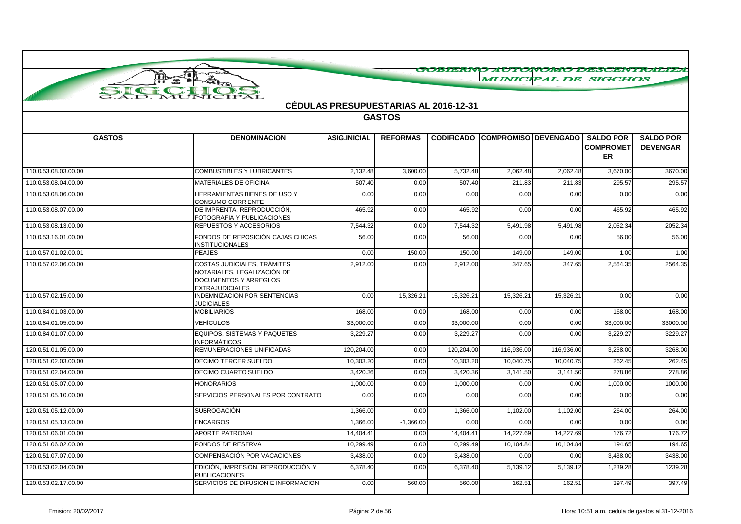GOBIERNO AUTONOMO DESCENTRALIZADO MUNICIPAL DE SIGCHOS

SIGCHOS G.A.D. MUNICIPAL

## CÉDULAS PRESUPUESTARIAS AL 2016-12-31

### GASTOS

| GASTOS | DENOMINACION | ASIG.INICIAL | REFORMAS | CODIFICADO | COMPROMISO | DEVENGADO | SALDO POR COMPROMETER | SALDO POR DEVENGAR |
|---|---|---|---|---|---|---|---|---|
| 110.0.53.08.03.00.00 | COMBUSTIBLES Y LUBRICANTES | 2,132.48 | 3,600.00 | 5,732.48 | 2,062.48 | 2,062.48 | 3,670.00 | 3670.00 |
| 110.0.53.08.04.00.00 | MATERIALES DE OFICINA | 507.40 | 0.00 | 507.40 | 211.83 | 211.83 | 295.57 | 295.57 |
| 110.0.53.08.06.00.00 | HERRAMIENTAS BIENES DE USO Y CONSUMO CORRIENTE | 0.00 | 0.00 | 0.00 | 0.00 | 0.00 | 0.00 | 0.00 |
| 110.0.53.08.07.00.00 | DE IMPRENTA, REPRODUCCIÓN, FOTOGRAFIA Y PUBLICACIONES | 465.92 | 0.00 | 465.92 | 0.00 | 0.00 | 465.92 | 465.92 |
| 110.0.53.08.13.00.00 | REPUESTOS Y ACCESORIOS | 7,544.32 | 0.00 | 7,544.32 | 5,491.98 | 5,491.98 | 2,052.34 | 2052.34 |
| 110.0.53.16.01.00.00 | FONDOS DE REPOSICIÓN CAJAS CHICAS INSTITUCIONALES | 56.00 | 0.00 | 56.00 | 0.00 | 0.00 | 56.00 | 56.00 |
| 110.0.57.01.02.00.01 | PEAJES | 0.00 | 150.00 | 150.00 | 149.00 | 149.00 | 1.00 | 1.00 |
| 110.0.57.02.06.00.00 | COSTAS JUDICIALES, TRÁMITES NOTARIALES, LEGALIZACIÓN DE DOCUMENTOS Y ARREGLOS EXTRAJUDICIALES | 2,912.00 | 0.00 | 2,912.00 | 347.65 | 347.65 | 2,564.35 | 2564.35 |
| 110.0.57.02.15.00.00 | INDEMNIZACION POR SENTENCIAS JUDICIALES | 0.00 | 15,326.21 | 15,326.21 | 15,326.21 | 15,326.21 | 0.00 | 0.00 |
| 110.0.84.01.03.00.00 | MOBILIARIOS | 168.00 | 0.00 | 168.00 | 0.00 | 0.00 | 168.00 | 168.00 |
| 110.0.84.01.05.00.00 | VEHÍCULOS | 33,000.00 | 0.00 | 33,000.00 | 0.00 | 0.00 | 33,000.00 | 33000.00 |
| 110.0.84.01.07.00.00 | EQUIPOS, SISTEMAS Y PAQUETES INFORMÁTICOS | 3,229.27 | 0.00 | 3,229.27 | 0.00 | 0.00 | 3,229.27 | 3229.27 |
| 120.0.51.01.05.00.00 | REMUNERACIONES UNIFICADAS | 120,204.00 | 0.00 | 120,204.00 | 116,936.00 | 116,936.00 | 3,268.00 | 3268.00 |
| 120.0.51.02.03.00.00 | DECIMO TERCER SUELDO | 10,303.20 | 0.00 | 10,303.20 | 10,040.75 | 10,040.75 | 262.45 | 262.45 |
| 120.0.51.02.04.00.00 | DECIMO CUARTO SUELDO | 3,420.36 | 0.00 | 3,420.36 | 3,141.50 | 3,141.50 | 278.86 | 278.86 |
| 120.0.51.05.07.00.00 | HONORARIOS | 1,000.00 | 0.00 | 1,000.00 | 0.00 | 0.00 | 1,000.00 | 1000.00 |
| 120.0.51.05.10.00.00 | SERVICIOS PERSONALES POR CONTRATO | 0.00 | 0.00 | 0.00 | 0.00 | 0.00 | 0.00 | 0.00 |
| 120.0.51.05.12.00.00 | SUBROGACIÓN | 1,366.00 | 0.00 | 1,366.00 | 1,102.00 | 1,102.00 | 264.00 | 264.00 |
| 120.0.51.05.13.00.00 | ENCARGOS | 1,366.00 | -1,366.00 | 0.00 | 0.00 | 0.00 | 0.00 | 0.00 |
| 120.0.51.06.01.00.00 | APORTE PATRONAL | 14,404.41 | 0.00 | 14,404.41 | 14,227.69 | 14,227.69 | 176.72 | 176.72 |
| 120.0.51.06.02.00.00 | FONDOS DE RESERVA | 10,299.49 | 0.00 | 10,299.49 | 10,104.84 | 10,104.84 | 194.65 | 194.65 |
| 120.0.51.07.07.00.00 | COMPENSACIÓN POR VACACIONES | 3,438.00 | 0.00 | 3,438.00 | 0.00 | 0.00 | 3,438.00 | 3438.00 |
| 120.0.53.02.04.00.00 | EDICIÓN, IMPRESIÓN, REPRODUCCIÓN Y PUBLICACIONES | 6,378.40 | 0.00 | 6,378.40 | 5,139.12 | 5,139.12 | 1,239.28 | 1239.28 |
| 120.0.53.02.17.00.00 | SERVICIOS DE DIFUSION E INFORMACION | 0.00 | 560.00 | 560.00 | 162.51 | 162.51 | 397.49 | 397.49 |

Emision: 20/02/2017 | Hora: 10:51 a.m. cedula de gastos al 31-12-2016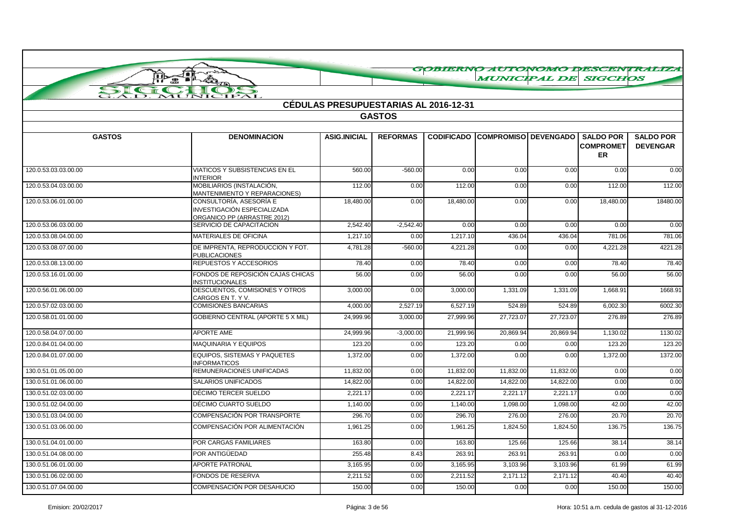GOBIERNO AUTONOMO DESCENTRALIZADO MUNICIPAL DE SIGCHOS

SIGCHOS G.A.D. MUNICIPAL

## CÉDULAS PRESUPUESTARIAS AL 2016-12-31

### GASTOS

| GASTOS | DENOMINACION | ASIG.INICIAL | REFORMAS | CODIFICADO | COMPROMISO | DEVENGADO | SALDO POR COMPROMETER | SALDO POR DEVENGAR |
|---|---|---|---|---|---|---|---|---|
| 120.0.53.03.03.00.00 | VIATICOS Y SUBSISTENCIAS EN EL INTERIOR | 560.00 | -560.00 | 0.00 | 0.00 | 0.00 | 0.00 | 0.00 |
| 120.0.53.04.03.00.00 | MOBILIARIOS (INSTALACIÓN, MANTENIMIENTO Y REPARACIONES) | 112.00 | 0.00 | 112.00 | 0.00 | 0.00 | 112.00 | 112.00 |
| 120.0.53.06.01.00.00 | CONSULTORÍA, ASESORÍA E INVESTIGACIÓN ESPECIALIZADA ORGANICO PP (ARRASTRE 2012) | 18,480.00 | 0.00 | 18,480.00 | 0.00 | 0.00 | 18,480.00 | 18480.00 |
| 120.0.53.06.03.00.00 | SERVICIO DE CAPACITACION | 2,542.40 | -2,542.40 | 0.00 | 0.00 | 0.00 | 0.00 | 0.00 |
| 120.0.53.08.04.00.00 | MATERIALES DE OFICINA | 1,217.10 | 0.00 | 1,217.10 | 436.04 | 436.04 | 781.06 | 781.06 |
| 120.0.53.08.07.00.00 | DE IMPRENTA, REPRODUCCION Y FOT. PUBLICACIONES | 4,781.28 | -560.00 | 4,221.28 | 0.00 | 0.00 | 4,221.28 | 4221.28 |
| 120.0.53.08.13.00.00 | REPUESTOS Y ACCESORIOS | 78.40 | 0.00 | 78.40 | 0.00 | 0.00 | 78.40 | 78.40 |
| 120.0.53.16.01.00.00 | FONDOS DE REPOSICIÓN CAJAS CHICAS INSTITUCIONALES | 56.00 | 0.00 | 56.00 | 0.00 | 0.00 | 56.00 | 56.00 |
| 120.0.56.01.06.00.00 | DESCUENTOS, COMISIONES Y OTROS CARGOS EN T. Y V. | 3,000.00 | 0.00 | 3,000.00 | 1,331.09 | 1,331.09 | 1,668.91 | 1668.91 |
| 120.0.57.02.03.00.00 | COMISIONES BANCARIAS | 4,000.00 | 2,527.19 | 6,527.19 | 524.89 | 524.89 | 6,002.30 | 6002.30 |
| 120.0.58.01.01.00.00 | GOBIERNO CENTRAL (APORTE 5 X MIL) | 24,999.96 | 3,000.00 | 27,999.96 | 27,723.07 | 27,723.07 | 276.89 | 276.89 |
| 120.0.58.04.07.00.00 | APORTE AME | 24,999.96 | -3,000.00 | 21,999.96 | 20,869.94 | 20,869.94 | 1,130.02 | 1130.02 |
| 120.0.84.01.04.00.00 | MAQUINARIA Y EQUIPOS | 123.20 | 0.00 | 123.20 | 0.00 | 0.00 | 123.20 | 123.20 |
| 120.0.84.01.07.00.00 | EQUIPOS, SISTEMAS Y PAQUETES INFORMATICOS | 1,372.00 | 0.00 | 1,372.00 | 0.00 | 0.00 | 1,372.00 | 1372.00 |
| 130.0.51.01.05.00.00 | REMUNERACIONES UNIFICADAS | 11,832.00 | 0.00 | 11,832.00 | 11,832.00 | 11,832.00 | 0.00 | 0.00 |
| 130.0.51.01.06.00.00 | SALARIOS UNIFICADOS | 14,822.00 | 0.00 | 14,822.00 | 14,822.00 | 14,822.00 | 0.00 | 0.00 |
| 130.0.51.02.03.00.00 | DÉCIMO TERCER SUELDO | 2,221.17 | 0.00 | 2,221.17 | 2,221.17 | 2,221.17 | 0.00 | 0.00 |
| 130.0.51.02.04.00.00 | DÉCIMO CUARTO SUELDO | 1,140.00 | 0.00 | 1,140.00 | 1,098.00 | 1,098.00 | 42.00 | 42.00 |
| 130.0.51.03.04.00.00 | COMPENSACIÓN POR TRANSPORTE | 296.70 | 0.00 | 296.70 | 276.00 | 276.00 | 20.70 | 20.70 |
| 130.0.51.03.06.00.00 | COMPENSACIÓN POR ALIMENTACIÓN | 1,961.25 | 0.00 | 1,961.25 | 1,824.50 | 1,824.50 | 136.75 | 136.75 |
| 130.0.51.04.01.00.00 | POR CARGAS FAMILIARES | 163.80 | 0.00 | 163.80 | 125.66 | 125.66 | 38.14 | 38.14 |
| 130.0.51.04.08.00.00 | POR ANTIGÜEDAD | 255.48 | 8.43 | 263.91 | 263.91 | 263.91 | 0.00 | 0.00 |
| 130.0.51.06.01.00.00 | APORTE PATRONAL | 3,165.95 | 0.00 | 3,165.95 | 3,103.96 | 3,103.96 | 61.99 | 61.99 |
| 130.0.51.06.02.00.00 | FONDOS DE RESERVA | 2,211.52 | 0.00 | 2,211.52 | 2,171.12 | 2,171.12 | 40.40 | 40.40 |
| 130.0.51.07.04.00.00 | COMPENSACIÓN POR DESAHUCIO | 150.00 | 0.00 | 150.00 | 0.00 | 0.00 | 150.00 | 150.00 |

Emision: 20/02/2017 — Hora: 10:51 a.m. cedula de gastos al 31-12-2016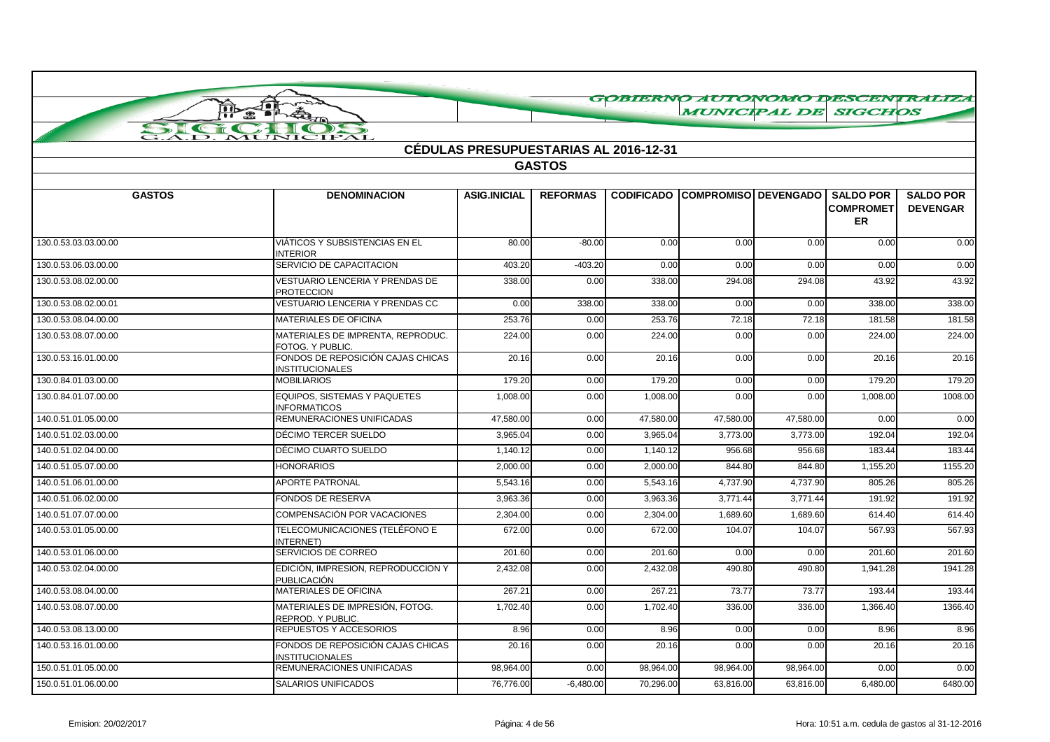GOBIERNO AUTONOMO DESCENTRALIZADO MUNICIPAL DE SIGCHOS

## CÉDULAS PRESUPUESTARIAS AL 2016-12-31

### GASTOS

| GASTOS | DENOMINACION | ASIG.INICIAL | REFORMAS | CODIFICADO | COMPROMISO | DEVENGADO | SALDO POR COMPROMETER | SALDO POR DEVENGAR |
|---|---|---|---|---|---|---|---|---|
| 130.0.53.03.03.00.00 | VIÁTICOS Y SUBSISTENCIAS EN EL INTERIOR | 80.00 | -80.00 | 0.00 | 0.00 | 0.00 | 0.00 | 0.00 |
| 130.0.53.06.03.00.00 | SERVICIO DE CAPACITACION | 403.20 | -403.20 | 0.00 | 0.00 | 0.00 | 0.00 | 0.00 |
| 130.0.53.08.02.00.00 | VESTUARIO LENCERIA Y PRENDAS DE PROTECCION | 338.00 | 0.00 | 338.00 | 294.08 | 294.08 | 43.92 | 43.92 |
| 130.0.53.08.02.00.01 | VESTUARIO LENCERIA Y PRENDAS CC | 0.00 | 338.00 | 338.00 | 0.00 | 0.00 | 338.00 | 338.00 |
| 130.0.53.08.04.00.00 | MATERIALES DE OFICINA | 253.76 | 0.00 | 253.76 | 72.18 | 72.18 | 181.58 | 181.58 |
| 130.0.53.08.07.00.00 | MATERIALES DE IMPRENTA, REPRODUC. FOTOG. Y PUBLIC. | 224.00 | 0.00 | 224.00 | 0.00 | 0.00 | 224.00 | 224.00 |
| 130.0.53.16.01.00.00 | FONDOS DE REPOSICIÓN CAJAS CHICAS INSTITUCIONALES | 20.16 | 0.00 | 20.16 | 0.00 | 0.00 | 20.16 | 20.16 |
| 130.0.84.01.03.00.00 | MOBILIARIOS | 179.20 | 0.00 | 179.20 | 0.00 | 0.00 | 179.20 | 179.20 |
| 130.0.84.01.07.00.00 | EQUIPOS, SISTEMAS Y PAQUETES INFORMATICOS | 1,008.00 | 0.00 | 1,008.00 | 0.00 | 0.00 | 1,008.00 | 1008.00 |
| 140.0.51.01.05.00.00 | REMUNERACIONES UNIFICADAS | 47,580.00 | 0.00 | 47,580.00 | 47,580.00 | 47,580.00 | 0.00 | 0.00 |
| 140.0.51.02.03.00.00 | DÉCIMO TERCER SUELDO | 3,965.04 | 0.00 | 3,965.04 | 3,773.00 | 3,773.00 | 192.04 | 192.04 |
| 140.0.51.02.04.00.00 | DÉCIMO CUARTO SUELDO | 1,140.12 | 0.00 | 1,140.12 | 956.68 | 956.68 | 183.44 | 183.44 |
| 140.0.51.05.07.00.00 | HONORARIOS | 2,000.00 | 0.00 | 2,000.00 | 844.80 | 844.80 | 1,155.20 | 1155.20 |
| 140.0.51.06.01.00.00 | APORTE PATRONAL | 5,543.16 | 0.00 | 5,543.16 | 4,737.90 | 4,737.90 | 805.26 | 805.26 |
| 140.0.51.06.02.00.00 | FONDOS DE RESERVA | 3,963.36 | 0.00 | 3,963.36 | 3,771.44 | 3,771.44 | 191.92 | 191.92 |
| 140.0.51.07.07.00.00 | COMPENSACIÓN POR VACACIONES | 2,304.00 | 0.00 | 2,304.00 | 1,689.60 | 1,689.60 | 614.40 | 614.40 |
| 140.0.53.01.05.00.00 | TELECOMUNICACIONES (TELÉFONO E INTERNET) | 672.00 | 0.00 | 672.00 | 104.07 | 104.07 | 567.93 | 567.93 |
| 140.0.53.01.06.00.00 | SERVICIOS DE CORREO | 201.60 | 0.00 | 201.60 | 0.00 | 0.00 | 201.60 | 201.60 |
| 140.0.53.02.04.00.00 | EDICIÓN, IMPRESION, REPRODUCCION Y PUBLICACIÓN | 2,432.08 | 0.00 | 2,432.08 | 490.80 | 490.80 | 1,941.28 | 1941.28 |
| 140.0.53.08.04.00.00 | MATERIALES DE OFICINA | 267.21 | 0.00 | 267.21 | 73.77 | 73.77 | 193.44 | 193.44 |
| 140.0.53.08.07.00.00 | MATERIALES DE IMPRESIÓN, FOTOG. REPROD. Y PUBLIC. | 1,702.40 | 0.00 | 1,702.40 | 336.00 | 336.00 | 1,366.40 | 1366.40 |
| 140.0.53.08.13.00.00 | REPUESTOS Y ACCESORIOS | 8.96 | 0.00 | 8.96 | 0.00 | 0.00 | 8.96 | 8.96 |
| 140.0.53.16.01.00.00 | FONDOS DE REPOSICIÓN CAJAS CHICAS INSTITUCIONALES | 20.16 | 0.00 | 20.16 | 0.00 | 0.00 | 20.16 | 20.16 |
| 150.0.51.01.05.00.00 | REMUNERACIONES UNIFICADAS | 98,964.00 | 0.00 | 98,964.00 | 98,964.00 | 98,964.00 | 0.00 | 0.00 |
| 150.0.51.01.06.00.00 | SALARIOS UNIFICADOS | 76,776.00 | -6,480.00 | 70,296.00 | 63,816.00 | 63,816.00 | 6,480.00 | 6480.00 |

Emision: 20/02/2017 | Hora: 10:51 a.m. cedula de gastos al 31-12-2016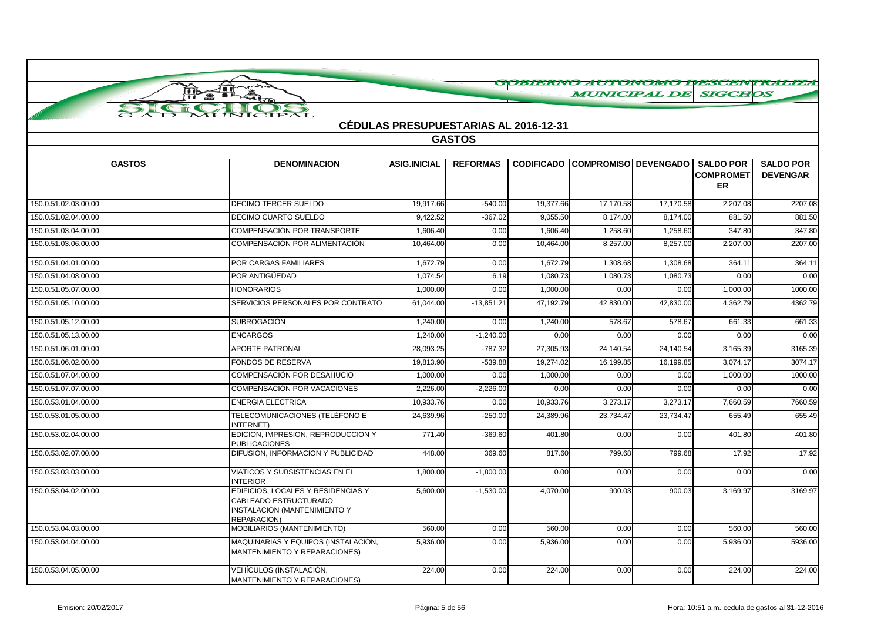GOBIERNO AUTONOMO DESCENTRALIZADO MUNICIPAL DE SIGCHOS

# CÉDULAS PRESUPUESTARIAS AL 2016-12-31

## GASTOS

| GASTOS | DENOMINACION | ASIG.INICIAL | REFORMAS | CODIFICADO | COMPROMISO | DEVENGADO | SALDO POR COMPROMETER | SALDO POR DEVENGAR |
|---|---|---|---|---|---|---|---|---|
| 150.0.51.02.03.00.00 | DECIMO TERCER SUELDO | 19,917.66 | -540.00 | 19,377.66 | 17,170.58 | 17,170.58 | 2,207.08 | 2207.08 |
| 150.0.51.02.04.00.00 | DECIMO CUARTO SUELDO | 9,422.52 | -367.02 | 9,055.50 | 8,174.00 | 8,174.00 | 881.50 | 881.50 |
| 150.0.51.03.04.00.00 | COMPENSACIÓN POR TRANSPORTE | 1,606.40 | 0.00 | 1,606.40 | 1,258.60 | 1,258.60 | 347.80 | 347.80 |
| 150.0.51.03.06.00.00 | COMPENSACIÓN POR ALIMENTACIÓN | 10,464.00 | 0.00 | 10,464.00 | 8,257.00 | 8,257.00 | 2,207.00 | 2207.00 |
| 150.0.51.04.01.00.00 | POR CARGAS FAMILIARES | 1,672.79 | 0.00 | 1,672.79 | 1,308.68 | 1,308.68 | 364.11 | 364.11 |
| 150.0.51.04.08.00.00 | POR ANTIGÜEDAD | 1,074.54 | 6.19 | 1,080.73 | 1,080.73 | 1,080.73 | 0.00 | 0.00 |
| 150.0.51.05.07.00.00 | HONORARIOS | 1,000.00 | 0.00 | 1,000.00 | 0.00 | 0.00 | 1,000.00 | 1000.00 |
| 150.0.51.05.10.00.00 | SERVICIOS PERSONALES POR CONTRATO | 61,044.00 | -13,851.21 | 47,192.79 | 42,830.00 | 42,830.00 | 4,362.79 | 4362.79 |
| 150.0.51.05.12.00.00 | SUBROGACIÓN | 1,240.00 | 0.00 | 1,240.00 | 578.67 | 578.67 | 661.33 | 661.33 |
| 150.0.51.05.13.00.00 | ENCARGOS | 1,240.00 | -1,240.00 | 0.00 | 0.00 | 0.00 | 0.00 | 0.00 |
| 150.0.51.06.01.00.00 | APORTE PATRONAL | 28,093.25 | -787.32 | 27,305.93 | 24,140.54 | 24,140.54 | 3,165.39 | 3165.39 |
| 150.0.51.06.02.00.00 | FONDOS DE RESERVA | 19,813.90 | -539.88 | 19,274.02 | 16,199.85 | 16,199.85 | 3,074.17 | 3074.17 |
| 150.0.51.07.04.00.00 | COMPENSACIÓN POR DESAHUCIO | 1,000.00 | 0.00 | 1,000.00 | 0.00 | 0.00 | 1,000.00 | 1000.00 |
| 150.0.51.07.07.00.00 | COMPENSACIÓN POR VACACIONES | 2,226.00 | -2,226.00 | 0.00 | 0.00 | 0.00 | 0.00 | 0.00 |
| 150.0.53.01.04.00.00 | ENERGIA ELECTRICA | 10,933.76 | 0.00 | 10,933.76 | 3,273.17 | 3,273.17 | 7,660.59 | 7660.59 |
| 150.0.53.01.05.00.00 | TELECOMUNICACIONES (TELÉFONO E INTERNET) | 24,639.96 | -250.00 | 24,389.96 | 23,734.47 | 23,734.47 | 655.49 | 655.49 |
| 150.0.53.02.04.00.00 | EDICION, IMPRESION, REPRODUCCION Y PUBLICACIONES | 771.40 | -369.60 | 401.80 | 0.00 | 0.00 | 401.80 | 401.80 |
| 150.0.53.02.07.00.00 | DIFUSION, INFORMACION Y PUBLICIDAD | 448.00 | 369.60 | 817.60 | 799.68 | 799.68 | 17.92 | 17.92 |
| 150.0.53.03.03.00.00 | VIATICOS Y SUBSISTENCIAS EN EL INTERIOR | 1,800.00 | -1,800.00 | 0.00 | 0.00 | 0.00 | 0.00 | 0.00 |
| 150.0.53.04.02.00.00 | EDIFICIOS, LOCALES Y RESIDENCIAS Y CABLEADO ESTRUCTURADO INSTALACION (MANTENIMIENTO Y REPARACION) | 5,600.00 | -1,530.00 | 4,070.00 | 900.03 | 900.03 | 3,169.97 | 3169.97 |
| 150.0.53.04.03.00.00 | MOBILIARIOS (MANTENIMIENTO) | 560.00 | 0.00 | 560.00 | 0.00 | 0.00 | 560.00 | 560.00 |
| 150.0.53.04.04.00.00 | MAQUINARIAS Y EQUIPOS (INSTALACIÓN, MANTENIMIENTO Y REPARACIONES) | 5,936.00 | 0.00 | 5,936.00 | 0.00 | 0.00 | 5,936.00 | 5936.00 |
| 150.0.53.04.05.00.00 | VEHÍCULOS (INSTALACIÓN, MANTENIMIENTO Y REPARACIONES) | 224.00 | 0.00 | 224.00 | 0.00 | 0.00 | 224.00 | 224.00 |

Emision: 20/02/2017 — Hora: 10:51 a.m. cedula de gastos al 31-12-2016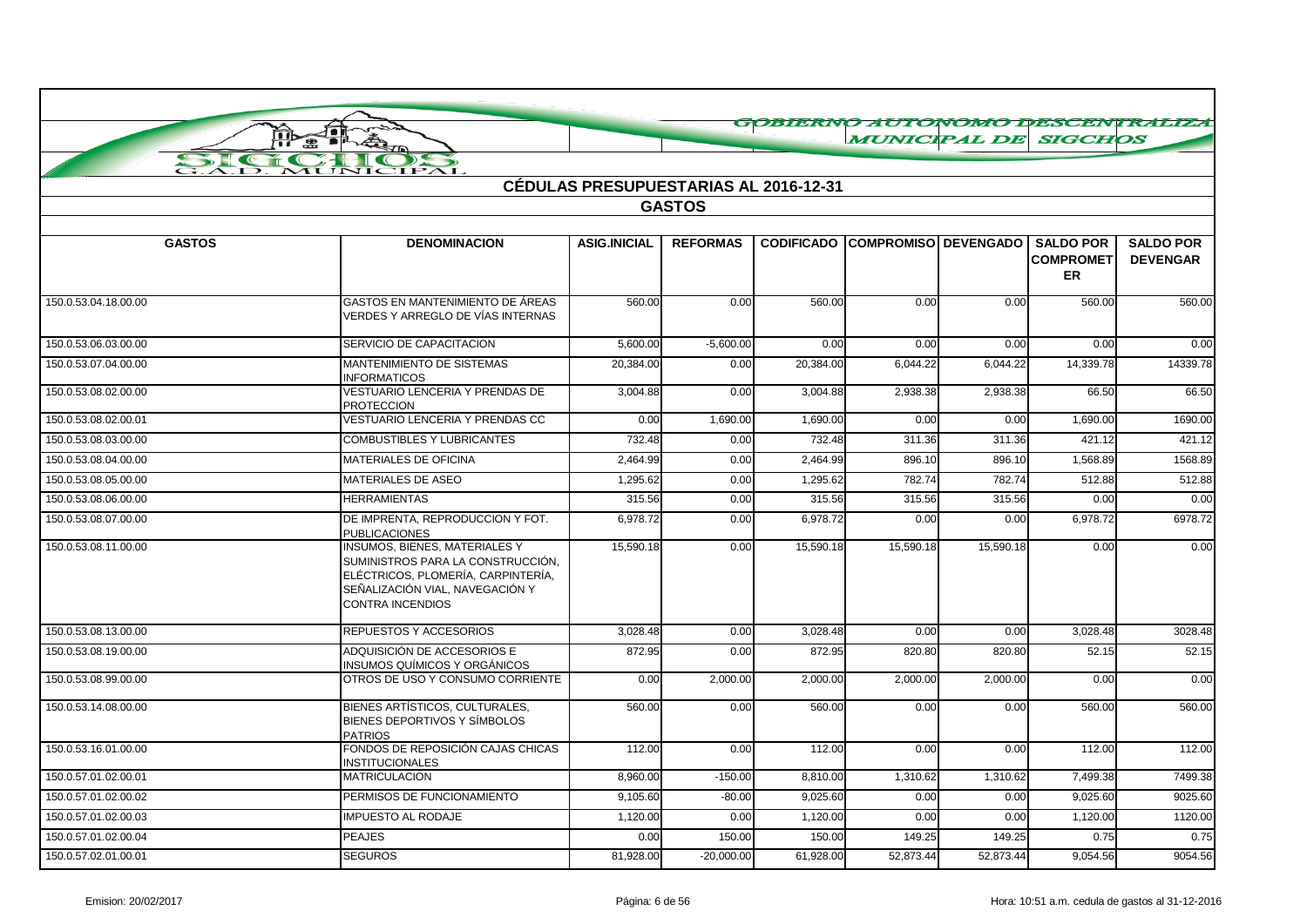GOBIERNO AUTONOMO DESCENTRALIZADO MUNICIPAL DE SIGCHOS

SIGCHOS G.A.D. MUNICIPAL

## CÉDULAS PRESUPUESTARIAS AL 2016-12-31

### GASTOS

| GASTOS | DENOMINACION | ASIG.INICIAL | REFORMAS | CODIFICADO | COMPROMISO | DEVENGADO | SALDO POR COMPROMETER | SALDO POR DEVENGAR |
|---|---|---|---|---|---|---|---|---|
| 150.0.53.04.18.00.00 | GASTOS EN MANTENIMIENTO DE ÁREAS VERDES Y ARREGLO DE VÍAS INTERNAS | 560.00 | 0.00 | 560.00 | 0.00 | 0.00 | 560.00 | 560.00 |
| 150.0.53.06.03.00.00 | SERVICIO DE CAPACITACION | 5,600.00 | -5,600.00 | 0.00 | 0.00 | 0.00 | 0.00 | 0.00 |
| 150.0.53.07.04.00.00 | MANTENIMIENTO DE SISTEMAS INFORMATICOS | 20,384.00 | 0.00 | 20,384.00 | 6,044.22 | 6,044.22 | 14,339.78 | 14339.78 |
| 150.0.53.08.02.00.00 | VESTUARIO LENCERIA Y PRENDAS DE PROTECCION | 3,004.88 | 0.00 | 3,004.88 | 2,938.38 | 2,938.38 | 66.50 | 66.50 |
| 150.0.53.08.02.00.01 | VESTUARIO LENCERIA Y PRENDAS CC | 0.00 | 1,690.00 | 1,690.00 | 0.00 | 0.00 | 1,690.00 | 1690.00 |
| 150.0.53.08.03.00.00 | COMBUSTIBLES Y LUBRICANTES | 732.48 | 0.00 | 732.48 | 311.36 | 311.36 | 421.12 | 421.12 |
| 150.0.53.08.04.00.00 | MATERIALES DE OFICINA | 2,464.99 | 0.00 | 2,464.99 | 896.10 | 896.10 | 1,568.89 | 1568.89 |
| 150.0.53.08.05.00.00 | MATERIALES DE ASEO | 1,295.62 | 0.00 | 1,295.62 | 782.74 | 782.74 | 512.88 | 512.88 |
| 150.0.53.08.06.00.00 | HERRAMIENTAS | 315.56 | 0.00 | 315.56 | 315.56 | 315.56 | 0.00 | 0.00 |
| 150.0.53.08.07.00.00 | DE IMPRENTA, REPRODUCCION Y FOT. PUBLICACIONES | 6,978.72 | 0.00 | 6,978.72 | 0.00 | 0.00 | 6,978.72 | 6978.72 |
| 150.0.53.08.11.00.00 | INSUMOS, BIENES, MATERIALES Y SUMINISTROS PARA LA CONSTRUCCIÓN, ELÉCTRICOS, PLOMERÍA, CARPINTERÍA, SEÑALIZACIÓN VIAL, NAVEGACIÓN Y CONTRA INCENDIOS | 15,590.18 | 0.00 | 15,590.18 | 15,590.18 | 15,590.18 | 0.00 | 0.00 |
| 150.0.53.08.13.00.00 | REPUESTOS Y ACCESORIOS | 3,028.48 | 0.00 | 3,028.48 | 0.00 | 0.00 | 3,028.48 | 3028.48 |
| 150.0.53.08.19.00.00 | ADQUISICIÓN DE ACCESORIOS E INSUMOS QUÍMICOS Y ORGÁNICOS | 872.95 | 0.00 | 872.95 | 820.80 | 820.80 | 52.15 | 52.15 |
| 150.0.53.08.99.00.00 | OTROS DE USO Y CONSUMO CORRIENTE | 0.00 | 2,000.00 | 2,000.00 | 2,000.00 | 2,000.00 | 0.00 | 0.00 |
| 150.0.53.14.08.00.00 | BIENES ARTÍSTICOS, CULTURALES, BIENES DEPORTIVOS Y SÍMBOLOS PATRIOS | 560.00 | 0.00 | 560.00 | 0.00 | 0.00 | 560.00 | 560.00 |
| 150.0.53.16.01.00.00 | FONDOS DE REPOSICIÓN CAJAS CHICAS INSTITUCIONALES | 112.00 | 0.00 | 112.00 | 0.00 | 0.00 | 112.00 | 112.00 |
| 150.0.57.01.02.00.01 | MATRICULACION | 8,960.00 | -150.00 | 8,810.00 | 1,310.62 | 1,310.62 | 7,499.38 | 7499.38 |
| 150.0.57.01.02.00.02 | PERMISOS DE FUNCIONAMIENTO | 9,105.60 | -80.00 | 9,025.60 | 0.00 | 0.00 | 9,025.60 | 9025.60 |
| 150.0.57.01.02.00.03 | IMPUESTO AL RODAJE | 1,120.00 | 0.00 | 1,120.00 | 0.00 | 0.00 | 1,120.00 | 1120.00 |
| 150.0.57.01.02.00.04 | PEAJES | 0.00 | 150.00 | 150.00 | 149.25 | 149.25 | 0.75 | 0.75 |
| 150.0.57.02.01.00.01 | SEGUROS | 81,928.00 | -20,000.00 | 61,928.00 | 52,873.44 | 52,873.44 | 9,054.56 | 9054.56 |

Emision: 20/02/2017 Hora: 10:51 a.m. cedula de gastos al 31-12-2016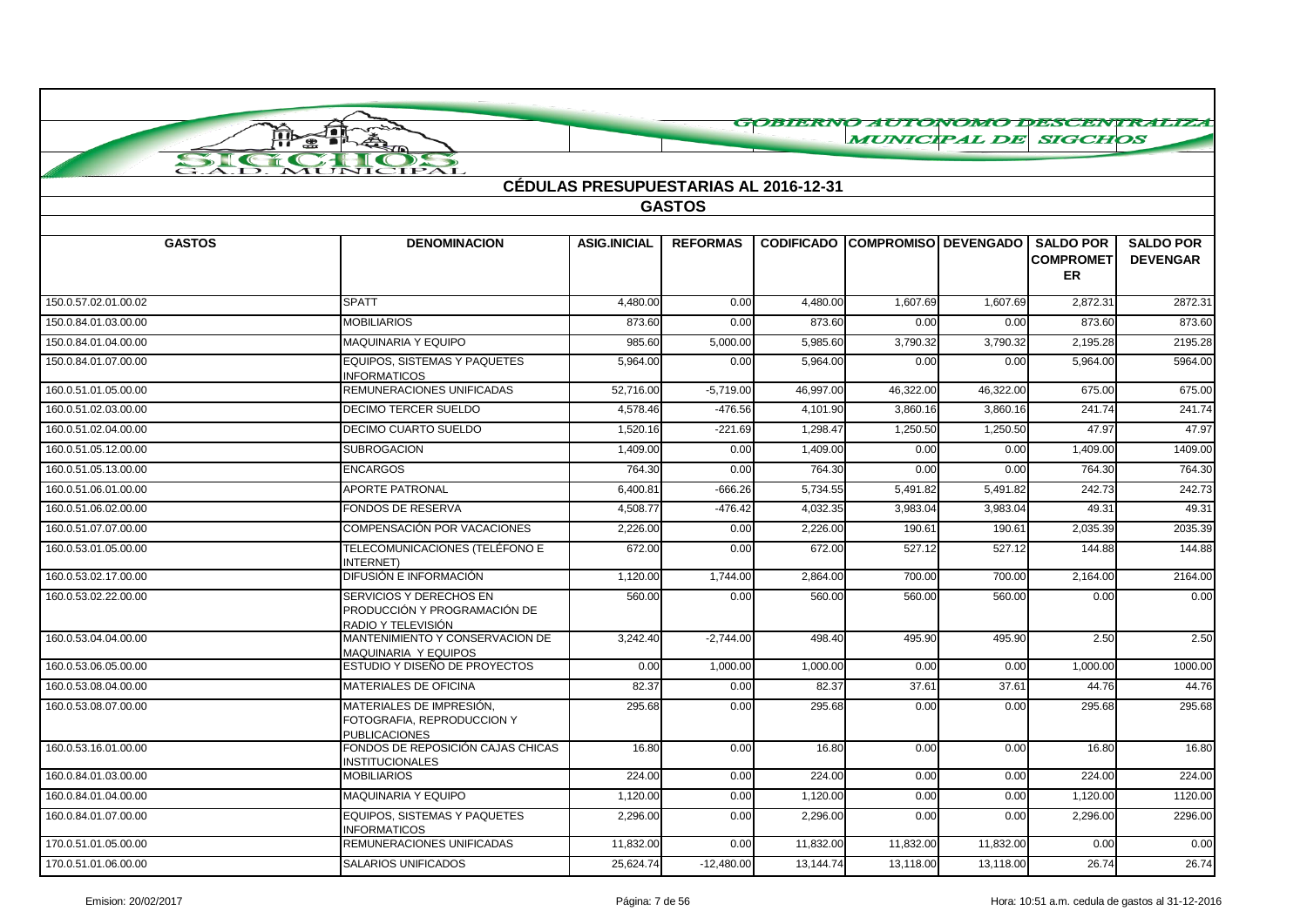GOBIERNO AUTONOMO DESCENTRALIZADO MUNICIPAL DE SIGCHOS

## CÉDULAS PRESUPUESTARIAS AL 2016-12-31

### GASTOS

| GASTOS | DENOMINACION | ASIG.INICIAL | REFORMAS | CODIFICADO | COMPROMISO | DEVENGADO | SALDO POR COMPROMETER | SALDO POR DEVENGAR |
|---|---|---|---|---|---|---|---|---|
| 150.0.57.02.01.00.02 | SPATT | 4,480.00 | 0.00 | 4,480.00 | 1,607.69 | 1,607.69 | 2,872.31 | 2872.31 |
| 150.0.84.01.03.00.00 | MOBILIARIOS | 873.60 | 0.00 | 873.60 | 0.00 | 0.00 | 873.60 | 873.60 |
| 150.0.84.01.04.00.00 | MAQUINARIA Y EQUIPO | 985.60 | 5,000.00 | 5,985.60 | 3,790.32 | 3,790.32 | 2,195.28 | 2195.28 |
| 150.0.84.01.07.00.00 | EQUIPOS, SISTEMAS Y PAQUETES INFORMATICOS | 5,964.00 | 0.00 | 5,964.00 | 0.00 | 0.00 | 5,964.00 | 5964.00 |
| 160.0.51.01.05.00.00 | REMUNERACIONES UNIFICADAS | 52,716.00 | -5,719.00 | 46,997.00 | 46,322.00 | 46,322.00 | 675.00 | 675.00 |
| 160.0.51.02.03.00.00 | DECIMO TERCER SUELDO | 4,578.46 | -476.56 | 4,101.90 | 3,860.16 | 3,860.16 | 241.74 | 241.74 |
| 160.0.51.02.04.00.00 | DECIMO CUARTO SUELDO | 1,520.16 | -221.69 | 1,298.47 | 1,250.50 | 1,250.50 | 47.97 | 47.97 |
| 160.0.51.05.12.00.00 | SUBROGACION | 1,409.00 | 0.00 | 1,409.00 | 0.00 | 0.00 | 1,409.00 | 1409.00 |
| 160.0.51.05.13.00.00 | ENCARGOS | 764.30 | 0.00 | 764.30 | 0.00 | 0.00 | 764.30 | 764.30 |
| 160.0.51.06.01.00.00 | APORTE PATRONAL | 6,400.81 | -666.26 | 5,734.55 | 5,491.82 | 5,491.82 | 242.73 | 242.73 |
| 160.0.51.06.02.00.00 | FONDOS DE RESERVA | 4,508.77 | -476.42 | 4,032.35 | 3,983.04 | 3,983.04 | 49.31 | 49.31 |
| 160.0.51.07.07.00.00 | COMPENSACIÓN POR VACACIONES | 2,226.00 | 0.00 | 2,226.00 | 190.61 | 190.61 | 2,035.39 | 2035.39 |
| 160.0.53.01.05.00.00 | TELECOMUNICACIONES (TELÉFONO E INTERNET) | 672.00 | 0.00 | 672.00 | 527.12 | 527.12 | 144.88 | 144.88 |
| 160.0.53.02.17.00.00 | DIFUSIÓN E INFORMACIÓN | 1,120.00 | 1,744.00 | 2,864.00 | 700.00 | 700.00 | 2,164.00 | 2164.00 |
| 160.0.53.02.22.00.00 | SERVICIOS Y DERECHOS EN PRODUCCIÓN Y PROGRAMACIÓN DE RADIO Y TELEVISIÓN | 560.00 | 0.00 | 560.00 | 560.00 | 560.00 | 0.00 | 0.00 |
| 160.0.53.04.04.00.00 | MANTENIMIENTO Y CONSERVACION DE MAQUINARIA Y EQUIPOS | 3,242.40 | -2,744.00 | 498.40 | 495.90 | 495.90 | 2.50 | 2.50 |
| 160.0.53.06.05.00.00 | ESTUDIO Y DISEÑO DE PROYECTOS | 0.00 | 1,000.00 | 1,000.00 | 0.00 | 0.00 | 1,000.00 | 1000.00 |
| 160.0.53.08.04.00.00 | MATERIALES DE OFICINA | 82.37 | 0.00 | 82.37 | 37.61 | 37.61 | 44.76 | 44.76 |
| 160.0.53.08.07.00.00 | MATERIALES DE IMPRESIÓN, FOTOGRAFIA, REPRODUCCION Y PUBLICACIONES | 295.68 | 0.00 | 295.68 | 0.00 | 0.00 | 295.68 | 295.68 |
| 160.0.53.16.01.00.00 | FONDOS DE REPOSICIÓN CAJAS CHICAS INSTITUCIONALES | 16.80 | 0.00 | 16.80 | 0.00 | 0.00 | 16.80 | 16.80 |
| 160.0.84.01.03.00.00 | MOBILIARIOS | 224.00 | 0.00 | 224.00 | 0.00 | 0.00 | 224.00 | 224.00 |
| 160.0.84.01.04.00.00 | MAQUINARIA Y EQUIPO | 1,120.00 | 0.00 | 1,120.00 | 0.00 | 0.00 | 1,120.00 | 1120.00 |
| 160.0.84.01.07.00.00 | EQUIPOS, SISTEMAS Y PAQUETES INFORMATICOS | 2,296.00 | 0.00 | 2,296.00 | 0.00 | 0.00 | 2,296.00 | 2296.00 |
| 170.0.51.01.05.00.00 | REMUNERACIONES UNIFICADAS | 11,832.00 | 0.00 | 11,832.00 | 11,832.00 | 11,832.00 | 0.00 | 0.00 |
| 170.0.51.01.06.00.00 | SALARIOS UNIFICADOS | 25,624.74 | -12,480.00 | 13,144.74 | 13,118.00 | 13,118.00 | 26.74 | 26.74 |

Emision: 20/02/2017 &nbsp;&nbsp;&nbsp; Hora: 10:51 a.m. cedula de gastos al 31-12-2016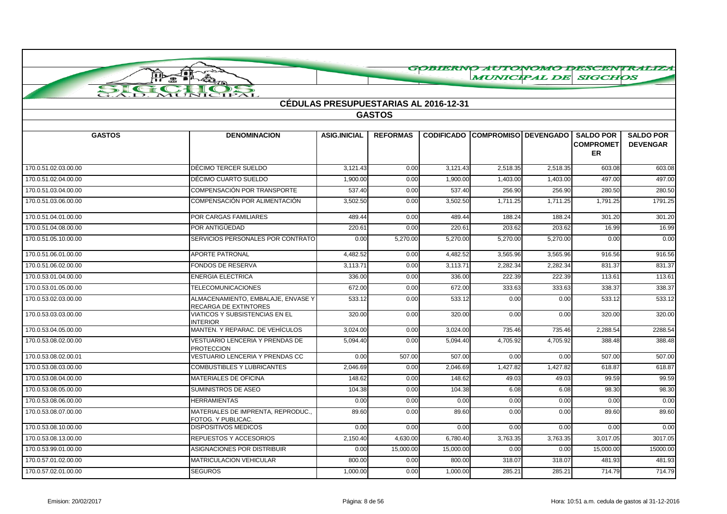GOBIERNO AUTONOMO DESCENTRALIZADO MUNICIPAL DE SIGCHOS

SIGCHOS G.A.D. MUNICIPAL

## CÉDULAS PRESUPUESTARIAS AL 2016-12-31

### GASTOS

| GASTOS | DENOMINACION | ASIG.INICIAL | REFORMAS | CODIFICADO | COMPROMISO | DEVENGADO | SALDO POR COMPROMETER | SALDO POR DEVENGAR |
|---|---|---|---|---|---|---|---|---|
| 170.0.51.02.03.00.00 | DÉCIMO TERCER SUELDO | 3,121.43 | 0.00 | 3,121.43 | 2,518.35 | 2,518.35 | 603.08 | 603.08 |
| 170.0.51.02.04.00.00 | DÉCIMO CUARTO SUELDO | 1,900.00 | 0.00 | 1,900.00 | 1,403.00 | 1,403.00 | 497.00 | 497.00 |
| 170.0.51.03.04.00.00 | COMPENSACIÓN POR TRANSPORTE | 537.40 | 0.00 | 537.40 | 256.90 | 256.90 | 280.50 | 280.50 |
| 170.0.51.03.06.00.00 | COMPENSACIÓN POR ALIMENTACIÓN | 3,502.50 | 0.00 | 3,502.50 | 1,711.25 | 1,711.25 | 1,791.25 | 1791.25 |
| 170.0.51.04.01.00.00 | POR CARGAS FAMILIARES | 489.44 | 0.00 | 489.44 | 188.24 | 188.24 | 301.20 | 301.20 |
| 170.0.51.04.08.00.00 | POR ANTIGÜEDAD | 220.61 | 0.00 | 220.61 | 203.62 | 203.62 | 16.99 | 16.99 |
| 170.0.51.05.10.00.00 | SERVICIOS PERSONALES POR CONTRATO | 0.00 | 5,270.00 | 5,270.00 | 5,270.00 | 5,270.00 | 0.00 | 0.00 |
| 170.0.51.06.01.00.00 | APORTE PATRONAL | 4,482.52 | 0.00 | 4,482.52 | 3,565.96 | 3,565.96 | 916.56 | 916.56 |
| 170.0.51.06.02.00.00 | FONDOS DE RESERVA | 3,113.71 | 0.00 | 3,113.71 | 2,282.34 | 2,282.34 | 831.37 | 831.37 |
| 170.0.53.01.04.00.00 | ENERGIA ELECTRICA | 336.00 | 0.00 | 336.00 | 222.39 | 222.39 | 113.61 | 113.61 |
| 170.0.53.01.05.00.00 | TELECOMUNICACIONES | 672.00 | 0.00 | 672.00 | 333.63 | 333.63 | 338.37 | 338.37 |
| 170.0.53.02.03.00.00 | ALMACENAMIENTO, EMBALAJE, ENVASE Y RECARGA DE EXTINTORES | 533.12 | 0.00 | 533.12 | 0.00 | 0.00 | 533.12 | 533.12 |
| 170.0.53.03.03.00.00 | VIATICOS Y SUBSISTENCIAS EN EL INTERIOR | 320.00 | 0.00 | 320.00 | 0.00 | 0.00 | 320.00 | 320.00 |
| 170.0.53.04.05.00.00 | MANTEN. Y REPARAC. DE VEHÍCULOS | 3,024.00 | 0.00 | 3,024.00 | 735.46 | 735.46 | 2,288.54 | 2288.54 |
| 170.0.53.08.02.00.00 | VESTUARIO LENCERIA Y PRENDAS DE PROTECCION | 5,094.40 | 0.00 | 5,094.40 | 4,705.92 | 4,705.92 | 388.48 | 388.48 |
| 170.0.53.08.02.00.01 | VESTUARIO LENCERIA Y PRENDAS CC | 0.00 | 507.00 | 507.00 | 0.00 | 0.00 | 507.00 | 507.00 |
| 170.0.53.08.03.00.00 | COMBUSTIBLES Y LUBRICANTES | 2,046.69 | 0.00 | 2,046.69 | 1,427.82 | 1,427.82 | 618.87 | 618.87 |
| 170.0.53.08.04.00.00 | MATERIALES DE OFICINA | 148.62 | 0.00 | 148.62 | 49.03 | 49.03 | 99.59 | 99.59 |
| 170.0.53.08.05.00.00 | SUMINISTROS DE ASEO | 104.38 | 0.00 | 104.38 | 6.08 | 6.08 | 98.30 | 98.30 |
| 170.0.53.08.06.00.00 | HERRAMIENTAS | 0.00 | 0.00 | 0.00 | 0.00 | 0.00 | 0.00 | 0.00 |
| 170.0.53.08.07.00.00 | MATERIALES DE IMPRENTA, REPRODUC., FOTOG. Y PUBLICAC. | 89.60 | 0.00 | 89.60 | 0.00 | 0.00 | 89.60 | 89.60 |
| 170.0.53.08.10.00.00 | DISPOSITIVOS MEDICOS | 0.00 | 0.00 | 0.00 | 0.00 | 0.00 | 0.00 | 0.00 |
| 170.0.53.08.13.00.00 | REPUESTOS Y ACCESORIOS | 2,150.40 | 4,630.00 | 6,780.40 | 3,763.35 | 3,763.35 | 3,017.05 | 3017.05 |
| 170.0.53.99.01.00.00 | ASIGNACIONES POR DISTRIBUIR | 0.00 | 15,000.00 | 15,000.00 | 0.00 | 0.00 | 15,000.00 | 15000.00 |
| 170.0.57.01.02.00.00 | MATRICULACION VEHICULAR | 800.00 | 0.00 | 800.00 | 318.07 | 318.07 | 481.93 | 481.93 |
| 170.0.57.02.01.00.00 | SEGUROS | 1,000.00 | 0.00 | 1,000.00 | 285.21 | 285.21 | 714.79 | 714.79 |

Emision: 20/02/2017 | Hora: 10:51 a.m. cedula de gastos al 31-12-2016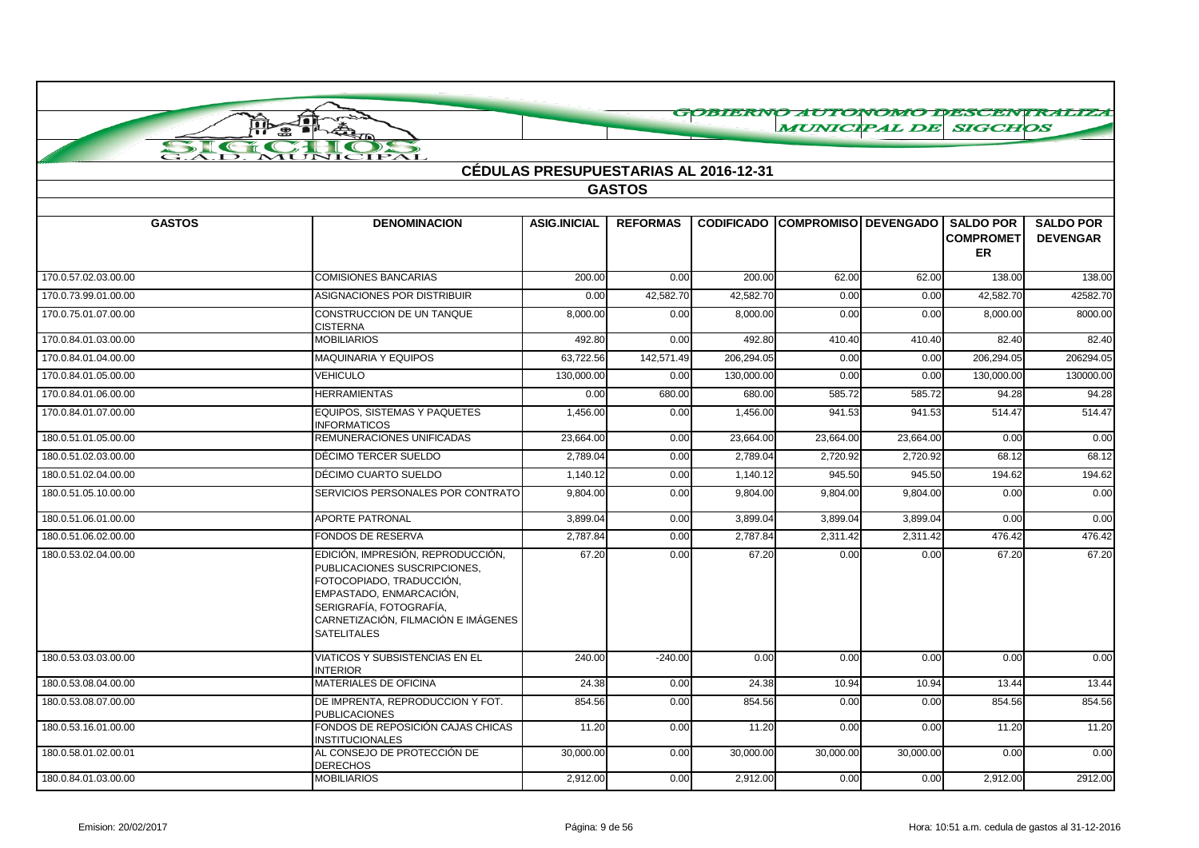GOBIERNO AUTONOMO DESCENTRALIZADO MUNICIPAL DE SIGCHOS

## CÉDULAS PRESUPUESTARIAS AL 2016-12-31

### GASTOS

| GASTOS | DENOMINACION | ASIG.INICIAL | REFORMAS | CODIFICADO | COMPROMISO | DEVENGADO | SALDO POR COMPROMETER | SALDO POR DEVENGAR |
|---|---|---|---|---|---|---|---|---|
| 170.0.57.02.03.00.00 | COMISIONES BANCARIAS | 200.00 | 0.00 | 200.00 | 62.00 | 62.00 | 138.00 | 138.00 |
| 170.0.73.99.01.00.00 | ASIGNACIONES POR DISTRIBUIR | 0.00 | 42,582.70 | 42,582.70 | 0.00 | 0.00 | 42,582.70 | 42582.70 |
| 170.0.75.01.07.00.00 | CONSTRUCCION DE UN TANQUE CISTERNA | 8,000.00 | 0.00 | 8,000.00 | 0.00 | 0.00 | 8,000.00 | 8000.00 |
| 170.0.84.01.03.00.00 | MOBILIARIOS | 492.80 | 0.00 | 492.80 | 410.40 | 410.40 | 82.40 | 82.40 |
| 170.0.84.01.04.00.00 | MAQUINARIA Y EQUIPOS | 63,722.56 | 142,571.49 | 206,294.05 | 0.00 | 0.00 | 206,294.05 | 206294.05 |
| 170.0.84.01.05.00.00 | VEHICULO | 130,000.00 | 0.00 | 130,000.00 | 0.00 | 0.00 | 130,000.00 | 130000.00 |
| 170.0.84.01.06.00.00 | HERRAMIENTAS | 0.00 | 680.00 | 680.00 | 585.72 | 585.72 | 94.28 | 94.28 |
| 170.0.84.01.07.00.00 | EQUIPOS, SISTEMAS Y PAQUETES INFORMATICOS | 1,456.00 | 0.00 | 1,456.00 | 941.53 | 941.53 | 514.47 | 514.47 |
| 180.0.51.01.05.00.00 | REMUNERACIONES UNIFICADAS | 23,664.00 | 0.00 | 23,664.00 | 23,664.00 | 23,664.00 | 0.00 | 0.00 |
| 180.0.51.02.03.00.00 | DÉCIMO TERCER SUELDO | 2,789.04 | 0.00 | 2,789.04 | 2,720.92 | 2,720.92 | 68.12 | 68.12 |
| 180.0.51.02.04.00.00 | DÉCIMO CUARTO SUELDO | 1,140.12 | 0.00 | 1,140.12 | 945.50 | 945.50 | 194.62 | 194.62 |
| 180.0.51.05.10.00.00 | SERVICIOS PERSONALES POR CONTRATO | 9,804.00 | 0.00 | 9,804.00 | 9,804.00 | 9,804.00 | 0.00 | 0.00 |
| 180.0.51.06.01.00.00 | APORTE PATRONAL | 3,899.04 | 0.00 | 3,899.04 | 3,899.04 | 3,899.04 | 0.00 | 0.00 |
| 180.0.51.06.02.00.00 | FONDOS DE RESERVA | 2,787.84 | 0.00 | 2,787.84 | 2,311.42 | 2,311.42 | 476.42 | 476.42 |
| 180.0.53.02.04.00.00 | EDICIÓN, IMPRESIÓN, REPRODUCCIÓN, PUBLICACIONES SUSCRIPCIONES, FOTOCOPIADO, TRADUCCIÓN, EMPASTADO, ENMARCACIÓN, SERIGRAFÍA, FOTOGRAFÍA, CARNETIZACIÓN, FILMACIÓN E IMÁGENES SATELITALES | 67.20 | 0.00 | 67.20 | 0.00 | 0.00 | 67.20 | 67.20 |
| 180.0.53.03.03.00.00 | VIATICOS Y SUBSISTENCIAS EN EL INTERIOR | 240.00 | -240.00 | 0.00 | 0.00 | 0.00 | 0.00 | 0.00 |
| 180.0.53.08.04.00.00 | MATERIALES DE OFICINA | 24.38 | 0.00 | 24.38 | 10.94 | 10.94 | 13.44 | 13.44 |
| 180.0.53.08.07.00.00 | DE IMPRENTA, REPRODUCCION Y FOT. PUBLICACIONES | 854.56 | 0.00 | 854.56 | 0.00 | 0.00 | 854.56 | 854.56 |
| 180.0.53.16.01.00.00 | FONDOS DE REPOSICIÓN CAJAS CHICAS INSTITUCIONALES | 11.20 | 0.00 | 11.20 | 0.00 | 0.00 | 11.20 | 11.20 |
| 180.0.58.01.02.00.01 | AL CONSEJO DE PROTECCIÓN DE DERECHOS | 30,000.00 | 0.00 | 30,000.00 | 30,000.00 | 30,000.00 | 0.00 | 0.00 |
| 180.0.84.01.03.00.00 | MOBILIARIOS | 2,912.00 | 0.00 | 2,912.00 | 0.00 | 0.00 | 2,912.00 | 2912.00 |

Emision: 20/02/2017 | Hora: 10:51 a.m. cedula de gastos al 31-12-2016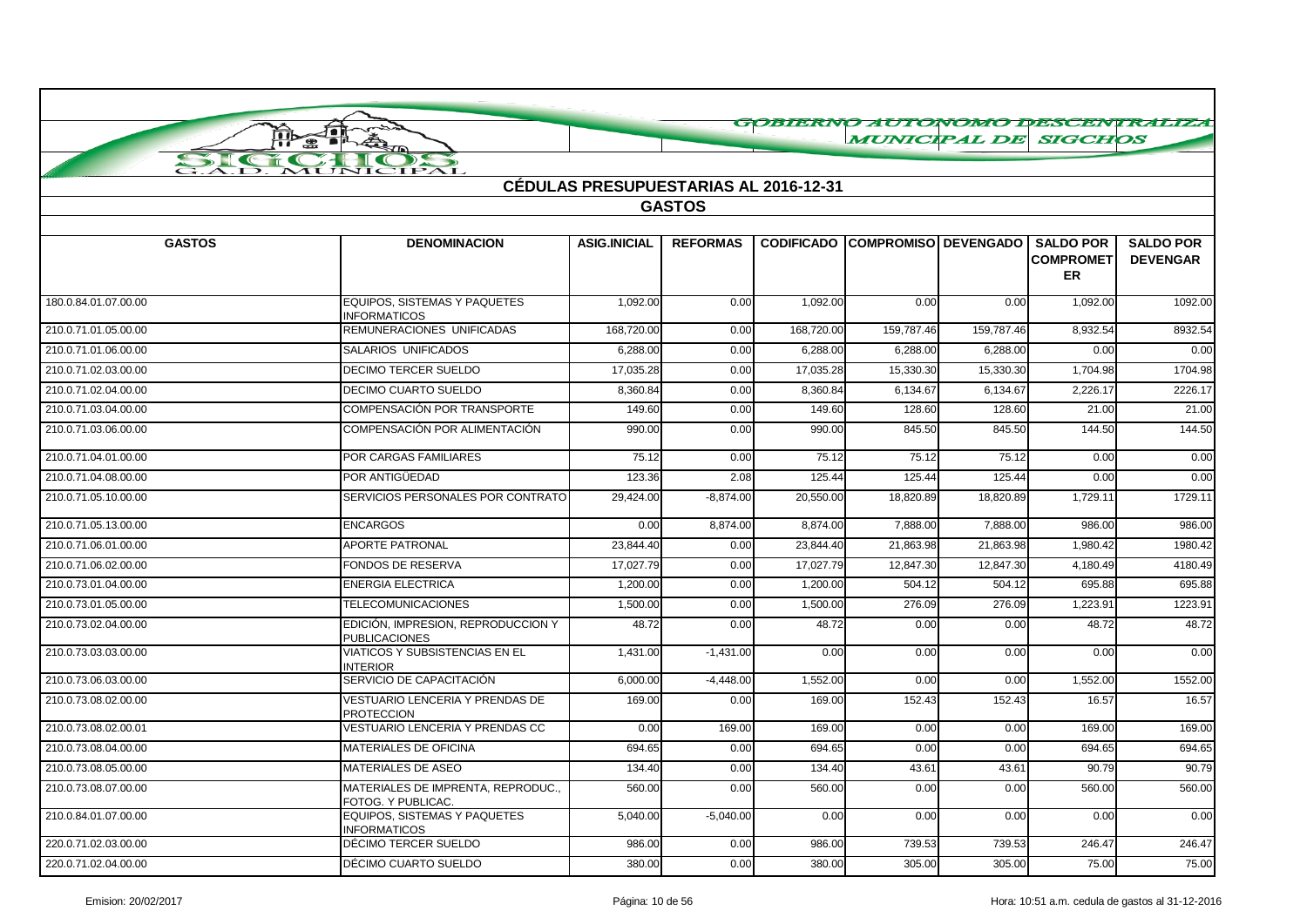GOBIERNO AUTONOMO DESCENTRALIZADO MUNICIPAL DE SIGCHOS

## CÉDULAS PRESUPUESTARIAS AL 2016-12-31

### GASTOS

| GASTOS | DENOMINACION | ASIG.INICIAL | REFORMAS | CODIFICADO | COMPROMISO | DEVENGADO | SALDO POR COMPROMETER | SALDO POR DEVENGAR |
|---|---|---|---|---|---|---|---|---|
| 180.0.84.01.07.00.00 | EQUIPOS, SISTEMAS Y PAQUETES INFORMATICOS | 1,092.00 | 0.00 | 1,092.00 | 0.00 | 0.00 | 1,092.00 | 1092.00 |
| 210.0.71.01.05.00.00 | REMUNERACIONES UNIFICADAS | 168,720.00 | 0.00 | 168,720.00 | 159,787.46 | 159,787.46 | 8,932.54 | 8932.54 |
| 210.0.71.01.06.00.00 | SALARIOS UNIFICADOS | 6,288.00 | 0.00 | 6,288.00 | 6,288.00 | 6,288.00 | 0.00 | 0.00 |
| 210.0.71.02.03.00.00 | DECIMO TERCER SUELDO | 17,035.28 | 0.00 | 17,035.28 | 15,330.30 | 15,330.30 | 1,704.98 | 1704.98 |
| 210.0.71.02.04.00.00 | DECIMO CUARTO SUELDO | 8,360.84 | 0.00 | 8,360.84 | 6,134.67 | 6,134.67 | 2,226.17 | 2226.17 |
| 210.0.71.03.04.00.00 | COMPENSACIÓN POR TRANSPORTE | 149.60 | 0.00 | 149.60 | 128.60 | 128.60 | 21.00 | 21.00 |
| 210.0.71.03.06.00.00 | COMPENSACIÓN POR ALIMENTACIÓN | 990.00 | 0.00 | 990.00 | 845.50 | 845.50 | 144.50 | 144.50 |
| 210.0.71.04.01.00.00 | POR CARGAS FAMILIARES | 75.12 | 0.00 | 75.12 | 75.12 | 75.12 | 0.00 | 0.00 |
| 210.0.71.04.08.00.00 | POR ANTIGÜEDAD | 123.36 | 2.08 | 125.44 | 125.44 | 125.44 | 0.00 | 0.00 |
| 210.0.71.05.10.00.00 | SERVICIOS PERSONALES POR CONTRATO | 29,424.00 | -8,874.00 | 20,550.00 | 18,820.89 | 18,820.89 | 1,729.11 | 1729.11 |
| 210.0.71.05.13.00.00 | ENCARGOS | 0.00 | 8,874.00 | 8,874.00 | 7,888.00 | 7,888.00 | 986.00 | 986.00 |
| 210.0.71.06.01.00.00 | APORTE PATRONAL | 23,844.40 | 0.00 | 23,844.40 | 21,863.98 | 21,863.98 | 1,980.42 | 1980.42 |
| 210.0.71.06.02.00.00 | FONDOS DE RESERVA | 17,027.79 | 0.00 | 17,027.79 | 12,847.30 | 12,847.30 | 4,180.49 | 4180.49 |
| 210.0.73.01.04.00.00 | ENERGIA ELECTRICA | 1,200.00 | 0.00 | 1,200.00 | 504.12 | 504.12 | 695.88 | 695.88 |
| 210.0.73.01.05.00.00 | TELECOMUNICACIONES | 1,500.00 | 0.00 | 1,500.00 | 276.09 | 276.09 | 1,223.91 | 1223.91 |
| 210.0.73.02.04.00.00 | EDICIÓN, IMPRESION, REPRODUCCION Y PUBLICACIONES | 48.72 | 0.00 | 48.72 | 0.00 | 0.00 | 48.72 | 48.72 |
| 210.0.73.03.03.00.00 | VIATICOS Y SUBSISTENCIAS EN EL INTERIOR | 1,431.00 | -1,431.00 | 0.00 | 0.00 | 0.00 | 0.00 | 0.00 |
| 210.0.73.06.03.00.00 | SERVICIO DE CAPACITACIÓN | 6,000.00 | -4,448.00 | 1,552.00 | 0.00 | 0.00 | 1,552.00 | 1552.00 |
| 210.0.73.08.02.00.00 | VESTUARIO LENCERIA Y PRENDAS DE PROTECCION | 169.00 | 0.00 | 169.00 | 152.43 | 152.43 | 16.57 | 16.57 |
| 210.0.73.08.02.00.01 | VESTUARIO LENCERIA Y PRENDAS CC | 0.00 | 169.00 | 169.00 | 0.00 | 0.00 | 169.00 | 169.00 |
| 210.0.73.08.04.00.00 | MATERIALES DE OFICINA | 694.65 | 0.00 | 694.65 | 0.00 | 0.00 | 694.65 | 694.65 |
| 210.0.73.08.05.00.00 | MATERIALES DE ASEO | 134.40 | 0.00 | 134.40 | 43.61 | 43.61 | 90.79 | 90.79 |
| 210.0.73.08.07.00.00 | MATERIALES DE IMPRENTA, REPRODUC., FOTOG. Y PUBLICAC. | 560.00 | 0.00 | 560.00 | 0.00 | 0.00 | 560.00 | 560.00 |
| 210.0.84.01.07.00.00 | EQUIPOS, SISTEMAS Y PAQUETES INFORMATICOS | 5,040.00 | -5,040.00 | 0.00 | 0.00 | 0.00 | 0.00 | 0.00 |
| 220.0.71.02.03.00.00 | DÉCIMO TERCER SUELDO | 986.00 | 0.00 | 986.00 | 739.53 | 739.53 | 246.47 | 246.47 |
| 220.0.71.02.04.00.00 | DÉCIMO CUARTO SUELDO | 380.00 | 0.00 | 380.00 | 305.00 | 305.00 | 75.00 | 75.00 |

Emision: 20/02/2017 | Hora: 10:51 a.m. cedula de gastos al 31-12-2016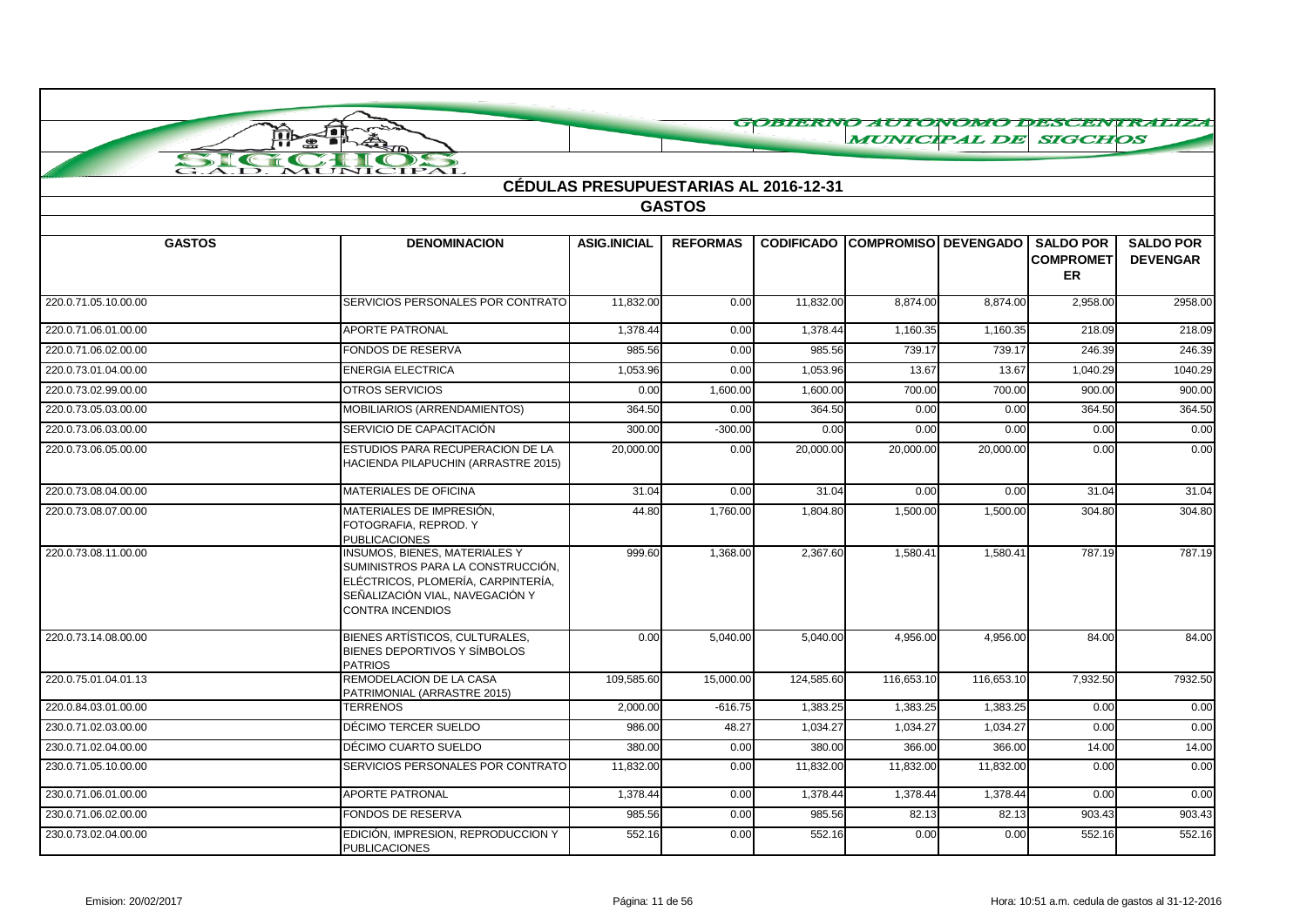GOBIERNO AUTONOMO DESCENTRALIZADO MUNICIPAL DE SIGCHOS

## CÉDULAS PRESUPUESTARIAS AL 2016-12-31

### GASTOS

| GASTOS | DENOMINACION | ASIG.INICIAL | REFORMAS | CODIFICADO | COMPROMISO | DEVENGADO | SALDO POR COMPROMETER | SALDO POR DEVENGAR |
|---|---|---|---|---|---|---|---|---|
| 220.0.71.05.10.00.00 | SERVICIOS PERSONALES POR CONTRATO | 11,832.00 | 0.00 | 11,832.00 | 8,874.00 | 8,874.00 | 2,958.00 | 2958.00 |
| 220.0.71.06.01.00.00 | APORTE PATRONAL | 1,378.44 | 0.00 | 1,378.44 | 1,160.35 | 1,160.35 | 218.09 | 218.09 |
| 220.0.71.06.02.00.00 | FONDOS DE RESERVA | 985.56 | 0.00 | 985.56 | 739.17 | 739.17 | 246.39 | 246.39 |
| 220.0.73.01.04.00.00 | ENERGIA ELECTRICA | 1,053.96 | 0.00 | 1,053.96 | 13.67 | 13.67 | 1,040.29 | 1040.29 |
| 220.0.73.02.99.00.00 | OTROS SERVICIOS | 0.00 | 1,600.00 | 1,600.00 | 700.00 | 700.00 | 900.00 | 900.00 |
| 220.0.73.05.03.00.00 | MOBILIARIOS (ARRENDAMIENTOS) | 364.50 | 0.00 | 364.50 | 0.00 | 0.00 | 364.50 | 364.50 |
| 220.0.73.06.03.00.00 | SERVICIO DE CAPACITACIÓN | 300.00 | -300.00 | 0.00 | 0.00 | 0.00 | 0.00 | 0.00 |
| 220.0.73.06.05.00.00 | ESTUDIOS PARA RECUPERACION DE LA HACIENDA PILAPUCHIN (ARRASTRE 2015) | 20,000.00 | 0.00 | 20,000.00 | 20,000.00 | 20,000.00 | 0.00 | 0.00 |
| 220.0.73.08.04.00.00 | MATERIALES DE OFICINA | 31.04 | 0.00 | 31.04 | 0.00 | 0.00 | 31.04 | 31.04 |
| 220.0.73.08.07.00.00 | MATERIALES DE IMPRESIÓN, FOTOGRAFIA, REPROD. Y PUBLICACIONES | 44.80 | 1,760.00 | 1,804.80 | 1,500.00 | 1,500.00 | 304.80 | 304.80 |
| 220.0.73.08.11.00.00 | INSUMOS, BIENES, MATERIALES Y SUMINISTROS PARA LA CONSTRUCCIÓN, ELÉCTRICOS, PLOMERÍA, CARPINTERÍA, SEÑALIZACIÓN VIAL, NAVEGACIÓN Y CONTRA INCENDIOS | 999.60 | 1,368.00 | 2,367.60 | 1,580.41 | 1,580.41 | 787.19 | 787.19 |
| 220.0.73.14.08.00.00 | BIENES ARTÍSTICOS, CULTURALES, BIENES DEPORTIVOS Y SÍMBOLOS PATRIOS | 0.00 | 5,040.00 | 5,040.00 | 4,956.00 | 4,956.00 | 84.00 | 84.00 |
| 220.0.75.01.04.01.13 | REMODELACION DE LA CASA PATRIMONIAL (ARRASTRE 2015) | 109,585.60 | 15,000.00 | 124,585.60 | 116,653.10 | 116,653.10 | 7,932.50 | 7932.50 |
| 220.0.84.03.01.00.00 | TERRENOS | 2,000.00 | -616.75 | 1,383.25 | 1,383.25 | 1,383.25 | 0.00 | 0.00 |
| 230.0.71.02.03.00.00 | DÉCIMO TERCER SUELDO | 986.00 | 48.27 | 1,034.27 | 1,034.27 | 1,034.27 | 0.00 | 0.00 |
| 230.0.71.02.04.00.00 | DÉCIMO CUARTO SUELDO | 380.00 | 0.00 | 380.00 | 366.00 | 366.00 | 14.00 | 14.00 |
| 230.0.71.05.10.00.00 | SERVICIOS PERSONALES POR CONTRATO | 11,832.00 | 0.00 | 11,832.00 | 11,832.00 | 11,832.00 | 0.00 | 0.00 |
| 230.0.71.06.01.00.00 | APORTE PATRONAL | 1,378.44 | 0.00 | 1,378.44 | 1,378.44 | 1,378.44 | 0.00 | 0.00 |
| 230.0.71.06.02.00.00 | FONDOS DE RESERVA | 985.56 | 0.00 | 985.56 | 82.13 | 82.13 | 903.43 | 903.43 |
| 230.0.73.02.04.00.00 | EDICIÓN, IMPRESION, REPRODUCCION Y PUBLICACIONES | 552.16 | 0.00 | 552.16 | 0.00 | 0.00 | 552.16 | 552.16 |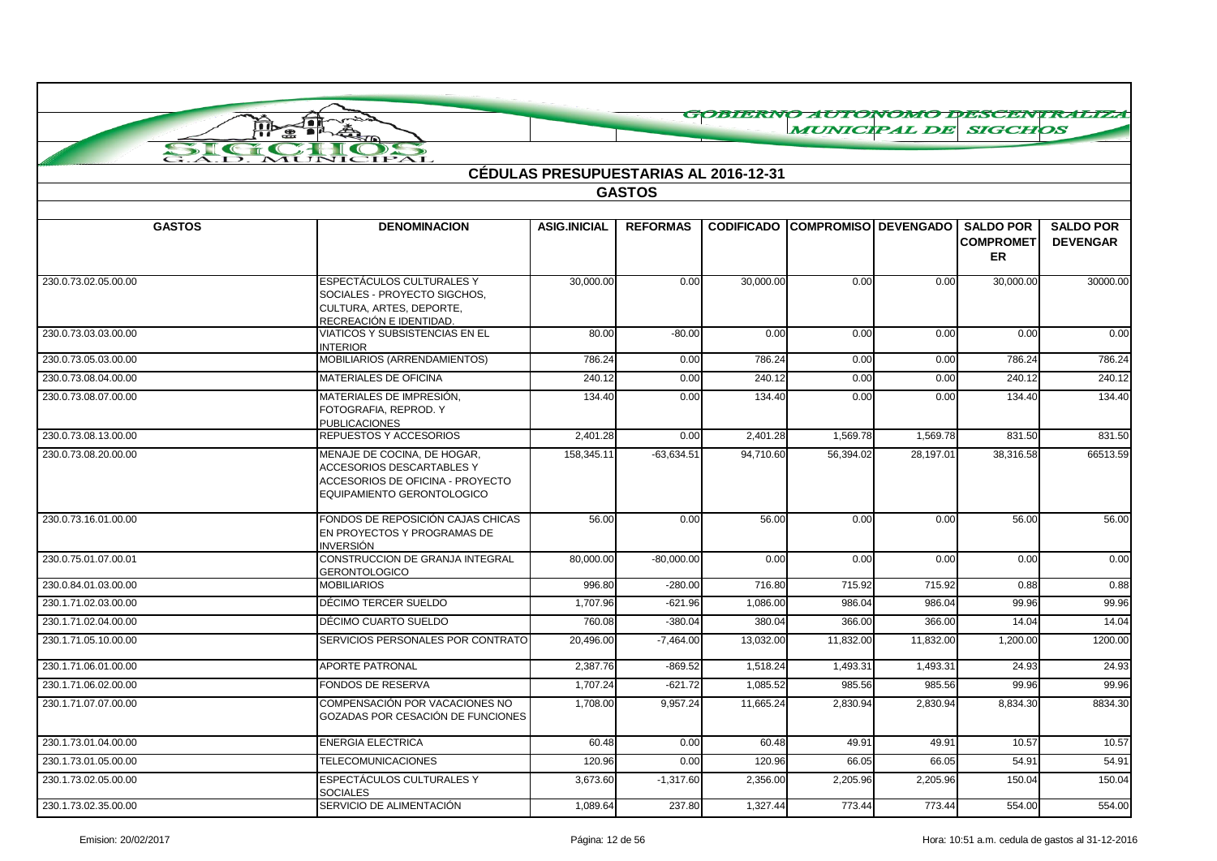GOBIERNO AUTONOMO DESCENTRALIZADO MUNICIPAL DE SIGCHOS

# CÉDULAS PRESUPUESTARIAS AL 2016-12-31

## GASTOS

| GASTOS | DENOMINACION | ASIG.INICIAL | REFORMAS | CODIFICADO | COMPROMISO | DEVENGADO | SALDO POR COMPROMETER | SALDO POR DEVENGAR |
|---|---|---|---|---|---|---|---|---|
| 230.0.73.02.05.00.00 | ESPECTÁCULOS CULTURALES Y SOCIALES - PROYECTO SIGCHOS, CULTURA, ARTES, DEPORTE, RECREACIÓN E IDENTIDAD. | 30,000.00 | 0.00 | 30,000.00 | 0.00 | 0.00 | 30,000.00 | 30000.00 |
| 230.0.73.03.03.00.00 | VIATICOS Y SUBSISTENCIAS EN EL INTERIOR | 80.00 | -80.00 | 0.00 | 0.00 | 0.00 | 0.00 | 0.00 |
| 230.0.73.05.03.00.00 | MOBILIARIOS (ARRENDAMIENTOS) | 786.24 | 0.00 | 786.24 | 0.00 | 0.00 | 786.24 | 786.24 |
| 230.0.73.08.04.00.00 | MATERIALES DE OFICINA | 240.12 | 0.00 | 240.12 | 0.00 | 0.00 | 240.12 | 240.12 |
| 230.0.73.08.07.00.00 | MATERIALES DE IMPRESIÓN, FOTOGRAFIA, REPROD. Y PUBLICACIONES | 134.40 | 0.00 | 134.40 | 0.00 | 0.00 | 134.40 | 134.40 |
| 230.0.73.08.13.00.00 | REPUESTOS Y ACCESORIOS | 2,401.28 | 0.00 | 2,401.28 | 1,569.78 | 1,569.78 | 831.50 | 831.50 |
| 230.0.73.08.20.00.00 | MENAJE DE COCINA, DE HOGAR, ACCESORIOS DESCARTABLES Y ACCESORIOS DE OFICINA - PROYECTO EQUIPAMIENTO GERONTOLOGICO | 158,345.11 | -63,634.51 | 94,710.60 | 56,394.02 | 28,197.01 | 38,316.58 | 66513.59 |
| 230.0.73.16.01.00.00 | FONDOS DE REPOSICIÓN CAJAS CHICAS EN PROYECTOS Y PROGRAMAS DE INVERSIÓN | 56.00 | 0.00 | 56.00 | 0.00 | 0.00 | 56.00 | 56.00 |
| 230.0.75.01.07.00.01 | CONSTRUCCION DE GRANJA INTEGRAL GERONTOLOGICO | 80,000.00 | -80,000.00 | 0.00 | 0.00 | 0.00 | 0.00 | 0.00 |
| 230.0.84.01.03.00.00 | MOBILIARIOS | 996.80 | -280.00 | 716.80 | 715.92 | 715.92 | 0.88 | 0.88 |
| 230.1.71.02.03.00.00 | DÉCIMO TERCER SUELDO | 1,707.96 | -621.96 | 1,086.00 | 986.04 | 986.04 | 99.96 | 99.96 |
| 230.1.71.02.04.00.00 | DÉCIMO CUARTO SUELDO | 760.08 | -380.04 | 380.04 | 366.00 | 366.00 | 14.04 | 14.04 |
| 230.1.71.05.10.00.00 | SERVICIOS PERSONALES POR CONTRATO | 20,496.00 | -7,464.00 | 13,032.00 | 11,832.00 | 11,832.00 | 1,200.00 | 1200.00 |
| 230.1.71.06.01.00.00 | APORTE PATRONAL | 2,387.76 | -869.52 | 1,518.24 | 1,493.31 | 1,493.31 | 24.93 | 24.93 |
| 230.1.71.06.02.00.00 | FONDOS DE RESERVA | 1,707.24 | -621.72 | 1,085.52 | 985.56 | 985.56 | 99.96 | 99.96 |
| 230.1.71.07.07.00.00 | COMPENSACIÓN POR VACACIONES NO GOZADAS POR CESACIÓN DE FUNCIONES | 1,708.00 | 9,957.24 | 11,665.24 | 2,830.94 | 2,830.94 | 8,834.30 | 8834.30 |
| 230.1.73.01.04.00.00 | ENERGIA ELECTRICA | 60.48 | 0.00 | 60.48 | 49.91 | 49.91 | 10.57 | 10.57 |
| 230.1.73.01.05.00.00 | TELECOMUNICACIONES | 120.96 | 0.00 | 120.96 | 66.05 | 66.05 | 54.91 | 54.91 |
| 230.1.73.02.05.00.00 | ESPECTÁCULOS CULTURALES Y SOCIALES | 3,673.60 | -1,317.60 | 2,356.00 | 2,205.96 | 2,205.96 | 150.04 | 150.04 |
| 230.1.73.02.35.00.00 | SERVICIO DE ALIMENTACIÓN | 1,089.64 | 237.80 | 1,327.44 | 773.44 | 773.44 | 554.00 | 554.00 |

Emision: 20/02/2017 — Hora: 10:51 a.m. cedula de gastos al 31-12-2016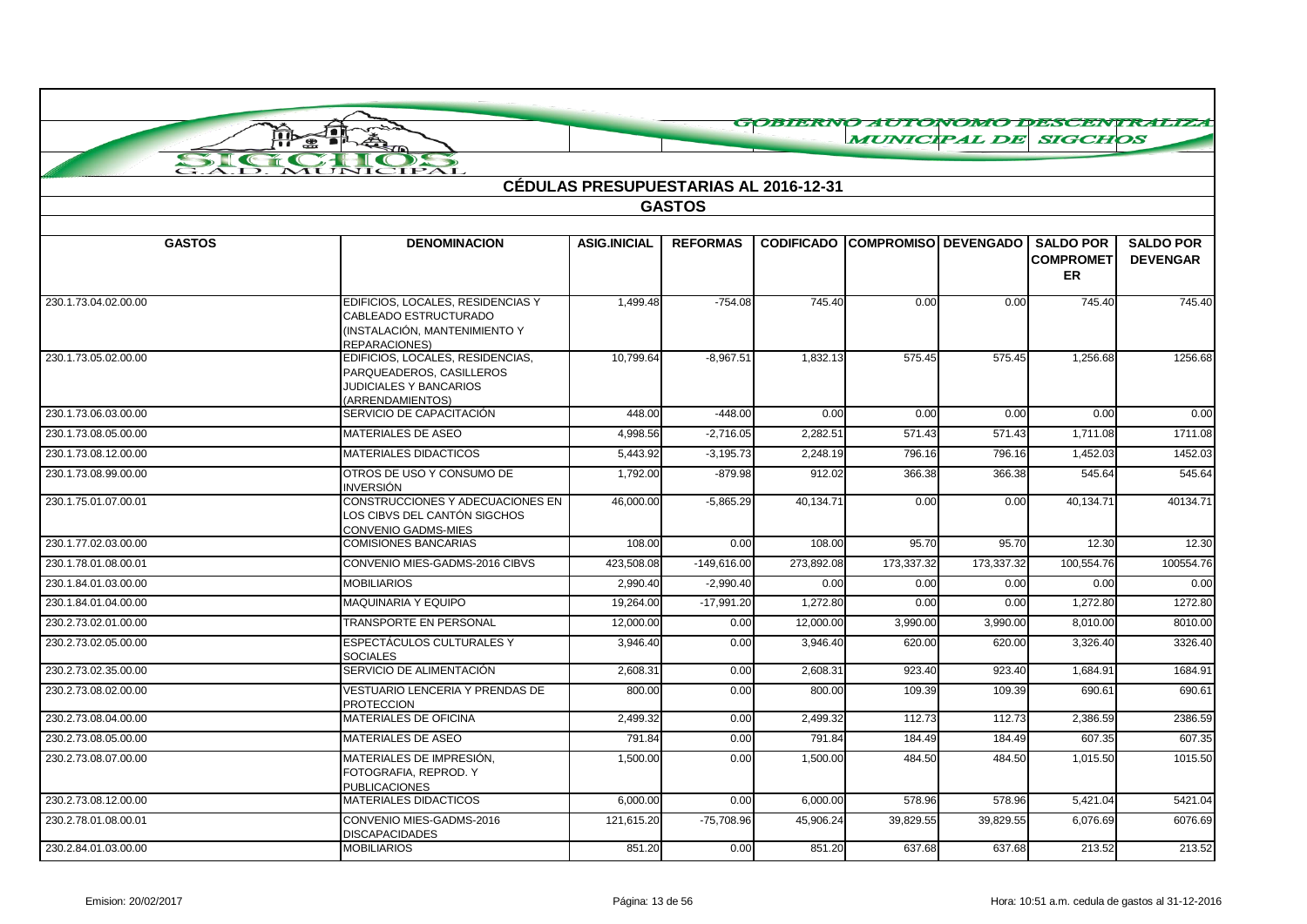GOBIERNO AUTONOMO DESCENTRALIZADO MUNICIPAL DE SIGCHOS

## CÉDULAS PRESUPUESTARIAS AL 2016-12-31

### GASTOS

| GASTOS | DENOMINACION | ASIG.INICIAL | REFORMAS | CODIFICADO | COMPROMISO | DEVENGADO | SALDO POR COMPROMETER | SALDO POR DEVENGAR |
|---|---|---|---|---|---|---|---|---|
| 230.1.73.04.02.00.00 | EDIFICIOS, LOCALES, RESIDENCIAS Y CABLEADO ESTRUCTURADO (INSTALACIÓN, MANTENIMIENTO Y REPARACIONES) | 1,499.48 | -754.08 | 745.40 | 0.00 | 0.00 | 745.40 | 745.40 |
| 230.1.73.05.02.00.00 | EDIFICIOS, LOCALES, RESIDENCIAS, PARQUEADEROS, CASILLEROS JUDICIALES Y BANCARIOS (ARRENDAMIENTOS) | 10,799.64 | -8,967.51 | 1,832.13 | 575.45 | 575.45 | 1,256.68 | 1256.68 |
| 230.1.73.06.03.00.00 | SERVICIO DE CAPACITACIÓN | 448.00 | -448.00 | 0.00 | 0.00 | 0.00 | 0.00 | 0.00 |
| 230.1.73.08.05.00.00 | MATERIALES DE ASEO | 4,998.56 | -2,716.05 | 2,282.51 | 571.43 | 571.43 | 1,711.08 | 1711.08 |
| 230.1.73.08.12.00.00 | MATERIALES DIDACTICOS | 5,443.92 | -3,195.73 | 2,248.19 | 796.16 | 796.16 | 1,452.03 | 1452.03 |
| 230.1.73.08.99.00.00 | OTROS DE USO Y CONSUMO DE INVERSIÓN | 1,792.00 | -879.98 | 912.02 | 366.38 | 366.38 | 545.64 | 545.64 |
| 230.1.75.01.07.00.01 | CONSTRUCCIONES Y ADECUACIONES EN LOS CIBVS DEL CANTÓN SIGCHOS CONVENIO GADMS-MIES | 46,000.00 | -5,865.29 | 40,134.71 | 0.00 | 0.00 | 40,134.71 | 40134.71 |
| 230.1.77.02.03.00.00 | COMISIONES BANCARIAS | 108.00 | 0.00 | 108.00 | 95.70 | 95.70 | 12.30 | 12.30 |
| 230.1.78.01.08.00.01 | CONVENIO MIES-GADMS-2016 CIBVS | 423,508.08 | -149,616.00 | 273,892.08 | 173,337.32 | 173,337.32 | 100,554.76 | 100554.76 |
| 230.1.84.01.03.00.00 | MOBILIARIOS | 2,990.40 | -2,990.40 | 0.00 | 0.00 | 0.00 | 0.00 | 0.00 |
| 230.1.84.01.04.00.00 | MAQUINARIA Y EQUIPO | 19,264.00 | -17,991.20 | 1,272.80 | 0.00 | 0.00 | 1,272.80 | 1272.80 |
| 230.2.73.02.01.00.00 | TRANSPORTE EN PERSONAL | 12,000.00 | 0.00 | 12,000.00 | 3,990.00 | 3,990.00 | 8,010.00 | 8010.00 |
| 230.2.73.02.05.00.00 | ESPECTÁCULOS CULTURALES Y SOCIALES | 3,946.40 | 0.00 | 3,946.40 | 620.00 | 620.00 | 3,326.40 | 3326.40 |
| 230.2.73.02.35.00.00 | SERVICIO DE ALIMENTACIÓN | 2,608.31 | 0.00 | 2,608.31 | 923.40 | 923.40 | 1,684.91 | 1684.91 |
| 230.2.73.08.02.00.00 | VESTUARIO LENCERIA Y PRENDAS DE PROTECCION | 800.00 | 0.00 | 800.00 | 109.39 | 109.39 | 690.61 | 690.61 |
| 230.2.73.08.04.00.00 | MATERIALES DE OFICINA | 2,499.32 | 0.00 | 2,499.32 | 112.73 | 112.73 | 2,386.59 | 2386.59 |
| 230.2.73.08.05.00.00 | MATERIALES DE ASEO | 791.84 | 0.00 | 791.84 | 184.49 | 184.49 | 607.35 | 607.35 |
| 230.2.73.08.07.00.00 | MATERIALES DE IMPRESIÓN, FOTOGRAFIA, REPROD. Y PUBLICACIONES | 1,500.00 | 0.00 | 1,500.00 | 484.50 | 484.50 | 1,015.50 | 1015.50 |
| 230.2.73.08.12.00.00 | MATERIALES DIDACTICOS | 6,000.00 | 0.00 | 6,000.00 | 578.96 | 578.96 | 5,421.04 | 5421.04 |
| 230.2.78.01.08.00.01 | CONVENIO MIES-GADMS-2016 DISCAPACIDADES | 121,615.20 | -75,708.96 | 45,906.24 | 39,829.55 | 39,829.55 | 6,076.69 | 6076.69 |
| 230.2.84.01.03.00.00 | MOBILIARIOS | 851.20 | 0.00 | 851.20 | 637.68 | 637.68 | 213.52 | 213.52 |

Emision: 20/02/2017 | Hora: 10:51 a.m. cedula de gastos al 31-12-2016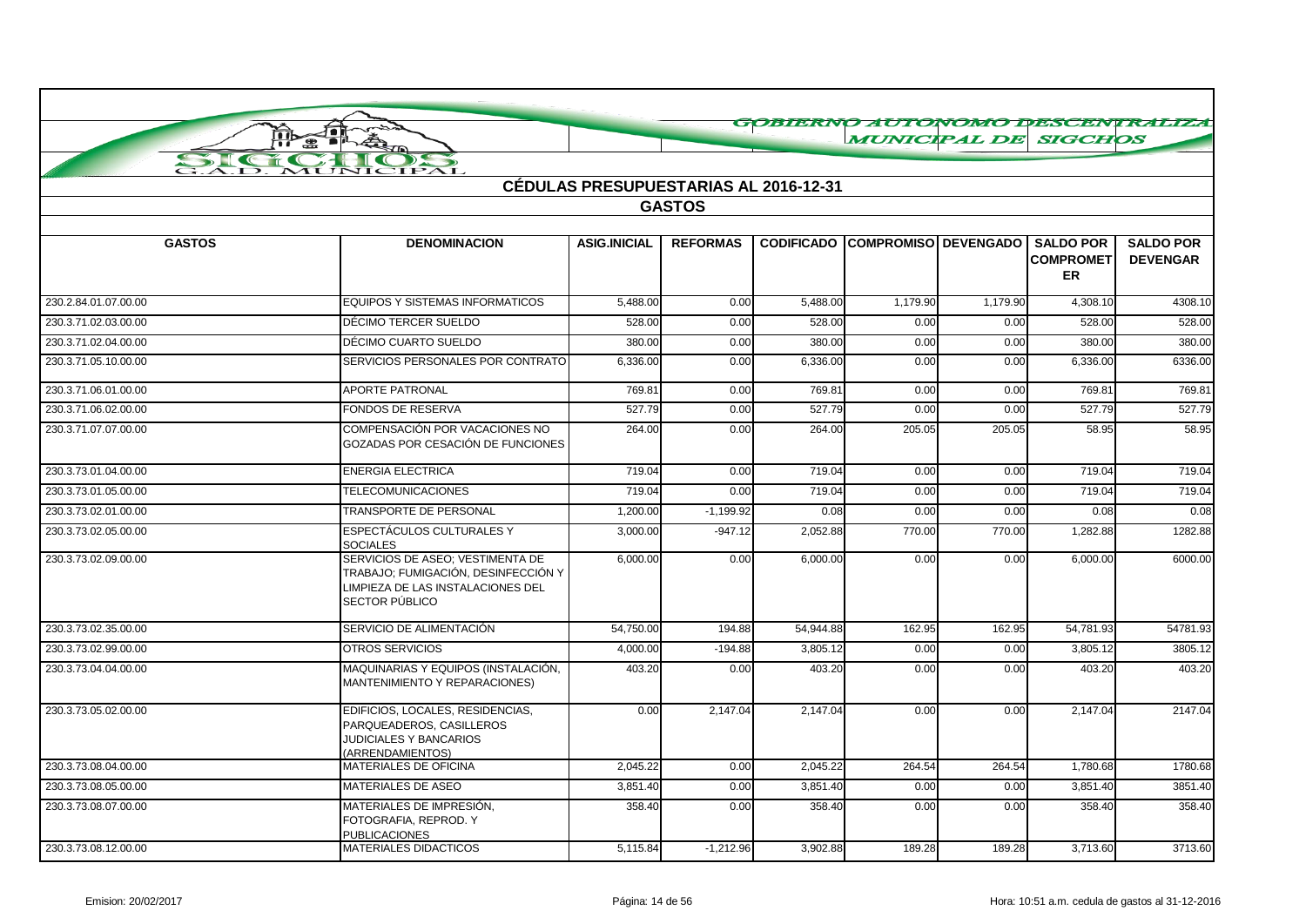GOBIERNO AUTONOMO DESCENTRALIZADO MUNICIPAL DE SIGCHOS

## CÉDULAS PRESUPUESTARIAS AL 2016-12-31

### GASTOS

| GASTOS | DENOMINACION | ASIG.INICIAL | REFORMAS | CODIFICADO | COMPROMISO | DEVENGADO | SALDO POR COMPROMETER | SALDO POR DEVENGAR |
|---|---|---|---|---|---|---|---|---|
| 230.2.84.01.07.00.00 | EQUIPOS Y SISTEMAS INFORMATICOS | 5,488.00 | 0.00 | 5,488.00 | 1,179.90 | 1,179.90 | 4,308.10 | 4308.10 |
| 230.3.71.02.03.00.00 | DÉCIMO TERCER SUELDO | 528.00 | 0.00 | 528.00 | 0.00 | 0.00 | 528.00 | 528.00 |
| 230.3.71.02.04.00.00 | DÉCIMO CUARTO SUELDO | 380.00 | 0.00 | 380.00 | 0.00 | 0.00 | 380.00 | 380.00 |
| 230.3.71.05.10.00.00 | SERVICIOS PERSONALES POR CONTRATO | 6,336.00 | 0.00 | 6,336.00 | 0.00 | 0.00 | 6,336.00 | 6336.00 |
| 230.3.71.06.01.00.00 | APORTE PATRONAL | 769.81 | 0.00 | 769.81 | 0.00 | 0.00 | 769.81 | 769.81 |
| 230.3.71.06.02.00.00 | FONDOS DE RESERVA | 527.79 | 0.00 | 527.79 | 0.00 | 0.00 | 527.79 | 527.79 |
| 230.3.71.07.07.00.00 | COMPENSACIÓN POR VACACIONES NO GOZADAS POR CESACIÓN DE FUNCIONES | 264.00 | 0.00 | 264.00 | 205.05 | 205.05 | 58.95 | 58.95 |
| 230.3.73.01.04.00.00 | ENERGIA ELECTRICA | 719.04 | 0.00 | 719.04 | 0.00 | 0.00 | 719.04 | 719.04 |
| 230.3.73.01.05.00.00 | TELECOMUNICACIONES | 719.04 | 0.00 | 719.04 | 0.00 | 0.00 | 719.04 | 719.04 |
| 230.3.73.02.01.00.00 | TRANSPORTE DE PERSONAL | 1,200.00 | -1,199.92 | 0.08 | 0.00 | 0.00 | 0.08 | 0.08 |
| 230.3.73.02.05.00.00 | ESPECTÁCULOS CULTURALES Y SOCIALES | 3,000.00 | -947.12 | 2,052.88 | 770.00 | 770.00 | 1,282.88 | 1282.88 |
| 230.3.73.02.09.00.00 | SERVICIOS DE ASEO; VESTIMENTA DE TRABAJO; FUMIGACIÓN, DESINFECCIÓN Y LIMPIEZA DE LAS INSTALACIONES DEL SECTOR PÚBLICO | 6,000.00 | 0.00 | 6,000.00 | 0.00 | 0.00 | 6,000.00 | 6000.00 |
| 230.3.73.02.35.00.00 | SERVICIO DE ALIMENTACIÓN | 54,750.00 | 194.88 | 54,944.88 | 162.95 | 162.95 | 54,781.93 | 54781.93 |
| 230.3.73.02.99.00.00 | OTROS SERVICIOS | 4,000.00 | -194.88 | 3,805.12 | 0.00 | 0.00 | 3,805.12 | 3805.12 |
| 230.3.73.04.04.00.00 | MAQUINARIAS Y EQUIPOS (INSTALACIÓN, MANTENIMIENTO Y REPARACIONES) | 403.20 | 0.00 | 403.20 | 0.00 | 0.00 | 403.20 | 403.20 |
| 230.3.73.05.02.00.00 | EDIFICIOS, LOCALES, RESIDENCIAS, PARQUEADEROS, CASILLEROS JUDICIALES Y BANCARIOS (ARRENDAMIENTOS) | 0.00 | 2,147.04 | 2,147.04 | 0.00 | 0.00 | 2,147.04 | 2147.04 |
| 230.3.73.08.04.00.00 | MATERIALES DE OFICINA | 2,045.22 | 0.00 | 2,045.22 | 264.54 | 264.54 | 1,780.68 | 1780.68 |
| 230.3.73.08.05.00.00 | MATERIALES DE ASEO | 3,851.40 | 0.00 | 3,851.40 | 0.00 | 0.00 | 3,851.40 | 3851.40 |
| 230.3.73.08.07.00.00 | MATERIALES DE IMPRESIÓN, FOTOGRAFIA, REPROD. Y PUBLICACIONES | 358.40 | 0.00 | 358.40 | 0.00 | 0.00 | 358.40 | 358.40 |
| 230.3.73.08.12.00.00 | MATERIALES DIDACTICOS | 5,115.84 | -1,212.96 | 3,902.88 | 189.28 | 189.28 | 3,713.60 | 3713.60 |

Emision: 20/02/2017 — Hora: 10:51 a.m. cedula de gastos al 31-12-2016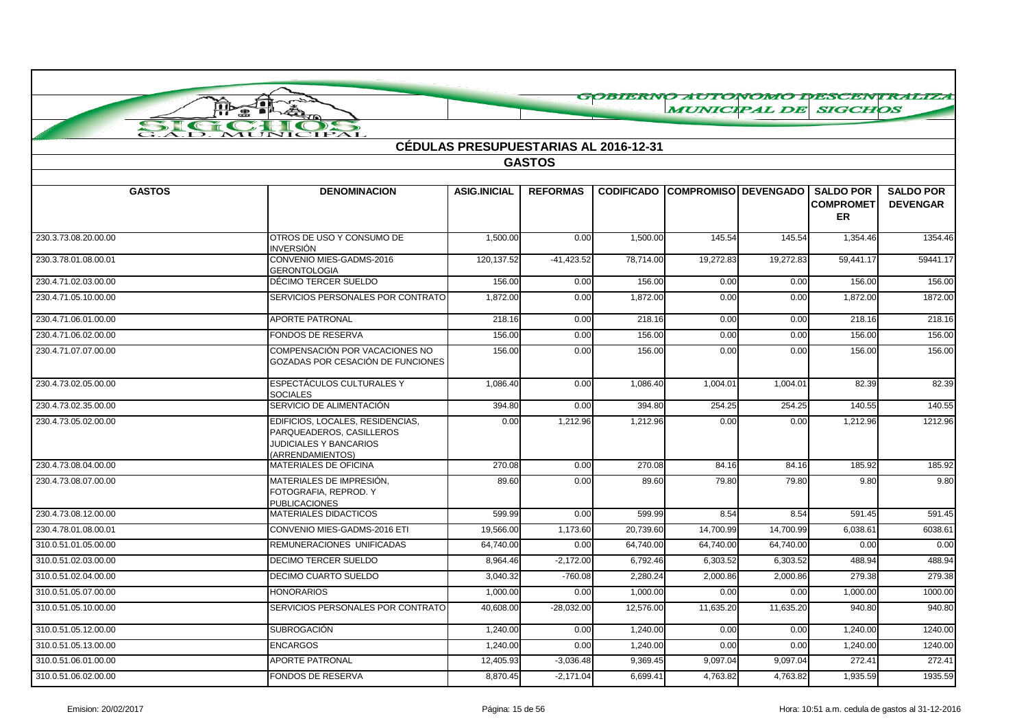GOBIERNO AUTONOMO DESCENTRALIZADO MUNICIPAL DE SIGCHOS

SIGCHOS G.A.D. MUNICIPAL

## CÉDULAS PRESUPUESTARIAS AL 2016-12-31

### GASTOS

| GASTOS | DENOMINACION | ASIG.INICIAL | REFORMAS | CODIFICADO | COMPROMISO | DEVENGADO | SALDO POR COMPROMETER | SALDO POR DEVENGAR |
|---|---|---|---|---|---|---|---|---|
| 230.3.73.08.20.00.00 | OTROS DE USO Y CONSUMO DE INVERSIÓN | 1,500.00 | 0.00 | 1,500.00 | 145.54 | 145.54 | 1,354.46 | 1354.46 |
| 230.3.78.01.08.00.01 | CONVENIO MIES-GADMS-2016 GERONTOLOGIA | 120,137.52 | -41,423.52 | 78,714.00 | 19,272.83 | 19,272.83 | 59,441.17 | 59441.17 |
| 230.4.71.02.03.00.00 | DÉCIMO TERCER SUELDO | 156.00 | 0.00 | 156.00 | 0.00 | 0.00 | 156.00 | 156.00 |
| 230.4.71.05.10.00.00 | SERVICIOS PERSONALES POR CONTRATO | 1,872.00 | 0.00 | 1,872.00 | 0.00 | 0.00 | 1,872.00 | 1872.00 |
| 230.4.71.06.01.00.00 | APORTE PATRONAL | 218.16 | 0.00 | 218.16 | 0.00 | 0.00 | 218.16 | 218.16 |
| 230.4.71.06.02.00.00 | FONDOS DE RESERVA | 156.00 | 0.00 | 156.00 | 0.00 | 0.00 | 156.00 | 156.00 |
| 230.4.71.07.07.00.00 | COMPENSACIÓN POR VACACIONES NO GOZADAS POR CESACIÓN DE FUNCIONES | 156.00 | 0.00 | 156.00 | 0.00 | 0.00 | 156.00 | 156.00 |
| 230.4.73.02.05.00.00 | ESPECTÁCULOS CULTURALES Y SOCIALES | 1,086.40 | 0.00 | 1,086.40 | 1,004.01 | 1,004.01 | 82.39 | 82.39 |
| 230.4.73.02.35.00.00 | SERVICIO DE ALIMENTACIÓN | 394.80 | 0.00 | 394.80 | 254.25 | 254.25 | 140.55 | 140.55 |
| 230.4.73.05.02.00.00 | EDIFICIOS, LOCALES, RESIDENCIAS, PARQUEADEROS, CASILLEROS JUDICIALES Y BANCARIOS (ARRENDAMIENTOS) | 0.00 | 1,212.96 | 1,212.96 | 0.00 | 0.00 | 1,212.96 | 1212.96 |
| 230.4.73.08.04.00.00 | MATERIALES DE OFICINA | 270.08 | 0.00 | 270.08 | 84.16 | 84.16 | 185.92 | 185.92 |
| 230.4.73.08.07.00.00 | MATERIALES DE IMPRESIÓN, FOTOGRAFIA, REPROD. Y PUBLICACIONES | 89.60 | 0.00 | 89.60 | 79.80 | 79.80 | 9.80 | 9.80 |
| 230.4.73.08.12.00.00 | MATERIALES DIDACTICOS | 599.99 | 0.00 | 599.99 | 8.54 | 8.54 | 591.45 | 591.45 |
| 230.4.78.01.08.00.01 | CONVENIO MIES-GADMS-2016 ETI | 19,566.00 | 1,173.60 | 20,739.60 | 14,700.99 | 14,700.99 | 6,038.61 | 6038.61 |
| 310.0.51.01.05.00.00 | REMUNERACIONES UNIFICADAS | 64,740.00 | 0.00 | 64,740.00 | 64,740.00 | 64,740.00 | 0.00 | 0.00 |
| 310.0.51.02.03.00.00 | DECIMO TERCER SUELDO | 8,964.46 | -2,172.00 | 6,792.46 | 6,303.52 | 6,303.52 | 488.94 | 488.94 |
| 310.0.51.02.04.00.00 | DECIMO CUARTO SUELDO | 3,040.32 | -760.08 | 2,280.24 | 2,000.86 | 2,000.86 | 279.38 | 279.38 |
| 310.0.51.05.07.00.00 | HONORARIOS | 1,000.00 | 0.00 | 1,000.00 | 0.00 | 0.00 | 1,000.00 | 1000.00 |
| 310.0.51.05.10.00.00 | SERVICIOS PERSONALES POR CONTRATO | 40,608.00 | -28,032.00 | 12,576.00 | 11,635.20 | 11,635.20 | 940.80 | 940.80 |
| 310.0.51.05.12.00.00 | SUBROGACIÓN | 1,240.00 | 0.00 | 1,240.00 | 0.00 | 0.00 | 1,240.00 | 1240.00 |
| 310.0.51.05.13.00.00 | ENCARGOS | 1,240.00 | 0.00 | 1,240.00 | 0.00 | 0.00 | 1,240.00 | 1240.00 |
| 310.0.51.06.01.00.00 | APORTE PATRONAL | 12,405.93 | -3,036.48 | 9,369.45 | 9,097.04 | 9,097.04 | 272.41 | 272.41 |
| 310.0.51.06.02.00.00 | FONDOS DE RESERVA | 8,870.45 | -2,171.04 | 6,699.41 | 4,763.82 | 4,763.82 | 1,935.59 | 1935.59 |

Emision: 20/02/2017 — Hora: 10:51 a.m. cedula de gastos al 31-12-2016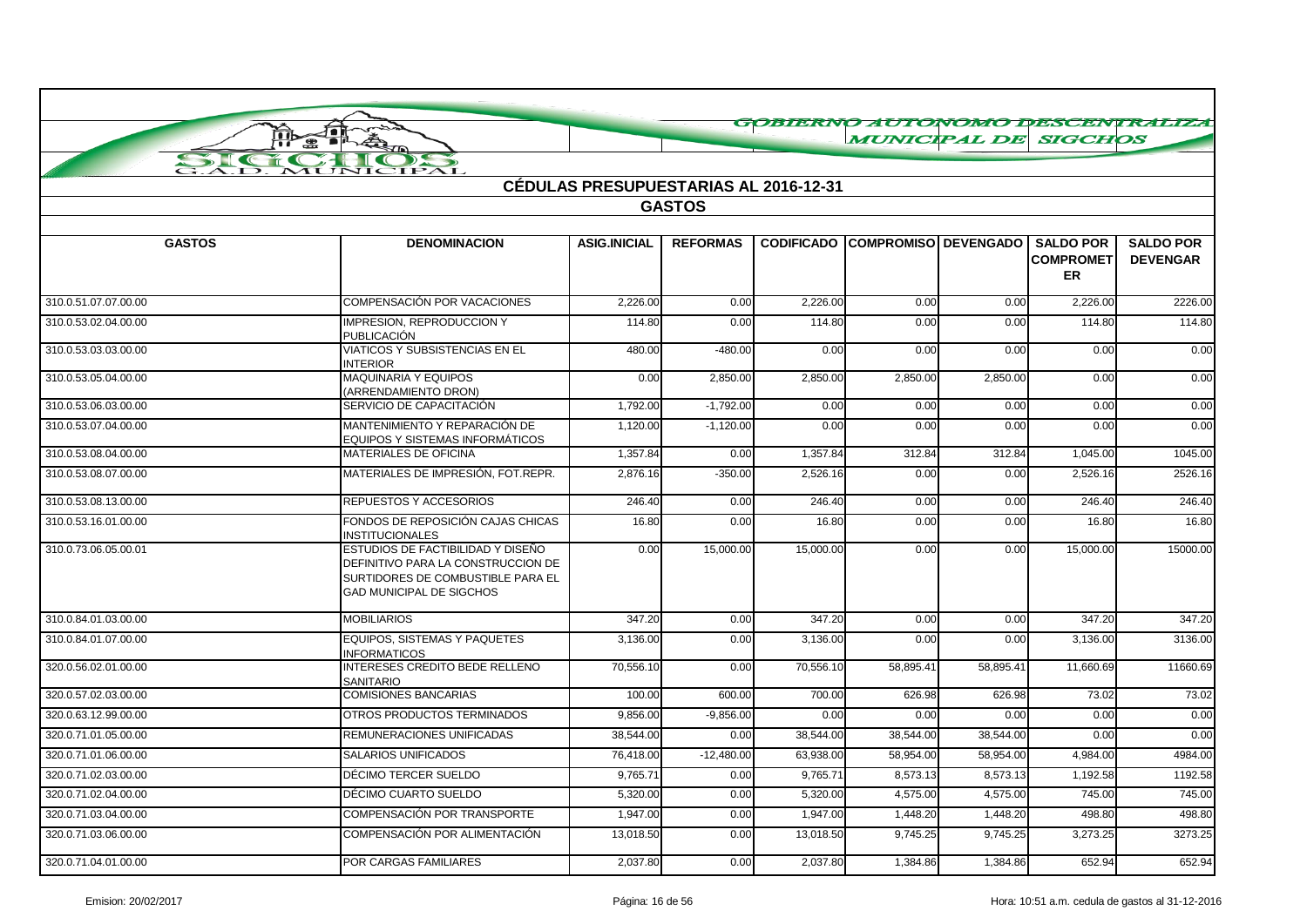GOBIERNO AUTONOMO DESCENTRALIZADO MUNICIPAL DE SIGCHOS

## CÉDULAS PRESUPUESTARIAS AL 2016-12-31

### GASTOS

| GASTOS | DENOMINACION | ASIG.INICIAL | REFORMAS | CODIFICADO | COMPROMISO | DEVENGADO | SALDO POR COMPROMETER | SALDO POR DEVENGAR |
|---|---|---|---|---|---|---|---|---|
| 310.0.51.07.07.00.00 | COMPENSACIÓN POR VACACIONES | 2,226.00 | 0.00 | 2,226.00 | 0.00 | 0.00 | 2,226.00 | 2226.00 |
| 310.0.53.02.04.00.00 | IMPRESION, REPRODUCCION Y PUBLICACIÓN | 114.80 | 0.00 | 114.80 | 0.00 | 0.00 | 114.80 | 114.80 |
| 310.0.53.03.03.00.00 | VIATICOS Y SUBSISTENCIAS EN EL INTERIOR | 480.00 | -480.00 | 0.00 | 0.00 | 0.00 | 0.00 | 0.00 |
| 310.0.53.05.04.00.00 | MAQUINARIA Y EQUIPOS (ARRENDAMIENTO DRON) | 0.00 | 2,850.00 | 2,850.00 | 2,850.00 | 2,850.00 | 0.00 | 0.00 |
| 310.0.53.06.03.00.00 | SERVICIO DE CAPACITACIÓN | 1,792.00 | -1,792.00 | 0.00 | 0.00 | 0.00 | 0.00 | 0.00 |
| 310.0.53.07.04.00.00 | MANTENIMIENTO Y REPARACIÓN DE EQUIPOS Y SISTEMAS INFORMÁTICOS | 1,120.00 | -1,120.00 | 0.00 | 0.00 | 0.00 | 0.00 | 0.00 |
| 310.0.53.08.04.00.00 | MATERIALES DE OFICINA | 1,357.84 | 0.00 | 1,357.84 | 312.84 | 312.84 | 1,045.00 | 1045.00 |
| 310.0.53.08.07.00.00 | MATERIALES DE IMPRESIÓN, FOT.REPR. | 2,876.16 | -350.00 | 2,526.16 | 0.00 | 0.00 | 2,526.16 | 2526.16 |
| 310.0.53.08.13.00.00 | REPUESTOS Y ACCESORIOS | 246.40 | 0.00 | 246.40 | 0.00 | 0.00 | 246.40 | 246.40 |
| 310.0.53.16.01.00.00 | FONDOS DE REPOSICIÓN CAJAS CHICAS INSTITUCIONALES | 16.80 | 0.00 | 16.80 | 0.00 | 0.00 | 16.80 | 16.80 |
| 310.0.73.06.05.00.01 | ESTUDIOS DE FACTIBILIDAD Y DISEÑO DEFINITIVO PARA LA CONSTRUCCION DE SURTIDORES DE COMBUSTIBLE PARA EL GAD MUNICIPAL DE SIGCHOS | 0.00 | 15,000.00 | 15,000.00 | 0.00 | 0.00 | 15,000.00 | 15000.00 |
| 310.0.84.01.03.00.00 | MOBILIARIOS | 347.20 | 0.00 | 347.20 | 0.00 | 0.00 | 347.20 | 347.20 |
| 310.0.84.01.07.00.00 | EQUIPOS, SISTEMAS Y PAQUETES INFORMATICOS | 3,136.00 | 0.00 | 3,136.00 | 0.00 | 0.00 | 3,136.00 | 3136.00 |
| 320.0.56.02.01.00.00 | INTERESES CREDITO BEDE RELLENO SANITARIO | 70,556.10 | 0.00 | 70,556.10 | 58,895.41 | 58,895.41 | 11,660.69 | 11660.69 |
| 320.0.57.02.03.00.00 | COMISIONES BANCARIAS | 100.00 | 600.00 | 700.00 | 626.98 | 626.98 | 73.02 | 73.02 |
| 320.0.63.12.99.00.00 | OTROS PRODUCTOS TERMINADOS | 9,856.00 | -9,856.00 | 0.00 | 0.00 | 0.00 | 0.00 | 0.00 |
| 320.0.71.01.05.00.00 | REMUNERACIONES UNIFICADAS | 38,544.00 | 0.00 | 38,544.00 | 38,544.00 | 38,544.00 | 0.00 | 0.00 |
| 320.0.71.01.06.00.00 | SALARIOS UNIFICADOS | 76,418.00 | -12,480.00 | 63,938.00 | 58,954.00 | 58,954.00 | 4,984.00 | 4984.00 |
| 320.0.71.02.03.00.00 | DÉCIMO TERCER SUELDO | 9,765.71 | 0.00 | 9,765.71 | 8,573.13 | 8,573.13 | 1,192.58 | 1192.58 |
| 320.0.71.02.04.00.00 | DÉCIMO CUARTO SUELDO | 5,320.00 | 0.00 | 5,320.00 | 4,575.00 | 4,575.00 | 745.00 | 745.00 |
| 320.0.71.03.04.00.00 | COMPENSACIÓN POR TRANSPORTE | 1,947.00 | 0.00 | 1,947.00 | 1,448.20 | 1,448.20 | 498.80 | 498.80 |
| 320.0.71.03.06.00.00 | COMPENSACIÓN POR ALIMENTACIÓN | 13,018.50 | 0.00 | 13,018.50 | 9,745.25 | 9,745.25 | 3,273.25 | 3273.25 |
| 320.0.71.04.01.00.00 | POR CARGAS FAMILIARES | 2,037.80 | 0.00 | 2,037.80 | 1,384.86 | 1,384.86 | 652.94 | 652.94 |

Emision: 20/02/2017 — Hora: 10:51 a.m. cedula de gastos al 31-12-2016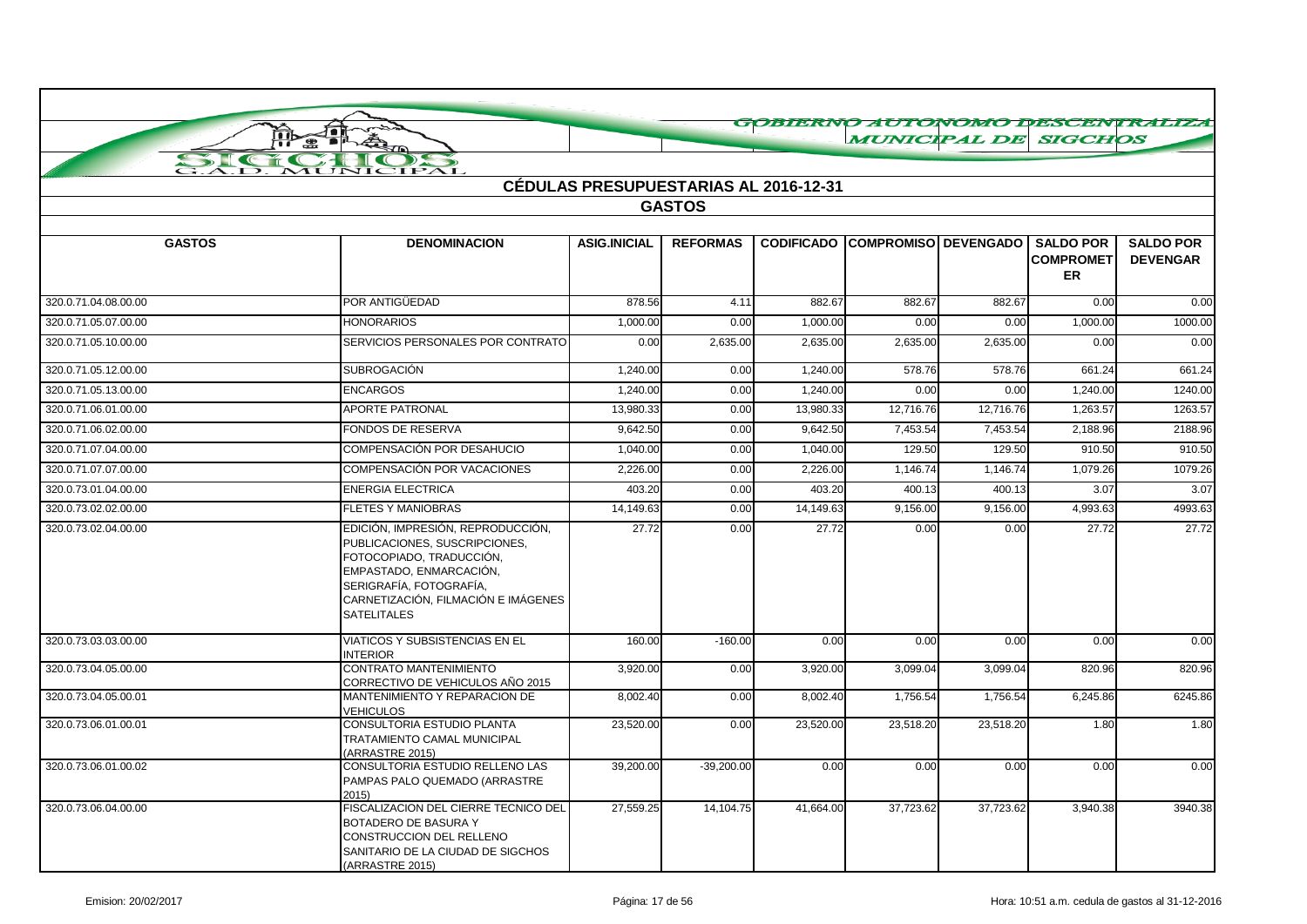GOBIERNO AUTONOMO DESCENTRALIZADO MUNICIPAL DE SIGCHOS

SIGCHOS G.A.D. MUNICIPAL

## CÉDULAS PRESUPUESTARIAS AL 2016-12-31

### GASTOS

| GASTOS | DENOMINACION | ASIG.INICIAL | REFORMAS | CODIFICADO | COMPROMISO | DEVENGADO | SALDO POR COMPROMETER | SALDO POR DEVENGAR |
|---|---|---|---|---|---|---|---|---|
| 320.0.71.04.08.00.00 | POR ANTIGÜEDAD | 878.56 | 4.11 | 882.67 | 882.67 | 882.67 | 0.00 | 0.00 |
| 320.0.71.05.07.00.00 | HONORARIOS | 1,000.00 | 0.00 | 1,000.00 | 0.00 | 0.00 | 1,000.00 | 1000.00 |
| 320.0.71.05.10.00.00 | SERVICIOS PERSONALES POR CONTRATO | 0.00 | 2,635.00 | 2,635.00 | 2,635.00 | 2,635.00 | 0.00 | 0.00 |
| 320.0.71.05.12.00.00 | SUBROGACIÓN | 1,240.00 | 0.00 | 1,240.00 | 578.76 | 578.76 | 661.24 | 661.24 |
| 320.0.71.05.13.00.00 | ENCARGOS | 1,240.00 | 0.00 | 1,240.00 | 0.00 | 0.00 | 1,240.00 | 1240.00 |
| 320.0.71.06.01.00.00 | APORTE PATRONAL | 13,980.33 | 0.00 | 13,980.33 | 12,716.76 | 12,716.76 | 1,263.57 | 1263.57 |
| 320.0.71.06.02.00.00 | FONDOS DE RESERVA | 9,642.50 | 0.00 | 9,642.50 | 7,453.54 | 7,453.54 | 2,188.96 | 2188.96 |
| 320.0.71.07.04.00.00 | COMPENSACIÓN POR DESAHUCIO | 1,040.00 | 0.00 | 1,040.00 | 129.50 | 129.50 | 910.50 | 910.50 |
| 320.0.71.07.07.00.00 | COMPENSACIÓN POR VACACIONES | 2,226.00 | 0.00 | 2,226.00 | 1,146.74 | 1,146.74 | 1,079.26 | 1079.26 |
| 320.0.73.01.04.00.00 | ENERGIA ELECTRICA | 403.20 | 0.00 | 403.20 | 400.13 | 400.13 | 3.07 | 3.07 |
| 320.0.73.02.02.00.00 | FLETES Y MANIOBRAS | 14,149.63 | 0.00 | 14,149.63 | 9,156.00 | 9,156.00 | 4,993.63 | 4993.63 |
| 320.0.73.02.04.00.00 | EDICIÓN, IMPRESIÓN, REPRODUCCIÓN, PUBLICACIONES, SUSCRIPCIONES, FOTOCOPIADO, TRADUCCIÓN, EMPASTADO, ENMARCACIÓN, SERIGRAFÍA, FOTOGRAFÍA, CARNETIZACIÓN, FILMACIÓN E IMÁGENES SATELITALES | 27.72 | 0.00 | 27.72 | 0.00 | 0.00 | 27.72 | 27.72 |
| 320.0.73.03.03.00.00 | VIATICOS Y SUBSISTENCIAS EN EL INTERIOR | 160.00 | -160.00 | 0.00 | 0.00 | 0.00 | 0.00 | 0.00 |
| 320.0.73.04.05.00.00 | CONTRATO MANTENIMIENTO CORRECTIVO DE VEHICULOS AÑO 2015 | 3,920.00 | 0.00 | 3,920.00 | 3,099.04 | 3,099.04 | 820.96 | 820.96 |
| 320.0.73.04.05.00.01 | MANTENIMIENTO Y REPARACION DE VEHICULOS | 8,002.40 | 0.00 | 8,002.40 | 1,756.54 | 1,756.54 | 6,245.86 | 6245.86 |
| 320.0.73.06.01.00.01 | CONSULTORIA ESTUDIO PLANTA TRATAMIENTO CAMAL MUNICIPAL (ARRASTRE 2015) | 23,520.00 | 0.00 | 23,520.00 | 23,518.20 | 23,518.20 | 1.80 | 1.80 |
| 320.0.73.06.01.00.02 | CONSULTORIA ESTUDIO RELLENO LAS PAMPAS PALO QUEMADO (ARRASTRE 2015) | 39,200.00 | -39,200.00 | 0.00 | 0.00 | 0.00 | 0.00 | 0.00 |
| 320.0.73.06.04.00.00 | FISCALIZACION DEL CIERRE TECNICO DEL BOTADERO DE BASURA Y CONSTRUCCION DEL RELLENO SANITARIO DE LA CIUDAD DE SIGCHOS (ARRASTRE 2015) | 27,559.25 | 14,104.75 | 41,664.00 | 37,723.62 | 37,723.62 | 3,940.38 | 3940.38 |

Emision: 20/02/2017 Hora: 10:51 a.m. cedula de gastos al 31-12-2016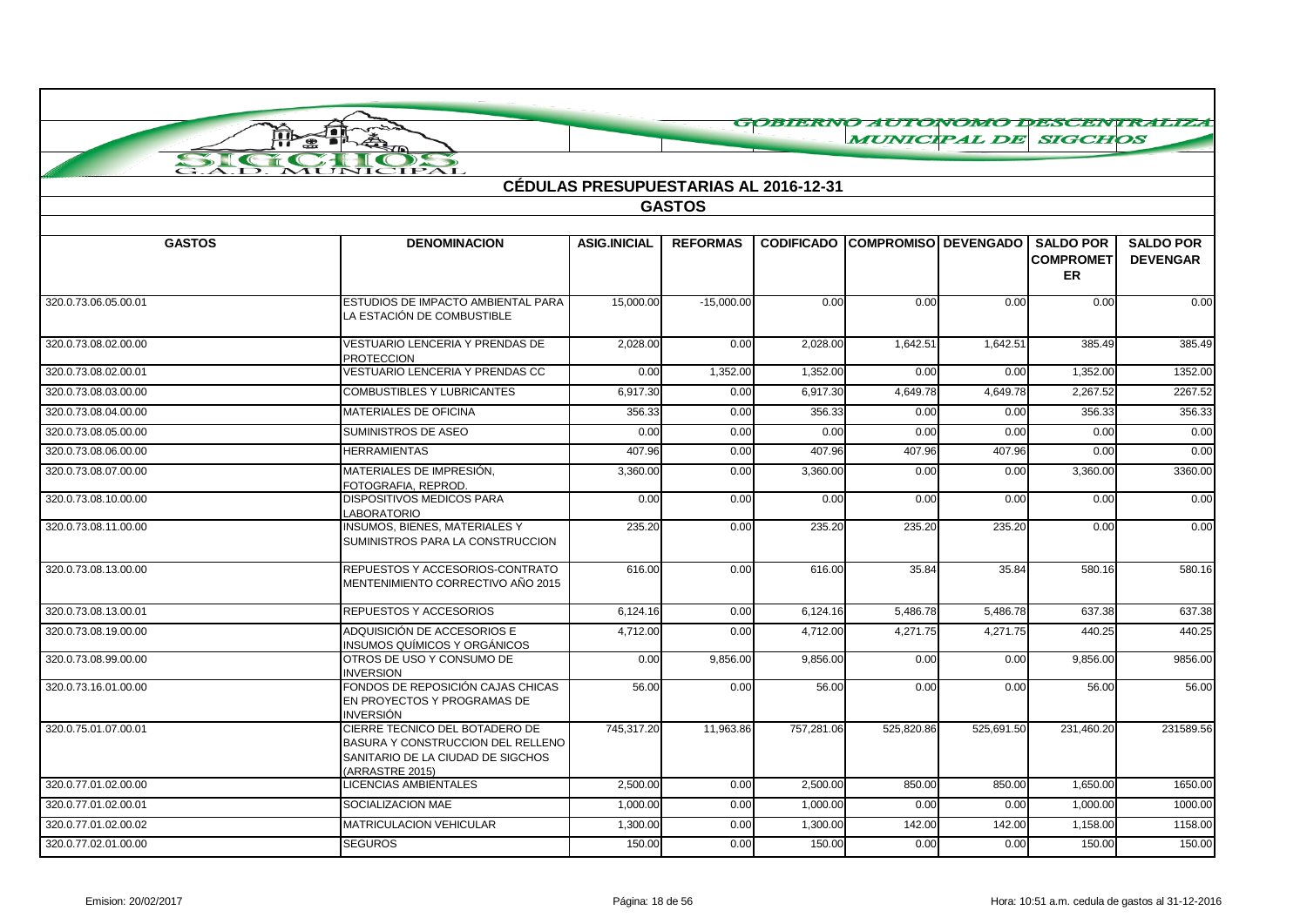## GOBIERNO AUTONOMO DESCENTRALIZADO MUNICIPAL DE SIGCHOS

## CÉDULAS PRESUPUESTARIAS AL 2016-12-31

### GASTOS

| GASTOS | DENOMINACION | ASIG.INICIAL | REFORMAS | CODIFICADO | COMPROMISO | DEVENGADO | SALDO POR COMPROMETER | SALDO POR DEVENGAR |
|---|---|---|---|---|---|---|---|---|
| 320.0.73.06.05.00.01 | ESTUDIOS DE IMPACTO AMBIENTAL PARA LA ESTACIÓN DE COMBUSTIBLE | 15,000.00 | -15,000.00 | 0.00 | 0.00 | 0.00 | 0.00 | 0.00 |
| 320.0.73.08.02.00.00 | VESTUARIO LENCERIA Y PRENDAS DE PROTECCION | 2,028.00 | 0.00 | 2,028.00 | 1,642.51 | 1,642.51 | 385.49 | 385.49 |
| 320.0.73.08.02.00.01 | VESTUARIO LENCERIA Y PRENDAS CC | 0.00 | 1,352.00 | 1,352.00 | 0.00 | 0.00 | 1,352.00 | 1352.00 |
| 320.0.73.08.03.00.00 | COMBUSTIBLES Y LUBRICANTES | 6,917.30 | 0.00 | 6,917.30 | 4,649.78 | 4,649.78 | 2,267.52 | 2267.52 |
| 320.0.73.08.04.00.00 | MATERIALES DE OFICINA | 356.33 | 0.00 | 356.33 | 0.00 | 0.00 | 356.33 | 356.33 |
| 320.0.73.08.05.00.00 | SUMINISTROS DE ASEO | 0.00 | 0.00 | 0.00 | 0.00 | 0.00 | 0.00 | 0.00 |
| 320.0.73.08.06.00.00 | HERRAMIENTAS | 407.96 | 0.00 | 407.96 | 407.96 | 407.96 | 0.00 | 0.00 |
| 320.0.73.08.07.00.00 | MATERIALES DE IMPRESIÓN, FOTOGRAFIA, REPROD. | 3,360.00 | 0.00 | 3,360.00 | 0.00 | 0.00 | 3,360.00 | 3360.00 |
| 320.0.73.08.10.00.00 | DISPOSITIVOS MEDICOS PARA LABORATORIO | 0.00 | 0.00 | 0.00 | 0.00 | 0.00 | 0.00 | 0.00 |
| 320.0.73.08.11.00.00 | INSUMOS, BIENES, MATERIALES Y SUMINISTROS PARA LA CONSTRUCCION | 235.20 | 0.00 | 235.20 | 235.20 | 235.20 | 0.00 | 0.00 |
| 320.0.73.08.13.00.00 | REPUESTOS Y ACCESORIOS-CONTRATO MENTENIMIENTO CORRECTIVO AÑO 2015 | 616.00 | 0.00 | 616.00 | 35.84 | 35.84 | 580.16 | 580.16 |
| 320.0.73.08.13.00.01 | REPUESTOS Y ACCESORIOS | 6,124.16 | 0.00 | 6,124.16 | 5,486.78 | 5,486.78 | 637.38 | 637.38 |
| 320.0.73.08.19.00.00 | ADQUISICIÓN DE ACCESORIOS E INSUMOS QUÍMICOS Y ORGÁNICOS | 4,712.00 | 0.00 | 4,712.00 | 4,271.75 | 4,271.75 | 440.25 | 440.25 |
| 320.0.73.08.99.00.00 | OTROS DE USO Y CONSUMO DE INVERSION | 0.00 | 9,856.00 | 9,856.00 | 0.00 | 0.00 | 9,856.00 | 9856.00 |
| 320.0.73.16.01.00.00 | FONDOS DE REPOSICIÓN CAJAS CHICAS EN PROYECTOS Y PROGRAMAS DE INVERSIÓN | 56.00 | 0.00 | 56.00 | 0.00 | 0.00 | 56.00 | 56.00 |
| 320.0.75.01.07.00.01 | CIERRE TECNICO DEL BOTADERO DE BASURA Y CONSTRUCCION DEL RELLENO SANITARIO DE LA CIUDAD DE SIGCHOS (ARRASTRE 2015) | 745,317.20 | 11,963.86 | 757,281.06 | 525,820.86 | 525,691.50 | 231,460.20 | 231589.56 |
| 320.0.77.01.02.00.00 | LICENCIAS AMBIENTALES | 2,500.00 | 0.00 | 2,500.00 | 850.00 | 850.00 | 1,650.00 | 1650.00 |
| 320.0.77.01.02.00.01 | SOCIALIZACION MAE | 1,000.00 | 0.00 | 1,000.00 | 0.00 | 0.00 | 1,000.00 | 1000.00 |
| 320.0.77.01.02.00.02 | MATRICULACION VEHICULAR | 1,300.00 | 0.00 | 1,300.00 | 142.00 | 142.00 | 1,158.00 | 1158.00 |
| 320.0.77.02.01.00.00 | SEGUROS | 150.00 | 0.00 | 150.00 | 0.00 | 0.00 | 150.00 | 150.00 |

Emision: 20/02/2017 | Hora: 10:51 a.m. cedula de gastos al 31-12-2016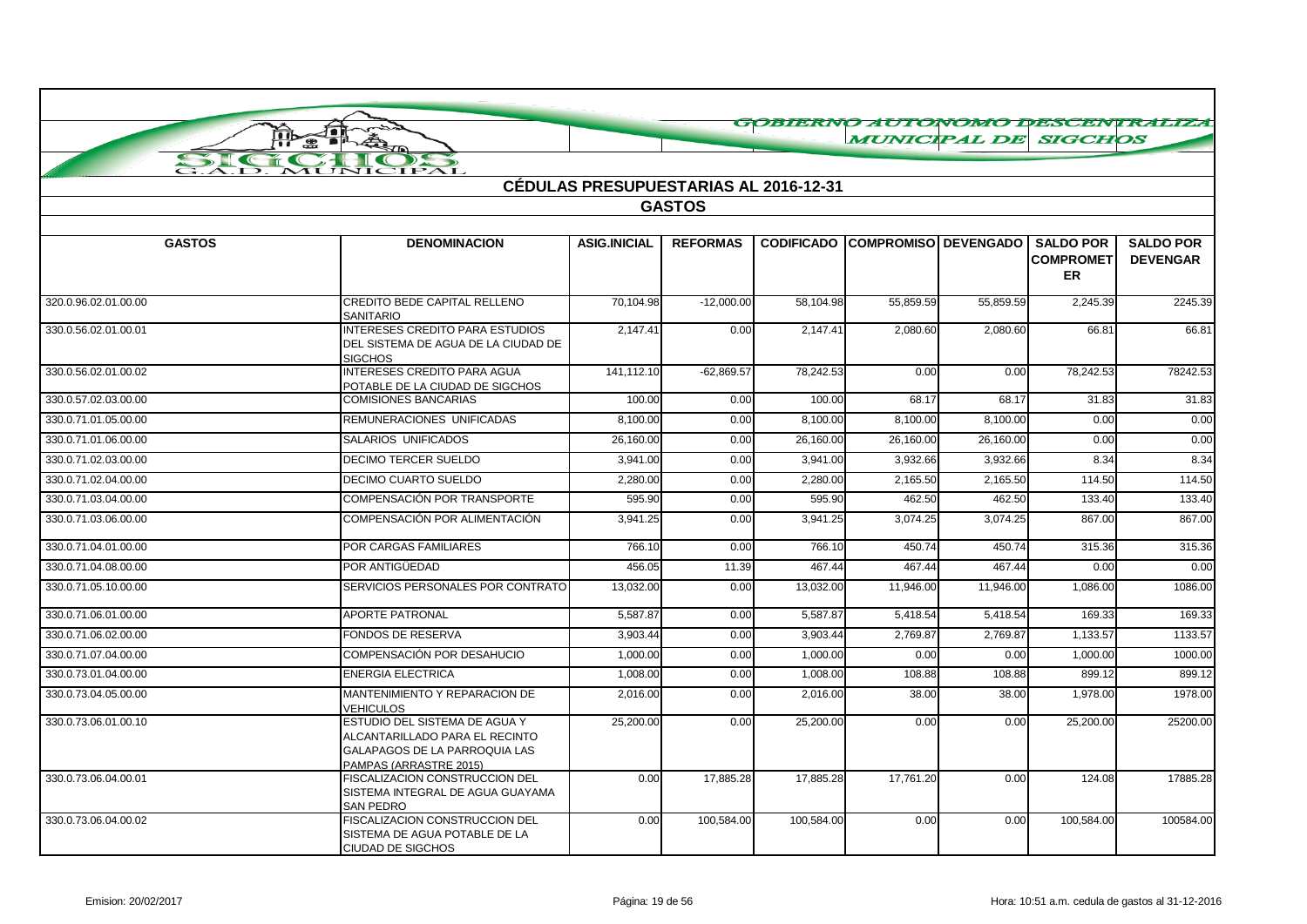GOBIERNO AUTONOMO DESCENTRALIZADO MUNICIPAL DE SIGCHOS

## CÉDULAS PRESUPUESTARIAS AL 2016-12-31

### GASTOS

| GASTOS | DENOMINACION | ASIG.INICIAL | REFORMAS | CODIFICADO | COMPROMISO | DEVENGADO | SALDO POR COMPROMETER | SALDO POR DEVENGAR |
|---|---|---|---|---|---|---|---|---|
| 320.0.96.02.01.00.00 | CREDITO BEDE CAPITAL RELLENO SANITARIO | 70,104.98 | -12,000.00 | 58,104.98 | 55,859.59 | 55,859.59 | 2,245.39 | 2245.39 |
| 330.0.56.02.01.00.01 | INTERESES CREDITO PARA ESTUDIOS DEL SISTEMA DE AGUA DE LA CIUDAD DE SIGCHOS | 2,147.41 | 0.00 | 2,147.41 | 2,080.60 | 2,080.60 | 66.81 | 66.81 |
| 330.0.56.02.01.00.02 | INTERESES CREDITO PARA AGUA POTABLE DE LA CIUDAD DE SIGCHOS | 141,112.10 | -62,869.57 | 78,242.53 | 0.00 | 0.00 | 78,242.53 | 78242.53 |
| 330.0.57.02.03.00.00 | COMISIONES BANCARIAS | 100.00 | 0.00 | 100.00 | 68.17 | 68.17 | 31.83 | 31.83 |
| 330.0.71.01.05.00.00 | REMUNERACIONES UNIFICADAS | 8,100.00 | 0.00 | 8,100.00 | 8,100.00 | 8,100.00 | 0.00 | 0.00 |
| 330.0.71.01.06.00.00 | SALARIOS UNIFICADOS | 26,160.00 | 0.00 | 26,160.00 | 26,160.00 | 26,160.00 | 0.00 | 0.00 |
| 330.0.71.02.03.00.00 | DECIMO TERCER SUELDO | 3,941.00 | 0.00 | 3,941.00 | 3,932.66 | 3,932.66 | 8.34 | 8.34 |
| 330.0.71.02.04.00.00 | DECIMO CUARTO SUELDO | 2,280.00 | 0.00 | 2,280.00 | 2,165.50 | 2,165.50 | 114.50 | 114.50 |
| 330.0.71.03.04.00.00 | COMPENSACIÓN POR TRANSPORTE | 595.90 | 0.00 | 595.90 | 462.50 | 462.50 | 133.40 | 133.40 |
| 330.0.71.03.06.00.00 | COMPENSACIÓN POR ALIMENTACIÓN | 3,941.25 | 0.00 | 3,941.25 | 3,074.25 | 3,074.25 | 867.00 | 867.00 |
| 330.0.71.04.01.00.00 | POR CARGAS FAMILIARES | 766.10 | 0.00 | 766.10 | 450.74 | 450.74 | 315.36 | 315.36 |
| 330.0.71.04.08.00.00 | POR ANTIGÜEDAD | 456.05 | 11.39 | 467.44 | 467.44 | 467.44 | 0.00 | 0.00 |
| 330.0.71.05.10.00.00 | SERVICIOS PERSONALES POR CONTRATO | 13,032.00 | 0.00 | 13,032.00 | 11,946.00 | 11,946.00 | 1,086.00 | 1086.00 |
| 330.0.71.06.01.00.00 | APORTE PATRONAL | 5,587.87 | 0.00 | 5,587.87 | 5,418.54 | 5,418.54 | 169.33 | 169.33 |
| 330.0.71.06.02.00.00 | FONDOS DE RESERVA | 3,903.44 | 0.00 | 3,903.44 | 2,769.87 | 2,769.87 | 1,133.57 | 1133.57 |
| 330.0.71.07.04.00.00 | COMPENSACIÓN POR DESAHUCIO | 1,000.00 | 0.00 | 1,000.00 | 0.00 | 0.00 | 1,000.00 | 1000.00 |
| 330.0.73.01.04.00.00 | ENERGIA ELECTRICA | 1,008.00 | 0.00 | 1,008.00 | 108.88 | 108.88 | 899.12 | 899.12 |
| 330.0.73.04.05.00.00 | MANTENIMIENTO Y REPARACION DE VEHICULOS | 2,016.00 | 0.00 | 2,016.00 | 38.00 | 38.00 | 1,978.00 | 1978.00 |
| 330.0.73.06.01.00.10 | ESTUDIO DEL SISTEMA DE AGUA Y ALCANTARILLADO PARA EL RECINTO GALAPAGOS DE LA PARROQUIA LAS PAMPAS (ARRASTRE 2015) | 25,200.00 | 0.00 | 25,200.00 | 0.00 | 0.00 | 25,200.00 | 25200.00 |
| 330.0.73.06.04.00.01 | FISCALIZACION CONSTRUCCION DEL SISTEMA INTEGRAL DE AGUA GUAYAMA SAN PEDRO | 0.00 | 17,885.28 | 17,885.28 | 17,761.20 | 0.00 | 124.08 | 17885.28 |
| 330.0.73.06.04.00.02 | FISCALIZACION CONSTRUCCION DEL SISTEMA DE AGUA POTABLE DE LA CIUDAD DE SIGCHOS | 0.00 | 100,584.00 | 100,584.00 | 0.00 | 0.00 | 100,584.00 | 100584.00 |

Emision: 20/02/2017 Hora: 10:51 a.m. cedula de gastos al 31-12-2016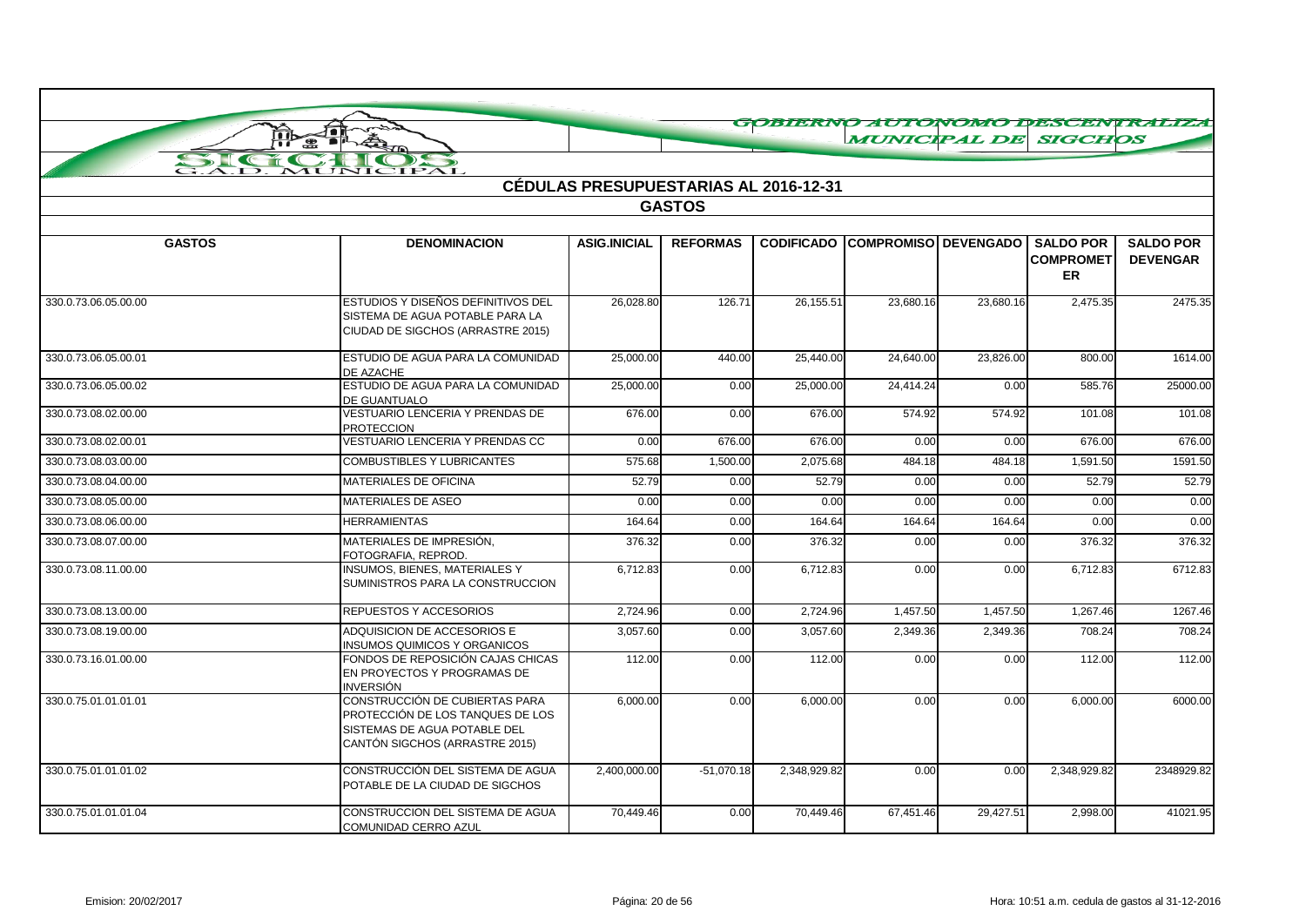GOBIERNO AUTONOMO DESCENTRALIZA MUNICIPAL DE SIGCHOS

## CÉDULAS PRESUPUESTARIAS AL 2016-12-31

### GASTOS

| GASTOS | DENOMINACION | ASIG.INICIAL | REFORMAS | CODIFICADO | COMPROMISO | DEVENGADO | SALDO POR COMPROMETER | SALDO POR DEVENGAR |
|---|---|---|---|---|---|---|---|---|
| 330.0.73.06.05.00.00 | ESTUDIOS Y DISEÑOS DEFINITIVOS DEL SISTEMA DE AGUA POTABLE PARA LA CIUDAD DE SIGCHOS (ARRASTRE 2015) | 26,028.80 | 126.71 | 26,155.51 | 23,680.16 | 23,680.16 | 2,475.35 | 2475.35 |
| 330.0.73.06.05.00.01 | ESTUDIO DE AGUA PARA LA COMUNIDAD DE AZACHE | 25,000.00 | 440.00 | 25,440.00 | 24,640.00 | 23,826.00 | 800.00 | 1614.00 |
| 330.0.73.06.05.00.02 | ESTUDIO DE AGUA PARA LA COMUNIDAD DE GUANTUALO | 25,000.00 | 0.00 | 25,000.00 | 24,414.24 | 0.00 | 585.76 | 25000.00 |
| 330.0.73.08.02.00.00 | VESTUARIO LENCERIA Y PRENDAS DE PROTECCION | 676.00 | 0.00 | 676.00 | 574.92 | 574.92 | 101.08 | 101.08 |
| 330.0.73.08.02.00.01 | VESTUARIO LENCERIA Y PRENDAS CC | 0.00 | 676.00 | 676.00 | 0.00 | 0.00 | 676.00 | 676.00 |
| 330.0.73.08.03.00.00 | COMBUSTIBLES Y LUBRICANTES | 575.68 | 1,500.00 | 2,075.68 | 484.18 | 484.18 | 1,591.50 | 1591.50 |
| 330.0.73.08.04.00.00 | MATERIALES DE OFICINA | 52.79 | 0.00 | 52.79 | 0.00 | 0.00 | 52.79 | 52.79 |
| 330.0.73.08.05.00.00 | MATERIALES DE ASEO | 0.00 | 0.00 | 0.00 | 0.00 | 0.00 | 0.00 | 0.00 |
| 330.0.73.08.06.00.00 | HERRAMIENTAS | 164.64 | 0.00 | 164.64 | 164.64 | 164.64 | 0.00 | 0.00 |
| 330.0.73.08.07.00.00 | MATERIALES DE IMPRESIÓN, FOTOGRAFIA, REPROD. | 376.32 | 0.00 | 376.32 | 0.00 | 0.00 | 376.32 | 376.32 |
| 330.0.73.08.11.00.00 | INSUMOS, BIENES, MATERIALES Y SUMINISTROS PARA LA CONSTRUCCION | 6,712.83 | 0.00 | 6,712.83 | 0.00 | 0.00 | 6,712.83 | 6712.83 |
| 330.0.73.08.13.00.00 | REPUESTOS Y ACCESORIOS | 2,724.96 | 0.00 | 2,724.96 | 1,457.50 | 1,457.50 | 1,267.46 | 1267.46 |
| 330.0.73.08.19.00.00 | ADQUISICION DE ACCESORIOS E INSUMOS QUIMICOS Y ORGANICOS | 3,057.60 | 0.00 | 3,057.60 | 2,349.36 | 2,349.36 | 708.24 | 708.24 |
| 330.0.73.16.01.00.00 | FONDOS DE REPOSICIÓN CAJAS CHICAS EN PROYECTOS Y PROGRAMAS DE INVERSIÓN | 112.00 | 0.00 | 112.00 | 0.00 | 0.00 | 112.00 | 112.00 |
| 330.0.75.01.01.01.01 | CONSTRUCCIÓN DE CUBIERTAS PARA PROTECCIÓN DE LOS TANQUES DE LOS SISTEMAS DE AGUA POTABLE DEL CANTÓN SIGCHOS (ARRASTRE 2015) | 6,000.00 | 0.00 | 6,000.00 | 0.00 | 0.00 | 6,000.00 | 6000.00 |
| 330.0.75.01.01.01.02 | CONSTRUCCIÓN DEL SISTEMA DE AGUA POTABLE DE LA CIUDAD DE SIGCHOS | 2,400,000.00 | -51,070.18 | 2,348,929.82 | 0.00 | 0.00 | 2,348,929.82 | 2348929.82 |
| 330.0.75.01.01.01.04 | CONSTRUCCION DEL SISTEMA DE AGUA COMUNIDAD CERRO AZUL | 70,449.46 | 0.00 | 70,449.46 | 67,451.46 | 29,427.51 | 2,998.00 | 41021.95 |

Emision: 20/02/2017 | Hora: 10:51 a.m. cedula de gastos al 31-12-2016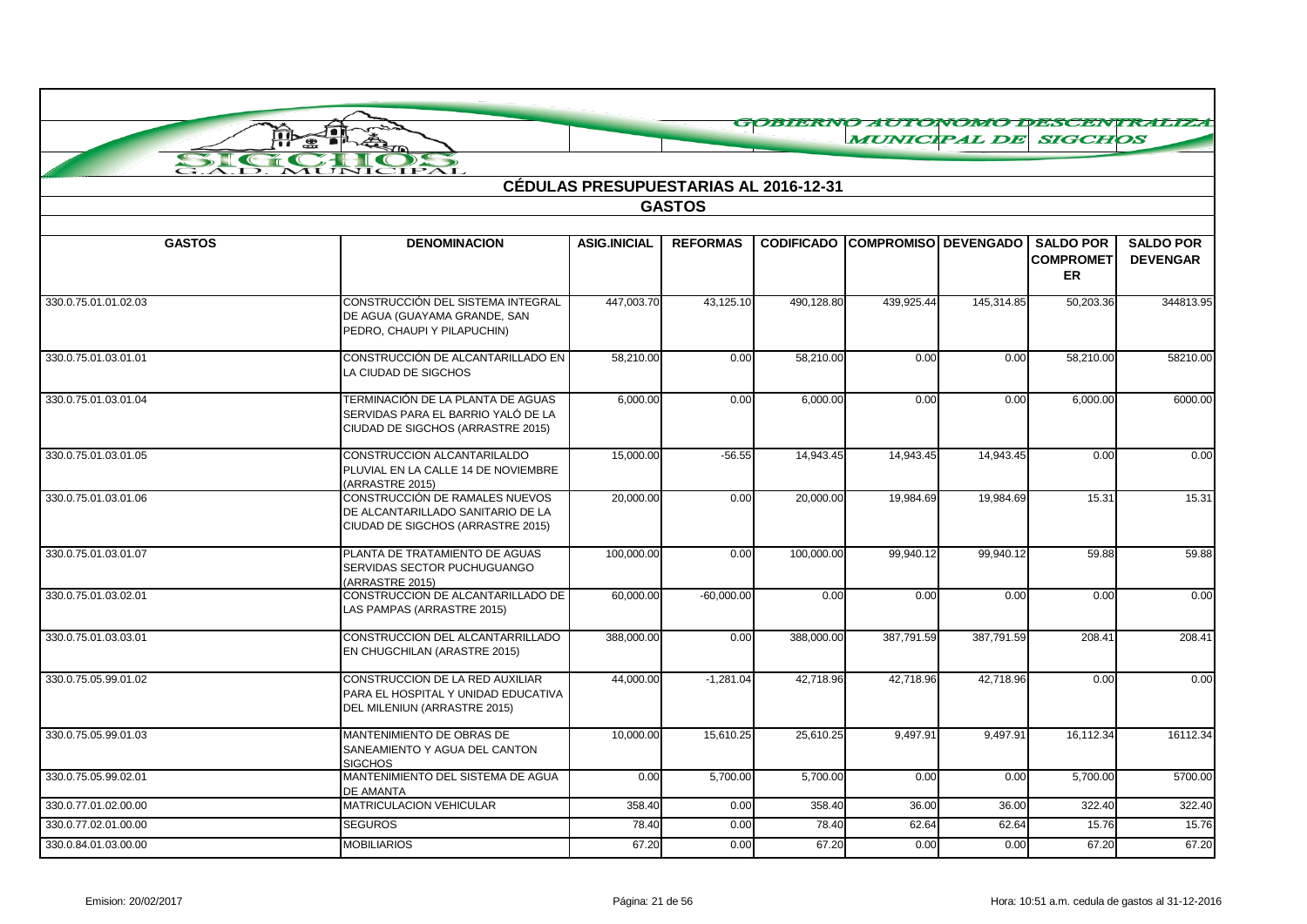GOBIERNO AUTONOMO DESCENTRALIZADO MUNICIPAL DE SIGCHOS

## CÉDULAS PRESUPUESTARIAS AL 2016-12-31

### GASTOS

| GASTOS | DENOMINACION | ASIG.INICIAL | REFORMAS | CODIFICADO | COMPROMISO | DEVENGADO | SALDO POR COMPROMETER | SALDO POR DEVENGAR |
|---|---|---|---|---|---|---|---|---|
| 330.0.75.01.01.02.03 | CONSTRUCCIÓN DEL SISTEMA INTEGRAL DE AGUA (GUAYAMA GRANDE, SAN PEDRO, CHAUPI Y PILAPUCHIN) | 447,003.70 | 43,125.10 | 490,128.80 | 439,925.44 | 145,314.85 | 50,203.36 | 344813.95 |
| 330.0.75.01.03.01.01 | CONSTRUCCIÓN DE ALCANTARILLADO EN LA CIUDAD DE SIGCHOS | 58,210.00 | 0.00 | 58,210.00 | 0.00 | 0.00 | 58,210.00 | 58210.00 |
| 330.0.75.01.03.01.04 | TERMINACIÓN DE LA PLANTA DE AGUAS SERVIDAS PARA EL BARRIO YALÓ DE LA CIUDAD DE SIGCHOS (ARRASTRE 2015) | 6,000.00 | 0.00 | 6,000.00 | 0.00 | 0.00 | 6,000.00 | 6000.00 |
| 330.0.75.01.03.01.05 | CONSTRUCCION ALCANTARILALDO PLUVIAL EN LA CALLE 14 DE NOVIEMBRE (ARRASTRE 2015) | 15,000.00 | -56.55 | 14,943.45 | 14,943.45 | 14,943.45 | 0.00 | 0.00 |
| 330.0.75.01.03.01.06 | CONSTRUCCIÓN DE RAMALES NUEVOS DE ALCANTARILLADO SANITARIO DE LA CIUDAD DE SIGCHOS (ARRASTRE 2015) | 20,000.00 | 0.00 | 20,000.00 | 19,984.69 | 19,984.69 | 15.31 | 15.31 |
| 330.0.75.01.03.01.07 | PLANTA DE TRATAMIENTO DE AGUAS SERVIDAS SECTOR PUCHUGUANGO (ARRASTRE 2015) | 100,000.00 | 0.00 | 100,000.00 | 99,940.12 | 99,940.12 | 59.88 | 59.88 |
| 330.0.75.01.03.02.01 | CONSTRUCCION DE ALCANTARILLADO DE LAS PAMPAS (ARRASTRE 2015) | 60,000.00 | -60,000.00 | 0.00 | 0.00 | 0.00 | 0.00 | 0.00 |
| 330.0.75.01.03.03.01 | CONSTRUCCION DEL ALCANTARRILLADO EN CHUGCHILAN (ARASTRE 2015) | 388,000.00 | 0.00 | 388,000.00 | 387,791.59 | 387,791.59 | 208.41 | 208.41 |
| 330.0.75.05.99.01.02 | CONSTRUCCION DE LA RED AUXILIAR PARA EL HOSPITAL Y UNIDAD EDUCATIVA DEL MILENIUN (ARRASTRE 2015) | 44,000.00 | -1,281.04 | 42,718.96 | 42,718.96 | 42,718.96 | 0.00 | 0.00 |
| 330.0.75.05.99.01.03 | MANTENIMIENTO DE OBRAS DE SANEAMIENTO Y AGUA DEL CANTON SIGCHOS | 10,000.00 | 15,610.25 | 25,610.25 | 9,497.91 | 9,497.91 | 16,112.34 | 16112.34 |
| 330.0.75.05.99.02.01 | MANTENIMIENTO DEL SISTEMA DE AGUA DE AMANTA | 0.00 | 5,700.00 | 5,700.00 | 0.00 | 0.00 | 5,700.00 | 5700.00 |
| 330.0.77.01.02.00.00 | MATRICULACION VEHICULAR | 358.40 | 0.00 | 358.40 | 36.00 | 36.00 | 322.40 | 322.40 |
| 330.0.77.02.01.00.00 | SEGUROS | 78.40 | 0.00 | 78.40 | 62.64 | 62.64 | 15.76 | 15.76 |
| 330.0.84.01.03.00.00 | MOBILIARIOS | 67.20 | 0.00 | 67.20 | 0.00 | 0.00 | 67.20 | 67.20 |

Emision: 20/02/2017 Hora: 10:51 a.m. cedula de gastos al 31-12-2016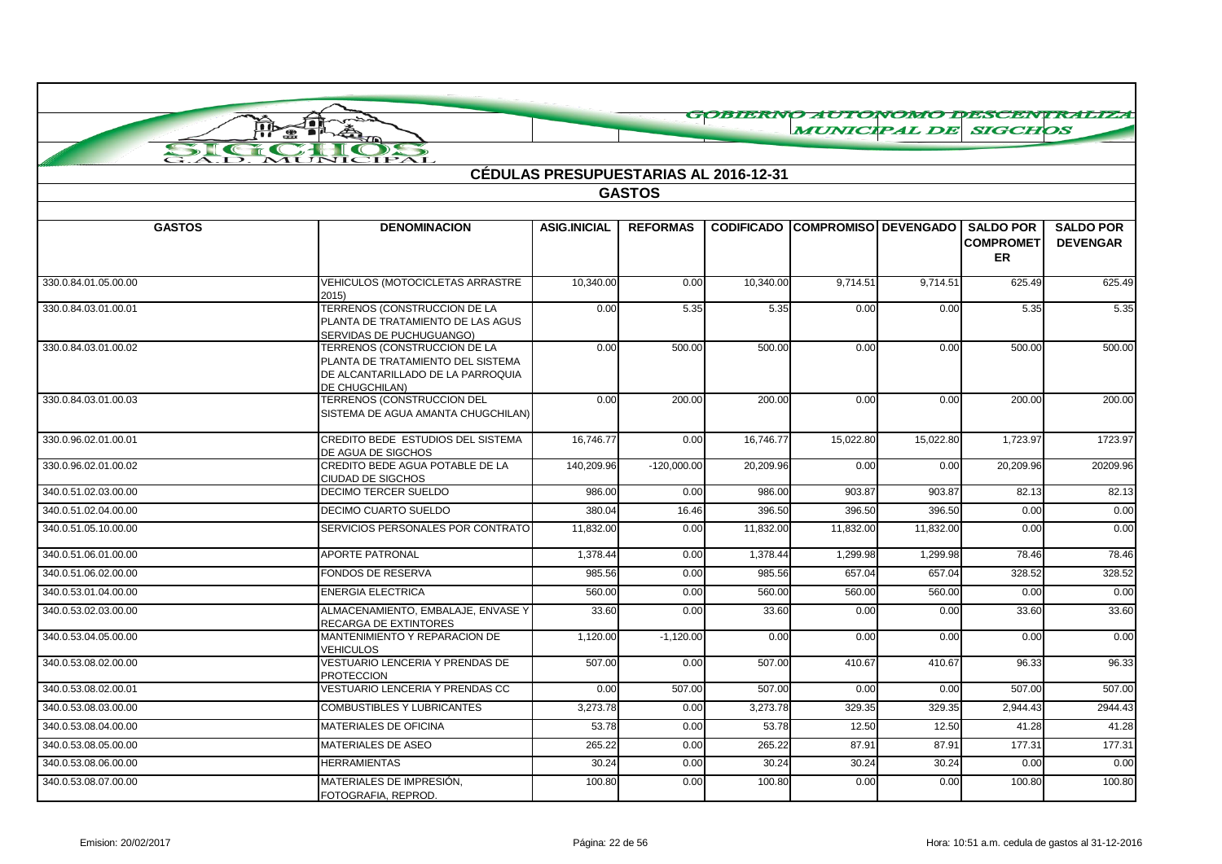GOBIERNO AUTONOMO DESCENTRALIZADO MUNICIPAL DE SIGCHOS

## CÉDULAS PRESUPUESTARIAS AL 2016-12-31

### GASTOS

| GASTOS | DENOMINACION | ASIG.INICIAL | REFORMAS | CODIFICADO | COMPROMISO | DEVENGADO | SALDO POR COMPROMETER | SALDO POR DEVENGAR |
|---|---|---|---|---|---|---|---|---|
| 330.0.84.01.05.00.00 | VEHICULOS (MOTOCICLETAS ARRASTRE 2015) | 10,340.00 | 0.00 | 10,340.00 | 9,714.51 | 9,714.51 | 625.49 | 625.49 |
| 330.0.84.03.01.00.01 | TERRENOS (CONSTRUCCION DE LA PLANTA DE TRATAMIENTO DE LAS AGUS SERVIDAS DE PUCHUGUANGO) | 0.00 | 5.35 | 5.35 | 0.00 | 0.00 | 5.35 | 5.35 |
| 330.0.84.03.01.00.02 | TERRENOS (CONSTRUCCION DE LA PLANTA DE TRATAMIENTO DEL SISTEMA DE ALCANTARILLADO DE LA PARROQUIA DE CHUGCHILAN) | 0.00 | 500.00 | 500.00 | 0.00 | 0.00 | 500.00 | 500.00 |
| 330.0.84.03.01.00.03 | TERRENOS (CONSTRUCCION DEL SISTEMA DE AGUA AMANTA CHUGCHILAN) | 0.00 | 200.00 | 200.00 | 0.00 | 0.00 | 200.00 | 200.00 |
| 330.0.96.02.01.00.01 | CREDITO BEDE ESTUDIOS DEL SISTEMA DE AGUA DE SIGCHOS | 16,746.77 | 0.00 | 16,746.77 | 15,022.80 | 15,022.80 | 1,723.97 | 1723.97 |
| 330.0.96.02.01.00.02 | CREDITO BEDE AGUA POTABLE DE LA CIUDAD DE SIGCHOS | 140,209.96 | -120,000.00 | 20,209.96 | 0.00 | 0.00 | 20,209.96 | 20209.96 |
| 340.0.51.02.03.00.00 | DECIMO TERCER SUELDO | 986.00 | 0.00 | 986.00 | 903.87 | 903.87 | 82.13 | 82.13 |
| 340.0.51.02.04.00.00 | DECIMO CUARTO SUELDO | 380.04 | 16.46 | 396.50 | 396.50 | 396.50 | 0.00 | 0.00 |
| 340.0.51.05.10.00.00 | SERVICIOS PERSONALES POR CONTRATO | 11,832.00 | 0.00 | 11,832.00 | 11,832.00 | 11,832.00 | 0.00 | 0.00 |
| 340.0.51.06.01.00.00 | APORTE PATRONAL | 1,378.44 | 0.00 | 1,378.44 | 1,299.98 | 1,299.98 | 78.46 | 78.46 |
| 340.0.51.06.02.00.00 | FONDOS DE RESERVA | 985.56 | 0.00 | 985.56 | 657.04 | 657.04 | 328.52 | 328.52 |
| 340.0.53.01.04.00.00 | ENERGIA ELECTRICA | 560.00 | 0.00 | 560.00 | 560.00 | 560.00 | 0.00 | 0.00 |
| 340.0.53.02.03.00.00 | ALMACENAMIENTO, EMBALAJE, ENVASE Y RECARGA DE EXTINTORES | 33.60 | 0.00 | 33.60 | 0.00 | 0.00 | 33.60 | 33.60 |
| 340.0.53.04.05.00.00 | MANTENIMIENTO Y REPARACION DE VEHICULOS | 1,120.00 | -1,120.00 | 0.00 | 0.00 | 0.00 | 0.00 | 0.00 |
| 340.0.53.08.02.00.00 | VESTUARIO LENCERIA Y PRENDAS DE PROTECCION | 507.00 | 0.00 | 507.00 | 410.67 | 410.67 | 96.33 | 96.33 |
| 340.0.53.08.02.00.01 | VESTUARIO LENCERIA Y PRENDAS CC | 0.00 | 507.00 | 507.00 | 0.00 | 0.00 | 507.00 | 507.00 |
| 340.0.53.08.03.00.00 | COMBUSTIBLES Y LUBRICANTES | 3,273.78 | 0.00 | 3,273.78 | 329.35 | 329.35 | 2,944.43 | 2944.43 |
| 340.0.53.08.04.00.00 | MATERIALES DE OFICINA | 53.78 | 0.00 | 53.78 | 12.50 | 12.50 | 41.28 | 41.28 |
| 340.0.53.08.05.00.00 | MATERIALES DE ASEO | 265.22 | 0.00 | 265.22 | 87.91 | 87.91 | 177.31 | 177.31 |
| 340.0.53.08.06.00.00 | HERRAMIENTAS | 30.24 | 0.00 | 30.24 | 30.24 | 30.24 | 0.00 | 0.00 |
| 340.0.53.08.07.00.00 | MATERIALES DE IMPRESIÓN, FOTOGRAFIA, REPROD. | 100.80 | 0.00 | 100.80 | 0.00 | 0.00 | 100.80 | 100.80 |

Emision: 20/02/2017 Hora: 10:51 a.m. cedula de gastos al 31-12-2016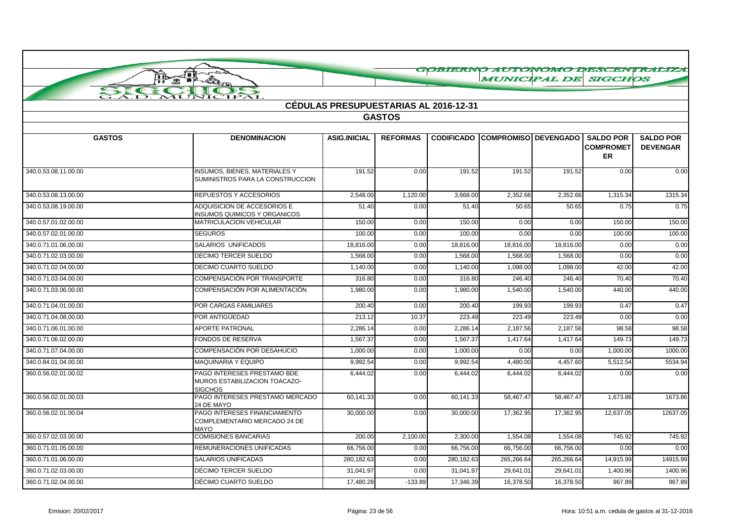GOBIERNO AUTONOMO DESCENTRALIZADO MUNICIPAL DE SIGCHOS

## CÉDULAS PRESUPUESTARIAS AL 2016-12-31

### GASTOS

| GASTOS | DENOMINACION | ASIG.INICIAL | REFORMAS | CODIFICADO | COMPROMISO | DEVENGADO | SALDO POR COMPROMETER | SALDO POR DEVENGAR |
|---|---|---|---|---|---|---|---|---|
| 340.0.53.08.11.00.00 | INSUMOS, BIENES, MATERIALES Y SUMINISTROS PARA LA CONSTRUCCION | 191.52 | 0.00 | 191.52 | 191.52 | 191.52 | 0.00 | 0.00 |
| 340.0.53.08.13.00.00 | REPUESTOS Y ACCESORIOS | 2,548.00 | 1,120.00 | 3,668.00 | 2,352.66 | 2,352.66 | 1,315.34 | 1315.34 |
| 340.0.53.08.19.00.00 | ADQUISICION DE ACCESORIOS E INSUMOS QUIMICOS Y ORGANICOS | 51.40 | 0.00 | 51.40 | 50.65 | 50.65 | 0.75 | 0.75 |
| 340.0.57.01.02.00.00 | MATRICULACION VEHICULAR | 150.00 | 0.00 | 150.00 | 0.00 | 0.00 | 150.00 | 150.00 |
| 340.0.57.02.01.00.00 | SEGUROS | 100.00 | 0.00 | 100.00 | 0.00 | 0.00 | 100.00 | 100.00 |
| 340.0.71.01.06.00.00 | SALARIOS UNIFICADOS | 18,816.00 | 0.00 | 18,816.00 | 18,816.00 | 18,816.00 | 0.00 | 0.00 |
| 340.0.71.02.03.00.00 | DECIMO TERCER SUELDO | 1,568.00 | 0.00 | 1,568.00 | 1,568.00 | 1,568.00 | 0.00 | 0.00 |
| 340.0.71.02.04.00.00 | DECIMO CUARTO SUELDO | 1,140.00 | 0.00 | 1,140.00 | 1,098.00 | 1,098.00 | 42.00 | 42.00 |
| 340.0.71.03.04.00.00 | COMPENSACIÓN POR TRANSPORTE | 316.80 | 0.00 | 316.80 | 246.40 | 246.40 | 70.40 | 70.40 |
| 340.0.71.03.06.00.00 | COMPENSACIÓN POR ALIMENTACIÓN | 1,980.00 | 0.00 | 1,980.00 | 1,540.00 | 1,540.00 | 440.00 | 440.00 |
| 340.0.71.04.01.00.00 | POR CARGAS FAMILIARES | 200.40 | 0.00 | 200.40 | 199.93 | 199.93 | 0.47 | 0.47 |
| 340.0.71.04.08.00.00 | POR ANTIGÜEDAD | 213.12 | 10.37 | 223.49 | 223.49 | 223.49 | 0.00 | 0.00 |
| 340.0.71.06.01.00.00 | APORTE PATRONAL | 2,286.14 | 0.00 | 2,286.14 | 2,187.56 | 2,187.56 | 98.58 | 98.58 |
| 340.0.71.06.02.00.00 | FONDOS DE RESERVA | 1,567.37 | 0.00 | 1,567.37 | 1,417.64 | 1,417.64 | 149.73 | 149.73 |
| 340.0.71.07.04.00.00 | COMPENSACIÓN POR DESAHUCIO | 1,000.00 | 0.00 | 1,000.00 | 0.00 | 0.00 | 1,000.00 | 1000.00 |
| 340.0.84.01.04.00.00 | MAQUINARIA Y EQUIPO | 9,992.54 | 0.00 | 9,992.54 | 4,480.00 | 4,457.60 | 5,512.54 | 5534.94 |
| 360.0.56.02.01.00.02 | PAGO INTERESES PRESTAMO BDE MUROS ESTABILIZACION TOACAZO-SIGCHOS | 6,444.02 | 0.00 | 6,444.02 | 6,444.02 | 6,444.02 | 0.00 | 0.00 |
| 360.0.56.02.01.00.03 | PAGO INTERESES PRESTAMO MERCADO 24 DE MAYO | 60,141.33 | 0.00 | 60,141.33 | 58,467.47 | 58,467.47 | 1,673.86 | 1673.86 |
| 360.0.56.02.01.00.04 | PAGO INTERESES FINANCIAMIENTO COMPLEMENTARIO MERCADO 24 DE MAYO | 30,000.00 | 0.00 | 30,000.00 | 17,362.95 | 17,362.95 | 12,637.05 | 12637.05 |
| 360.0.57.02.03.00.00 | COMISIONES BANCARIAS | 200.00 | 2,100.00 | 2,300.00 | 1,554.08 | 1,554.08 | 745.92 | 745.92 |
| 360.0.71.01.05.00.00 | REMUNERACIONES UNIFICADAS | 66,756.00 | 0.00 | 66,756.00 | 66,756.00 | 66,756.00 | 0.00 | 0.00 |
| 360.0.71.01.06.00.00 | SALARIOS UNIFICADAS | 280,182.63 | 0.00 | 280,182.63 | 265,266.64 | 265,266.64 | 14,915.99 | 14915.99 |
| 360.0.71.02.03.00.00 | DÉCIMO TERCER SUELDO | 31,041.97 | 0.00 | 31,041.97 | 29,641.01 | 29,641.01 | 1,400.96 | 1400.96 |
| 360.0.71.02.04.00.00 | DÉCIMO CUARTO SUELDO | 17,480.28 | -133.89 | 17,346.39 | 16,378.50 | 16,378.50 | 967.89 | 967.89 |

Emision: 20/02/2017 Hora: 10:51 a.m. cedula de gastos al 31-12-2016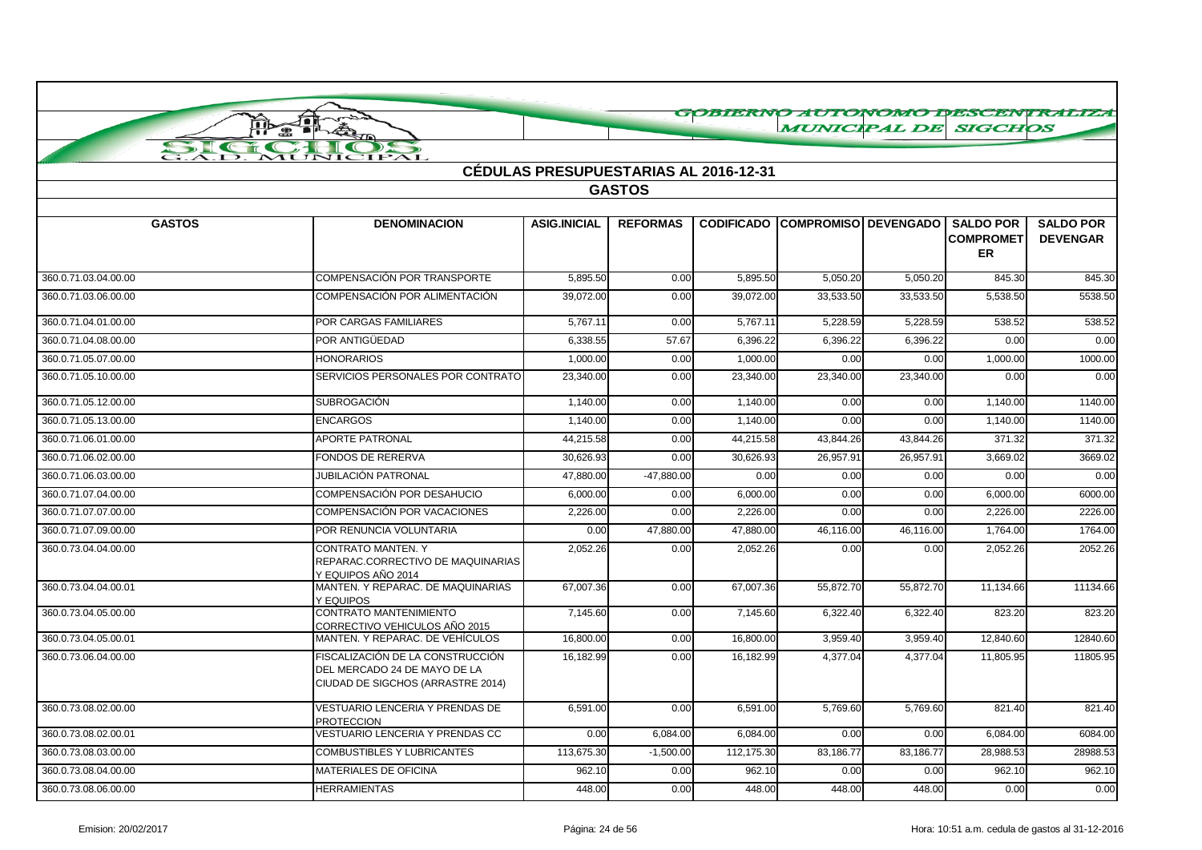GOBIERNO AUTONOMO DESCENTRALIZADO MUNICIPAL DE SIGCHOS

SIGCHOS G.A.D. MUNICIPAL

## CÉDULAS PRESUPUESTARIAS AL 2016-12-31

### GASTOS

| GASTOS | DENOMINACION | ASIG.INICIAL | REFORMAS | CODIFICADO | COMPROMISO | DEVENGADO | SALDO POR COMPROMETER | SALDO POR DEVENGAR |
|---|---|---|---|---|---|---|---|---|
| 360.0.71.03.04.00.00 | COMPENSACIÓN POR TRANSPORTE | 5,895.50 | 0.00 | 5,895.50 | 5,050.20 | 5,050.20 | 845.30 | 845.30 |
| 360.0.71.03.06.00.00 | COMPENSACIÓN POR ALIMENTACIÓN | 39,072.00 | 0.00 | 39,072.00 | 33,533.50 | 33,533.50 | 5,538.50 | 5538.50 |
| 360.0.71.04.01.00.00 | POR CARGAS FAMILIARES | 5,767.11 | 0.00 | 5,767.11 | 5,228.59 | 5,228.59 | 538.52 | 538.52 |
| 360.0.71.04.08.00.00 | POR ANTIGÜEDAD | 6,338.55 | 57.67 | 6,396.22 | 6,396.22 | 6,396.22 | 0.00 | 0.00 |
| 360.0.71.05.07.00.00 | HONORARIOS | 1,000.00 | 0.00 | 1,000.00 | 0.00 | 0.00 | 1,000.00 | 1000.00 |
| 360.0.71.05.10.00.00 | SERVICIOS PERSONALES POR CONTRATO | 23,340.00 | 0.00 | 23,340.00 | 23,340.00 | 23,340.00 | 0.00 | 0.00 |
| 360.0.71.05.12.00.00 | SUBROGACIÓN | 1,140.00 | 0.00 | 1,140.00 | 0.00 | 0.00 | 1,140.00 | 1140.00 |
| 360.0.71.05.13.00.00 | ENCARGOS | 1,140.00 | 0.00 | 1,140.00 | 0.00 | 0.00 | 1,140.00 | 1140.00 |
| 360.0.71.06.01.00.00 | APORTE PATRONAL | 44,215.58 | 0.00 | 44,215.58 | 43,844.26 | 43,844.26 | 371.32 | 371.32 |
| 360.0.71.06.02.00.00 | FONDOS DE RERERVA | 30,626.93 | 0.00 | 30,626.93 | 26,957.91 | 26,957.91 | 3,669.02 | 3669.02 |
| 360.0.71.06.03.00.00 | JUBILACIÓN PATRONAL | 47,880.00 | -47,880.00 | 0.00 | 0.00 | 0.00 | 0.00 | 0.00 |
| 360.0.71.07.04.00.00 | COMPENSACIÓN POR DESAHUCIO | 6,000.00 | 0.00 | 6,000.00 | 0.00 | 0.00 | 6,000.00 | 6000.00 |
| 360.0.71.07.07.00.00 | COMPENSACIÓN POR VACACIONES | 2,226.00 | 0.00 | 2,226.00 | 0.00 | 0.00 | 2,226.00 | 2226.00 |
| 360.0.71.07.09.00.00 | POR RENUNCIA VOLUNTARIA | 0.00 | 47,880.00 | 47,880.00 | 46,116.00 | 46,116.00 | 1,764.00 | 1764.00 |
| 360.0.73.04.04.00.00 | CONTRATO MANTEN. Y REPARAC.CORRECTIVO DE MAQUINARIAS Y EQUIPOS AÑO 2014 | 2,052.26 | 0.00 | 2,052.26 | 0.00 | 0.00 | 2,052.26 | 2052.26 |
| 360.0.73.04.04.00.01 | MANTEN. Y REPARAC. DE MAQUINARIAS Y EQUIPOS | 67,007.36 | 0.00 | 67,007.36 | 55,872.70 | 55,872.70 | 11,134.66 | 11134.66 |
| 360.0.73.04.05.00.00 | CONTRATO MANTENIMIENTO CORRECTIVO VEHICULOS AÑO 2015 | 7,145.60 | 0.00 | 7,145.60 | 6,322.40 | 6,322.40 | 823.20 | 823.20 |
| 360.0.73.04.05.00.01 | MANTEN. Y REPARAC. DE VEHÍCULOS | 16,800.00 | 0.00 | 16,800.00 | 3,959.40 | 3,959.40 | 12,840.60 | 12840.60 |
| 360.0.73.06.04.00.00 | FISCALIZACIÓN DE LA CONSTRUCCIÓN DEL MERCADO 24 DE MAYO DE LA CIUDAD DE SIGCHOS (ARRASTRE 2014) | 16,182.99 | 0.00 | 16,182.99 | 4,377.04 | 4,377.04 | 11,805.95 | 11805.95 |
| 360.0.73.08.02.00.00 | VESTUARIO LENCERIA Y PRENDAS DE PROTECCION | 6,591.00 | 0.00 | 6,591.00 | 5,769.60 | 5,769.60 | 821.40 | 821.40 |
| 360.0.73.08.02.00.01 | VESTUARIO LENCERIA Y PRENDAS CC | 0.00 | 6,084.00 | 6,084.00 | 0.00 | 0.00 | 6,084.00 | 6084.00 |
| 360.0.73.08.03.00.00 | COMBUSTIBLES Y LUBRICANTES | 113,675.30 | -1,500.00 | 112,175.30 | 83,186.77 | 83,186.77 | 28,988.53 | 28988.53 |
| 360.0.73.08.04.00.00 | MATERIALES DE OFICINA | 962.10 | 0.00 | 962.10 | 0.00 | 0.00 | 962.10 | 962.10 |
| 360.0.73.08.06.00.00 | HERRAMIENTAS | 448.00 | 0.00 | 448.00 | 448.00 | 448.00 | 0.00 | 0.00 |

Emision: 20/02/2017 — Hora: 10:51 a.m. cedula de gastos al 31-12-2016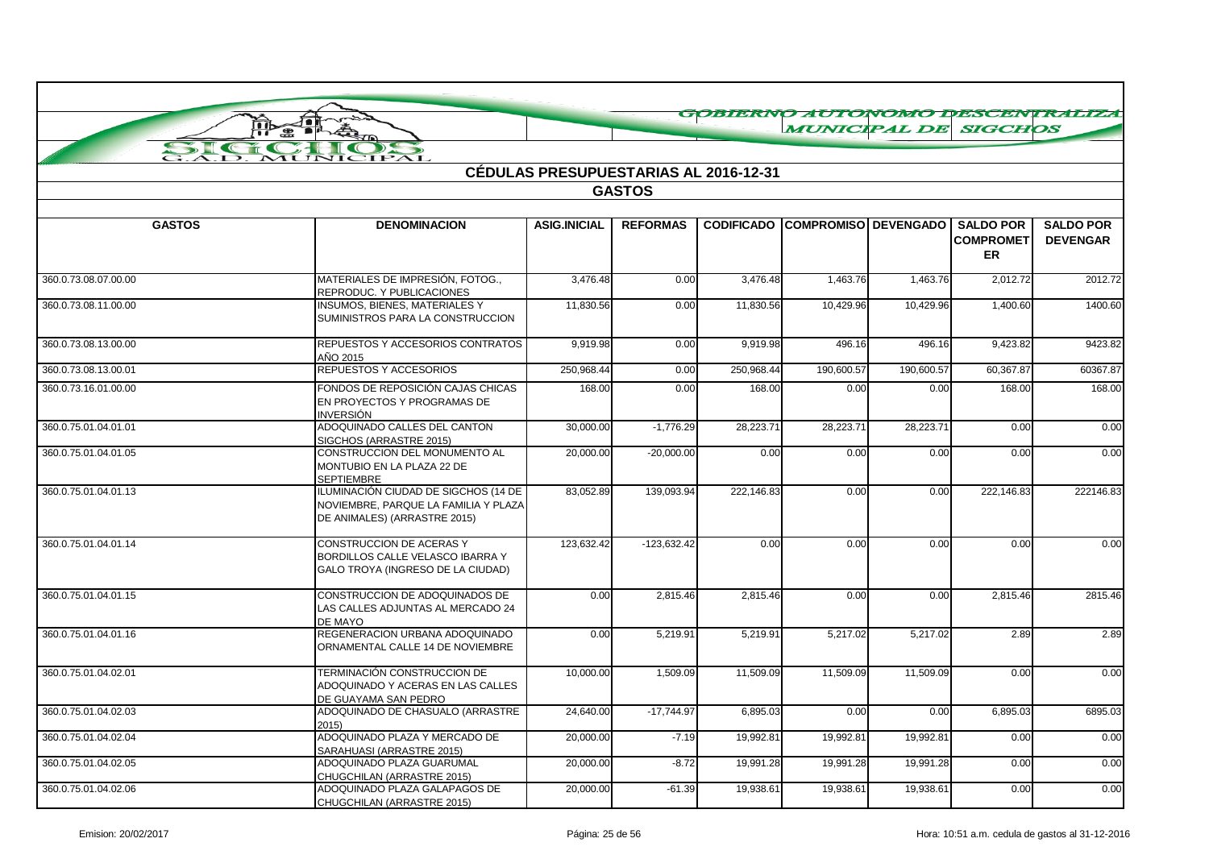# GOBIERNO AUTONOMO DESCENTRALIZADO MUNICIPAL DE SIGCHOS

SIGCHOS G.A.D. MUNICIPAL

## CÉDULAS PRESUPUESTARIAS AL 2016-12-31

### GASTOS

| GASTOS | DENOMINACION | ASIG.INICIAL | REFORMAS | CODIFICADO | COMPROMISO | DEVENGADO | SALDO POR COMPROMETER | SALDO POR DEVENGAR |
|---|---|---|---|---|---|---|---|---|
| 360.0.73.08.07.00.00 | MATERIALES DE IMPRESIÓN, FOTOG., REPRODUC. Y PUBLICACIONES | 3,476.48 | 0.00 | 3,476.48 | 1,463.76 | 1,463.76 | 2,012.72 | 2012.72 |
| 360.0.73.08.11.00.00 | INSUMOS, BIENES, MATERIALES Y SUMINISTROS PARA LA CONSTRUCCION | 11,830.56 | 0.00 | 11,830.56 | 10,429.96 | 10,429.96 | 1,400.60 | 1400.60 |
| 360.0.73.08.13.00.00 | REPUESTOS Y ACCESORIOS CONTRATOS AÑO 2015 | 9,919.98 | 0.00 | 9,919.98 | 496.16 | 496.16 | 9,423.82 | 9423.82 |
| 360.0.73.08.13.00.01 | REPUESTOS Y ACCESORIOS | 250,968.44 | 0.00 | 250,968.44 | 190,600.57 | 190,600.57 | 60,367.87 | 60367.87 |
| 360.0.73.16.01.00.00 | FONDOS DE REPOSICIÓN CAJAS CHICAS EN PROYECTOS Y PROGRAMAS DE INVERSIÓN | 168.00 | 0.00 | 168.00 | 0.00 | 0.00 | 168.00 | 168.00 |
| 360.0.75.01.04.01.01 | ADOQUINADO CALLES DEL CANTON SIGCHOS (ARRASTRE 2015) | 30,000.00 | -1,776.29 | 28,223.71 | 28,223.71 | 28,223.71 | 0.00 | 0.00 |
| 360.0.75.01.04.01.05 | CONSTRUCCION DEL MONUMENTO AL MONTUBIO EN LA PLAZA 22 DE SEPTIEMBRE | 20,000.00 | -20,000.00 | 0.00 | 0.00 | 0.00 | 0.00 | 0.00 |
| 360.0.75.01.04.01.13 | ILUMINACIÓN CIUDAD DE SIGCHOS (14 DE NOVIEMBRE, PARQUE LA FAMILIA Y PLAZA DE ANIMALES) (ARRASTRE 2015) | 83,052.89 | 139,093.94 | 222,146.83 | 0.00 | 0.00 | 222,146.83 | 222146.83 |
| 360.0.75.01.04.01.14 | CONSTRUCCION DE ACERAS Y BORDILLOS CALLE VELASCO IBARRA Y GALO TROYA (INGRESO DE LA CIUDAD) | 123,632.42 | -123,632.42 | 0.00 | 0.00 | 0.00 | 0.00 | 0.00 |
| 360.0.75.01.04.01.15 | CONSTRUCCION DE ADOQUINADOS DE LAS CALLES ADJUNTAS AL MERCADO 24 DE MAYO | 0.00 | 2,815.46 | 2,815.46 | 0.00 | 0.00 | 2,815.46 | 2815.46 |
| 360.0.75.01.04.01.16 | REGENERACION URBANA ADOQUINADO ORNAMENTAL CALLE 14 DE NOVIEMBRE | 0.00 | 5,219.91 | 5,219.91 | 5,217.02 | 5,217.02 | 2.89 | 2.89 |
| 360.0.75.01.04.02.01 | TERMINACIÓN CONSTRUCCION DE ADOQUINADO Y ACERAS EN LAS CALLES DE GUAYAMA SAN PEDRO | 10,000.00 | 1,509.09 | 11,509.09 | 11,509.09 | 11,509.09 | 0.00 | 0.00 |
| 360.0.75.01.04.02.03 | ADOQUINADO DE CHASUALO (ARRASTRE 2015) | 24,640.00 | -17,744.97 | 6,895.03 | 0.00 | 0.00 | 6,895.03 | 6895.03 |
| 360.0.75.01.04.02.04 | ADOQUINADO PLAZA Y MERCADO DE SARAHUASI (ARRASTRE 2015) | 20,000.00 | -7.19 | 19,992.81 | 19,992.81 | 19,992.81 | 0.00 | 0.00 |
| 360.0.75.01.04.02.05 | ADOQUINADO PLAZA GUARUMAL CHUGCHILAN (ARRASTRE 2015) | 20,000.00 | -8.72 | 19,991.28 | 19,991.28 | 19,991.28 | 0.00 | 0.00 |
| 360.0.75.01.04.02.06 | ADOQUINADO PLAZA GALAPAGOS DE CHUGCHILAN (ARRASTRE 2015) | 20,000.00 | -61.39 | 19,938.61 | 19,938.61 | 19,938.61 | 0.00 | 0.00 |

Emision: 20/02/2017 — Hora: 10:51 a.m. cedula de gastos al 31-12-2016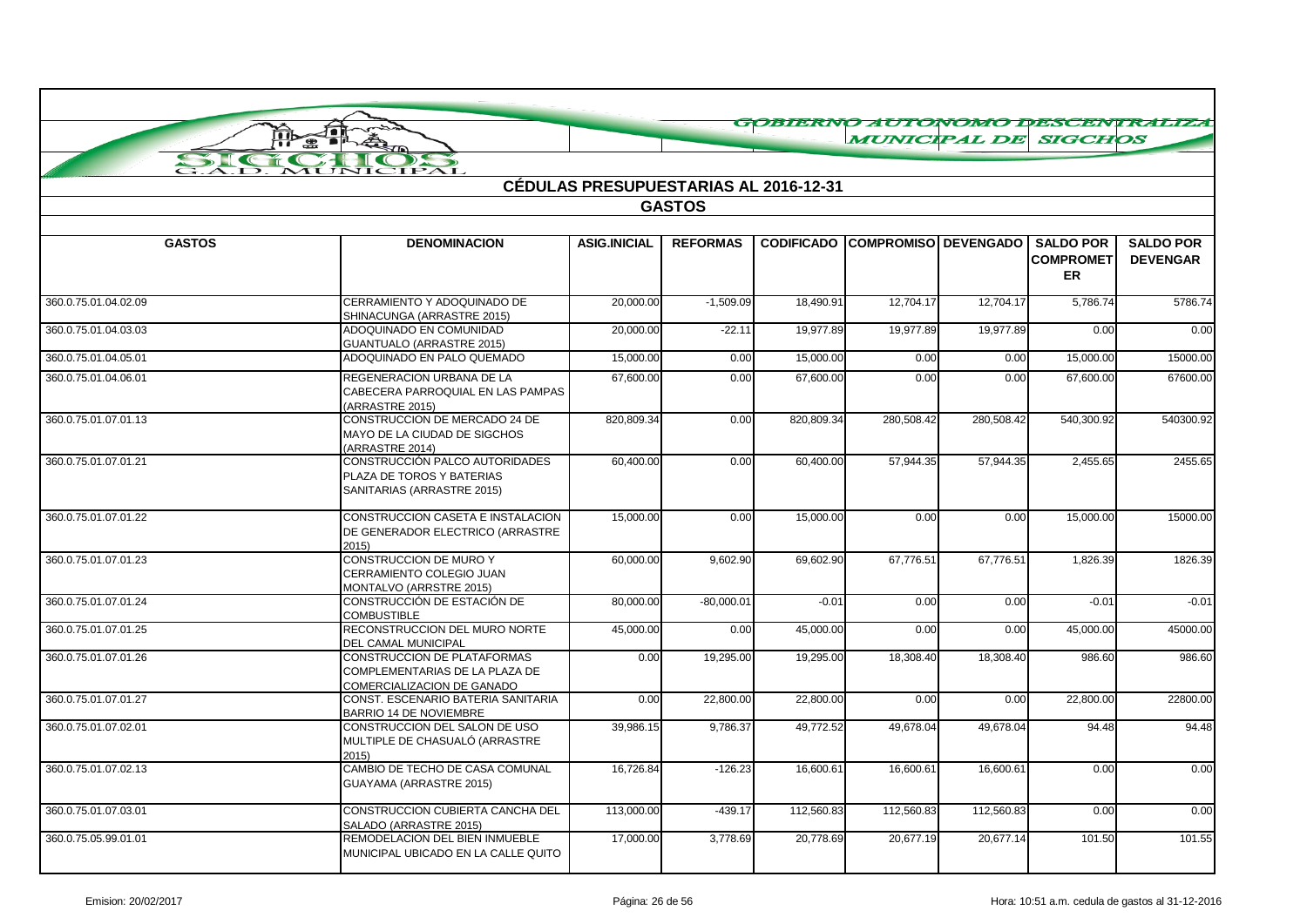GOBIERNO AUTONOMO DESCENTRALIZADO MUNICIPAL DE SIGCHOS

# CÉDULAS PRESUPUESTARIAS AL 2016-12-31

## GASTOS

| GASTOS | DENOMINACION | ASIG.INICIAL | REFORMAS | CODIFICADO | COMPROMISO | DEVENGADO | SALDO POR COMPROMETER | SALDO POR DEVENGAR |
|---|---|---|---|---|---|---|---|---|
| 360.0.75.01.04.02.09 | CERRAMIENTO Y ADOQUINADO DE SHINACUNGA (ARRASTRE 2015) | 20,000.00 | -1,509.09 | 18,490.91 | 12,704.17 | 12,704.17 | 5,786.74 | 5786.74 |
| 360.0.75.01.04.03.03 | ADOQUINADO EN COMUNIDAD GUANTUALO (ARRASTRE 2015) | 20,000.00 | -22.11 | 19,977.89 | 19,977.89 | 19,977.89 | 0.00 | 0.00 |
| 360.0.75.01.04.05.01 | ADOQUINADO EN PALO QUEMADO | 15,000.00 | 0.00 | 15,000.00 | 0.00 | 0.00 | 15,000.00 | 15000.00 |
| 360.0.75.01.04.06.01 | REGENERACION URBANA DE LA CABECERA PARROQUIAL EN LAS PAMPAS (ARRASTRE 2015) | 67,600.00 | 0.00 | 67,600.00 | 0.00 | 0.00 | 67,600.00 | 67600.00 |
| 360.0.75.01.07.01.13 | CONSTRUCCION DE MERCADO 24 DE MAYO DE LA CIUDAD DE SIGCHOS (ARRASTRE 2014) | 820,809.34 | 0.00 | 820,809.34 | 280,508.42 | 280,508.42 | 540,300.92 | 540300.92 |
| 360.0.75.01.07.01.21 | CONSTRUCCIÓN PALCO AUTORIDADES PLAZA DE TOROS Y BATERIAS SANITARIAS (ARRASTRE 2015) | 60,400.00 | 0.00 | 60,400.00 | 57,944.35 | 57,944.35 | 2,455.65 | 2455.65 |
| 360.0.75.01.07.01.22 | CONSTRUCCION CASETA E INSTALACION DE GENERADOR ELECTRICO (ARRASTRE 2015) | 15,000.00 | 0.00 | 15,000.00 | 0.00 | 0.00 | 15,000.00 | 15000.00 |
| 360.0.75.01.07.01.23 | CONSTRUCCION DE MURO Y CERRAMIENTO COLEGIO JUAN MONTALVO (ARRSTRE 2015) | 60,000.00 | 9,602.90 | 69,602.90 | 67,776.51 | 67,776.51 | 1,826.39 | 1826.39 |
| 360.0.75.01.07.01.24 | CONSTRUCCIÓN DE ESTACIÓN DE COMBUSTIBLE | 80,000.00 | -80,000.01 | -0.01 | 0.00 | 0.00 | -0.01 | -0.01 |
| 360.0.75.01.07.01.25 | RECONSTRUCCION DEL MURO NORTE DEL CAMAL MUNICIPAL | 45,000.00 | 0.00 | 45,000.00 | 0.00 | 0.00 | 45,000.00 | 45000.00 |
| 360.0.75.01.07.01.26 | CONSTRUCCION DE PLATAFORMAS COMPLEMENTARIAS DE LA PLAZA DE COMERCIALIZACION DE GANADO | 0.00 | 19,295.00 | 19,295.00 | 18,308.40 | 18,308.40 | 986.60 | 986.60 |
| 360.0.75.01.07.01.27 | CONST. ESCENARIO BATERIA SANITARIA BARRIO 14 DE NOVIEMBRE | 0.00 | 22,800.00 | 22,800.00 | 0.00 | 0.00 | 22,800.00 | 22800.00 |
| 360.0.75.01.07.02.01 | CONSTRUCCION DEL SALON DE USO MULTIPLE DE CHASUALÓ (ARRASTRE 2015) | 39,986.15 | 9,786.37 | 49,772.52 | 49,678.04 | 49,678.04 | 94.48 | 94.48 |
| 360.0.75.01.07.02.13 | CAMBIO DE TECHO DE CASA COMUNAL GUAYAMA (ARRASTRE 2015) | 16,726.84 | -126.23 | 16,600.61 | 16,600.61 | 16,600.61 | 0.00 | 0.00 |
| 360.0.75.01.07.03.01 | CONSTRUCCION CUBIERTA CANCHA DEL SALADO (ARRASTRE 2015) | 113,000.00 | -439.17 | 112,560.83 | 112,560.83 | 112,560.83 | 0.00 | 0.00 |
| 360.0.75.05.99.01.01 | REMODELACION DEL BIEN INMUEBLE MUNICIPAL UBICADO EN LA CALLE QUITO | 17,000.00 | 3,778.69 | 20,778.69 | 20,677.19 | 20,677.14 | 101.50 | 101.55 |

Emision: 20/02/2017 | Hora: 10:51 a.m. cedula de gastos al 31-12-2016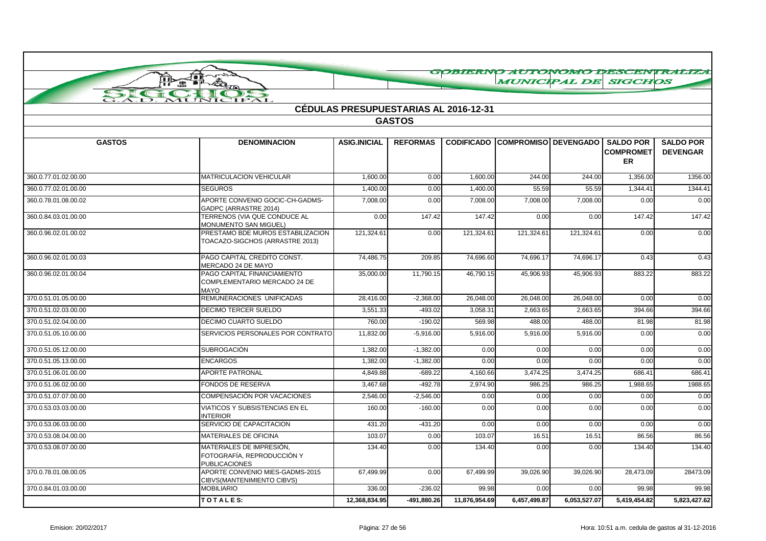GOBIERNO AUTONOMO DESCENTRALIZADO MUNICIPAL DE SIGCHOS

SIGCHOS G.A.D. MUNICIPAL

## CÉDULAS PRESUPUESTARIAS AL 2016-12-31

### GASTOS

| GASTOS | DENOMINACION | ASIG.INICIAL | REFORMAS | CODIFICADO | COMPROMISO | DEVENGADO | SALDO POR COMPROMETER | SALDO POR DEVENGAR |
|---|---|---|---|---|---|---|---|---|
| 360.0.77.01.02.00.00 | MATRICULACION VEHICULAR | 1,600.00 | 0.00 | 1,600.00 | 244.00 | 244.00 | 1,356.00 | 1356.00 |
| 360.0.77.02.01.00.00 | SEGUROS | 1,400.00 | 0.00 | 1,400.00 | 55.59 | 55.59 | 1,344.41 | 1344.41 |
| 360.0.78.01.08.00.02 | APORTE CONVENIO GOCIC-CH-GADMS-GADPC (ARRASTRE 2014) | 7,008.00 | 0.00 | 7,008.00 | 7,008.00 | 7,008.00 | 0.00 | 0.00 |
| 360.0.84.03.01.00.00 | TERRENOS (VIA QUE CONDUCE AL MONUMENTO SAN MIGUEL) | 0.00 | 147.42 | 147.42 | 0.00 | 0.00 | 147.42 | 147.42 |
| 360.0.96.02.01.00.02 | PRESTAMO BDE MUROS ESTABILIZACION TOACAZO-SIGCHOS (ARRASTRE 2013) | 121,324.61 | 0.00 | 121,324.61 | 121,324.61 | 121,324.61 | 0.00 | 0.00 |
| 360.0.96.02.01.00.03 | PAGO CAPITAL CREDITO CONST. MERCADO 24 DE MAYO | 74,486.75 | 209.85 | 74,696.60 | 74,696.17 | 74,696.17 | 0.43 | 0.43 |
| 360.0.96.02.01.00.04 | PAGO CAPITAL FINANCIAMIENTO COMPLEMENTARIO MERCADO 24 DE MAYO | 35,000.00 | 11,790.15 | 46,790.15 | 45,906.93 | 45,906.93 | 883.22 | 883.22 |
| 370.0.51.01.05.00.00 | REMUNERACIONES UNIFICADAS | 28,416.00 | -2,368.00 | 26,048.00 | 26,048.00 | 26,048.00 | 0.00 | 0.00 |
| 370.0.51.02.03.00.00 | DECIMO TERCER SUELDO | 3,551.33 | -493.02 | 3,058.31 | 2,663.65 | 2,663.65 | 394.66 | 394.66 |
| 370.0.51.02.04.00.00 | DECIMO CUARTO SUELDO | 760.00 | -190.02 | 569.98 | 488.00 | 488.00 | 81.98 | 81.98 |
| 370.0.51.05.10.00.00 | SERVICIOS PERSONALES POR CONTRATO | 11,832.00 | -5,916.00 | 5,916.00 | 5,916.00 | 5,916.00 | 0.00 | 0.00 |
| 370.0.51.05.12.00.00 | SUBROGACIÓN | 1,382.00 | -1,382.00 | 0.00 | 0.00 | 0.00 | 0.00 | 0.00 |
| 370.0.51.05.13.00.00 | ENCARGOS | 1,382.00 | -1,382.00 | 0.00 | 0.00 | 0.00 | 0.00 | 0.00 |
| 370.0.51.06.01.00.00 | APORTE PATRONAL | 4,849.88 | -689.22 | 4,160.66 | 3,474.25 | 3,474.25 | 686.41 | 686.41 |
| 370.0.51.06.02.00.00 | FONDOS DE RESERVA | 3,467.68 | -492.78 | 2,974.90 | 986.25 | 986.25 | 1,988.65 | 1988.65 |
| 370.0.51.07.07.00.00 | COMPENSACIÓN POR VACACIONES | 2,546.00 | -2,546.00 | 0.00 | 0.00 | 0.00 | 0.00 | 0.00 |
| 370.0.53.03.03.00.00 | VIATICOS Y SUBSISTENCIAS EN EL INTERIOR | 160.00 | -160.00 | 0.00 | 0.00 | 0.00 | 0.00 | 0.00 |
| 370.0.53.06.03.00.00 | SERVICIO DE CAPACITACION | 431.20 | -431.20 | 0.00 | 0.00 | 0.00 | 0.00 | 0.00 |
| 370.0.53.08.04.00.00 | MATERIALES DE OFICINA | 103.07 | 0.00 | 103.07 | 16.51 | 16.51 | 86.56 | 86.56 |
| 370.0.53.08.07.00.00 | MATERIALES DE IMPRESIÓN, FOTOGRAFÍA, REPRODUCCIÓN Y PUBLICACIONES | 134.40 | 0.00 | 134.40 | 0.00 | 0.00 | 134.40 | 134.40 |
| 370.0.78.01.08.00.05 | APORTE CONVENIO MIES-GADMS-2015 CIBVS(MANTENIMIENTO CIBVS) | 67,499.99 | 0.00 | 67,499.99 | 39,026.90 | 39,026.90 | 28,473.09 | 28473.09 |
| 370.0.84.01.03.00.00 | MOBILIARIO | 336.00 | -236.02 | 99.98 | 0.00 | 0.00 | 99.98 | 99.98 |
| | **T O T A L E S:** | **12,368,834.95** | **-491,880.26** | **11,876,954.69** | **6,457,499.87** | **6,053,527.07** | **5,419,454.82** | **5,823,427.62** |

Emision: 20/02/2017 | Hora: 10:51 a.m. cedula de gastos al 31-12-2016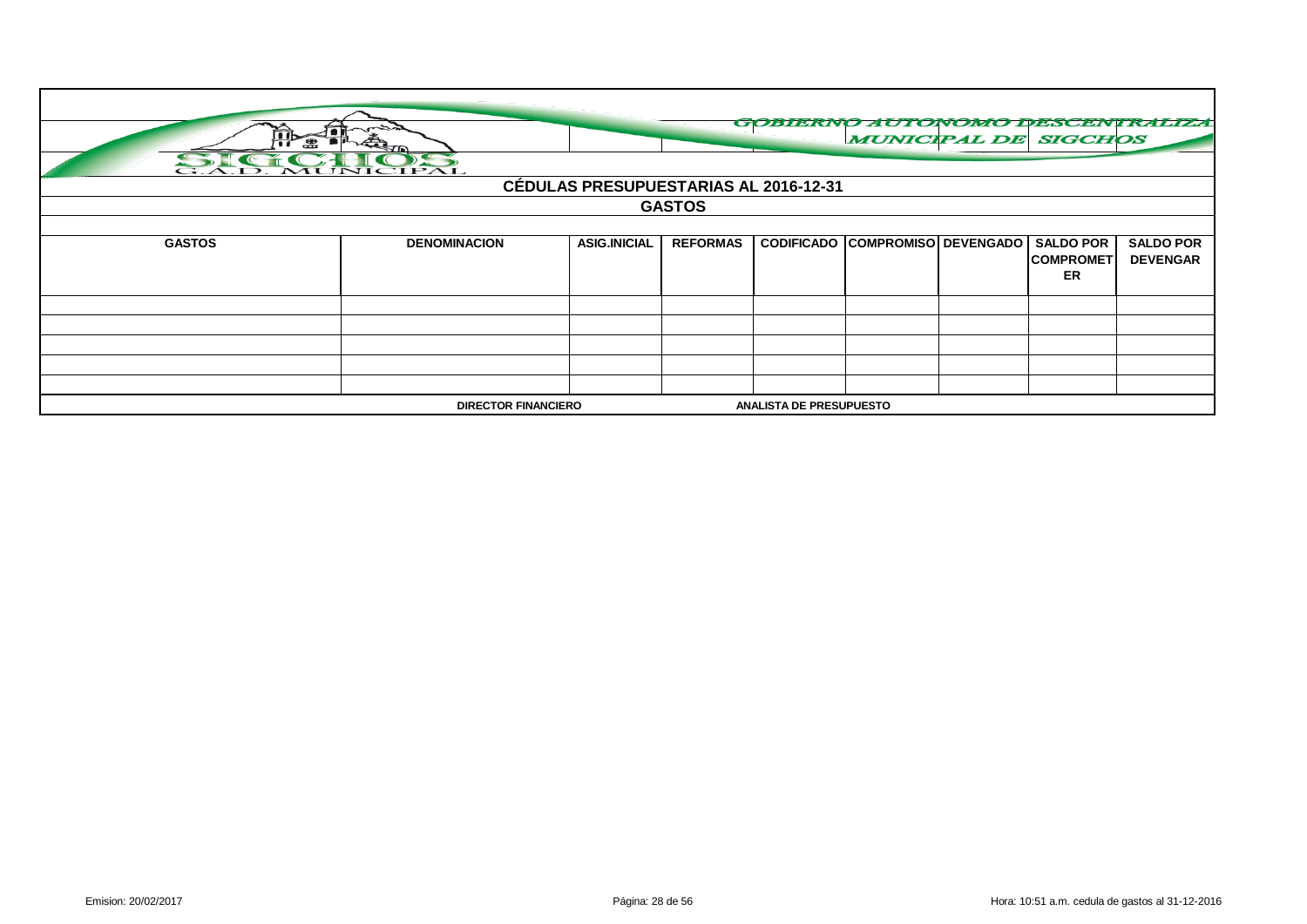GOBIERNO AUTONOMO DESCENTRALIZADO MUNICIPAL DE SIGCHOS

SIGCHOS G.A.D. MUNICIPAL

## CÉDULAS PRESUPUESTARIAS AL 2016-12-31

### GASTOS

| GASTOS | DENOMINACION | ASIG.INICIAL | REFORMAS | CODIFICADO | COMPROMISO | DEVENGADO | SALDO POR COMPROMETER | SALDO POR DEVENGAR |
|---|---|---|---|---|---|---|---|---|
| | | | | | | | | |
| | | | | | | | | |
| | | | | | | | | |
| | | | | | | | | |
| | | | | | | | | |

DIRECTOR FINANCIERO | ANALISTA DE PRESUPUESTO

Emision: 20/02/2017 | Hora: 10:51 a.m. cedula de gastos al 31-12-2016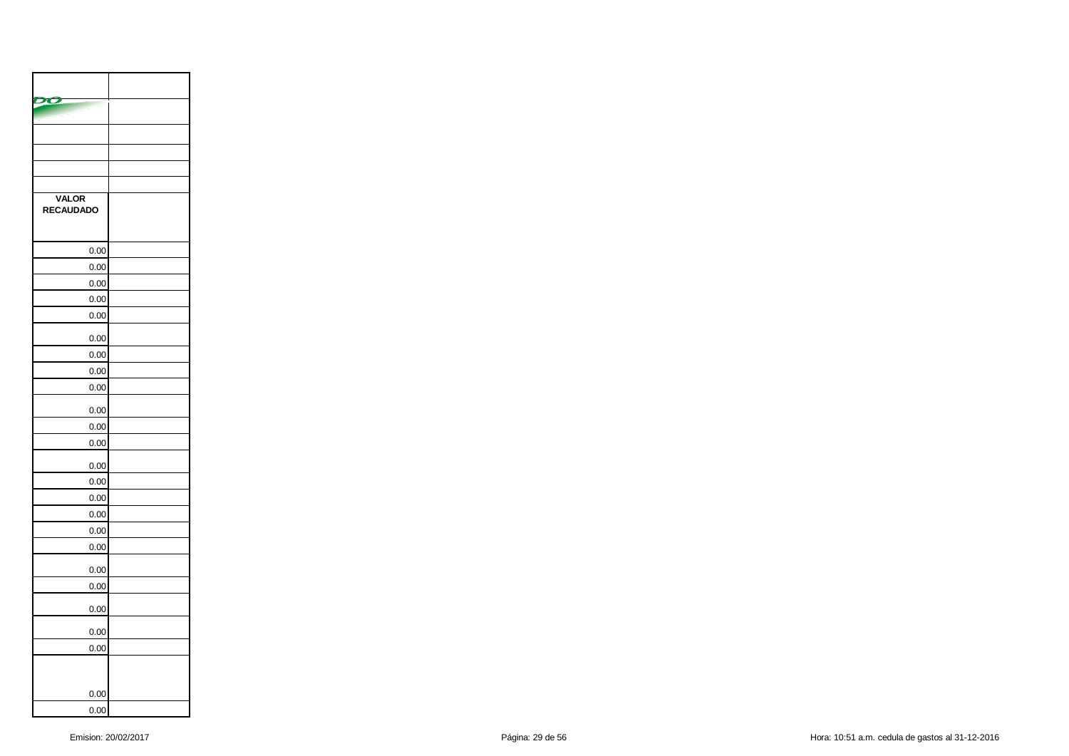| VALOR RECAUDADO | |
|---|---|
| 0.00 | |
| 0.00 | |
| 0.00 | |
| 0.00 | |
| 0.00 | |
| 0.00 | |
| 0.00 | |
| 0.00 | |
| 0.00 | |
| 0.00 | |
| 0.00 | |
| 0.00 | |
| 0.00 | |
| 0.00 | |
| 0.00 | |
| 0.00 | |
| 0.00 | |
| 0.00 | |
| 0.00 | |
| 0.00 | |
| 0.00 | |
| 0.00 | |
| 0.00 | |
| 0.00 | |
| 0.00 | |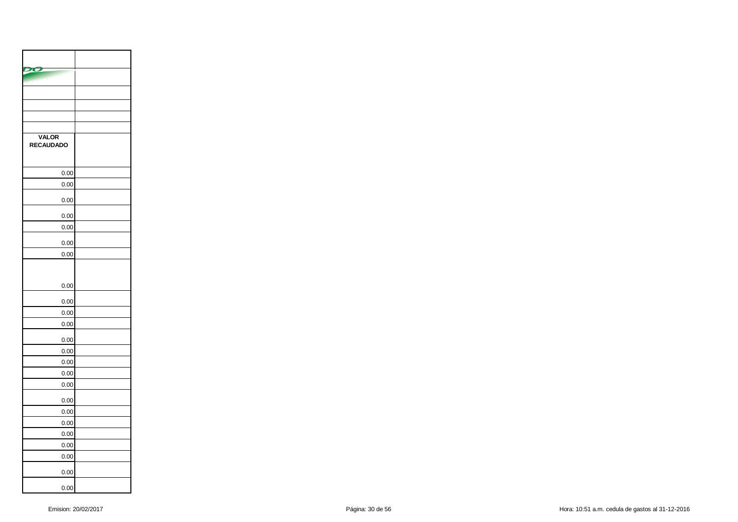| VALOR RECAUDADO | |
|---|---|
| 0.00 | |
| 0.00 | |
| 0.00 | |
| 0.00 | |
| 0.00 | |
| 0.00 | |
| 0.00 | |
| 0.00 | |
| 0.00 | |
| 0.00 | |
| 0.00 | |
| 0.00 | |
| 0.00 | |
| 0.00 | |
| 0.00 | |
| 0.00 | |
| 0.00 | |
| 0.00 | |
| 0.00 | |
| 0.00 | |
| 0.00 | |
| 0.00 | |
| 0.00 | |
| 0.00 | |

Emision: 20/02/2017

Hora: 10:51 a.m. cedula de gastos al 31-12-2016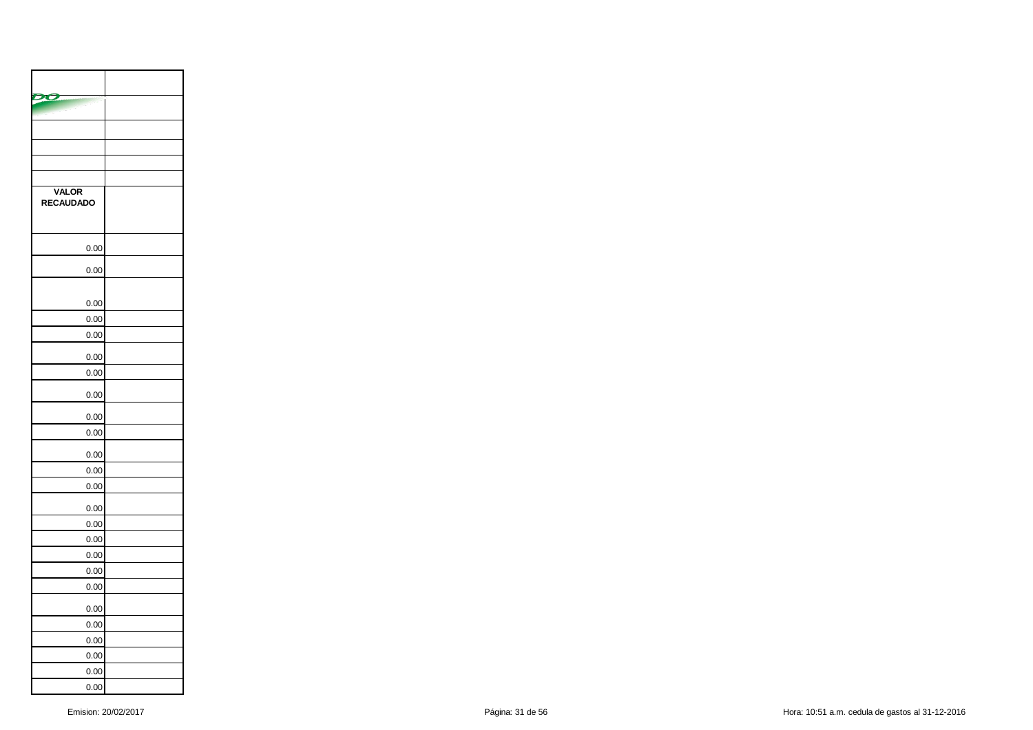| VALOR RECAUDADO | |
|---|---|
| 0.00 | |
| 0.00 | |
| 0.00 | |
| 0.00 | |
| 0.00 | |
| 0.00 | |
| 0.00 | |
| 0.00 | |
| 0.00 | |
| 0.00 | |
| 0.00 | |
| 0.00 | |
| 0.00 | |
| 0.00 | |
| 0.00 | |
| 0.00 | |
| 0.00 | |
| 0.00 | |
| 0.00 | |
| 0.00 | |
| 0.00 | |
| 0.00 | |
| 0.00 | |
| 0.00 | |
| 0.00 | |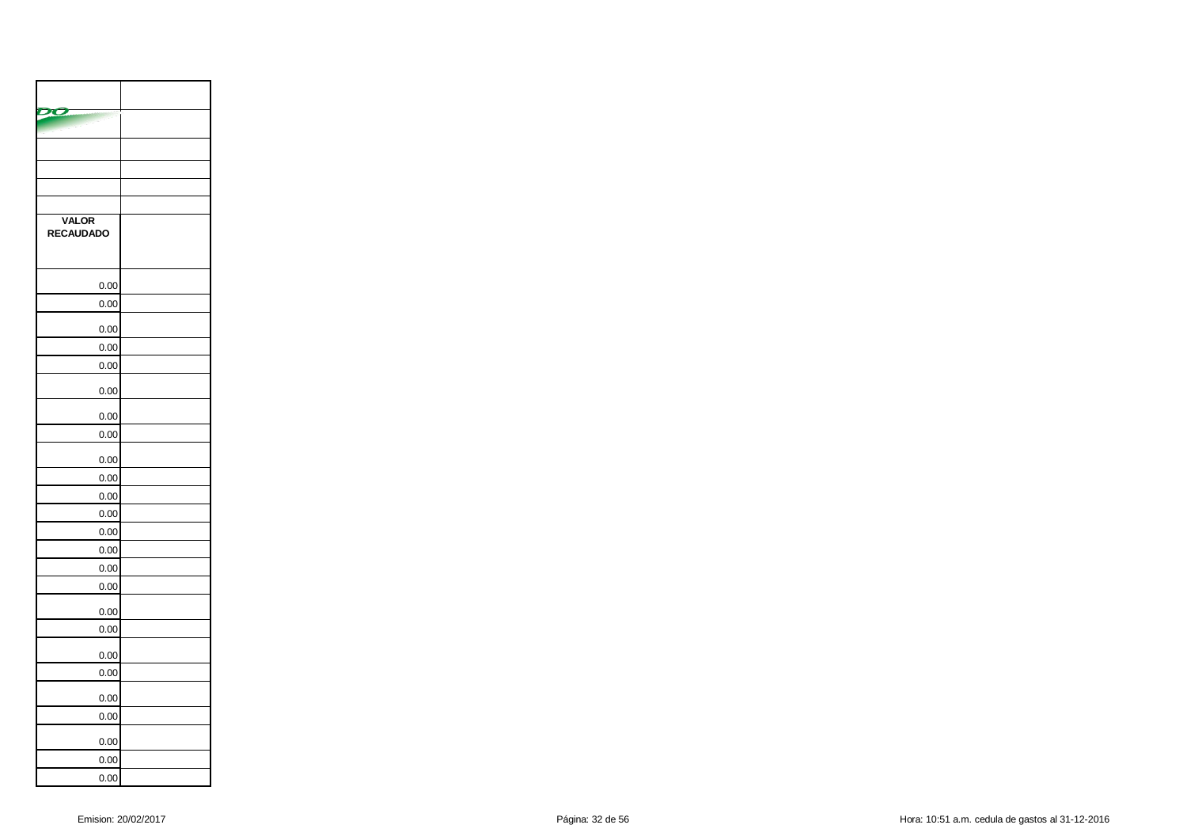| VALOR RECAUDADO | |
|---|---|
| 0.00 | |
| 0.00 | |
| 0.00 | |
| 0.00 | |
| 0.00 | |
| 0.00 | |
| 0.00 | |
| 0.00 | |
| 0.00 | |
| 0.00 | |
| 0.00 | |
| 0.00 | |
| 0.00 | |
| 0.00 | |
| 0.00 | |
| 0.00 | |
| 0.00 | |
| 0.00 | |
| 0.00 | |
| 0.00 | |
| 0.00 | |
| 0.00 | |
| 0.00 | |
| 0.00 | |
| 0.00 | |
| 0.00 | |

Emision: 20/02/2017

Hora: 10:51 a.m. cedula de gastos al 31-12-2016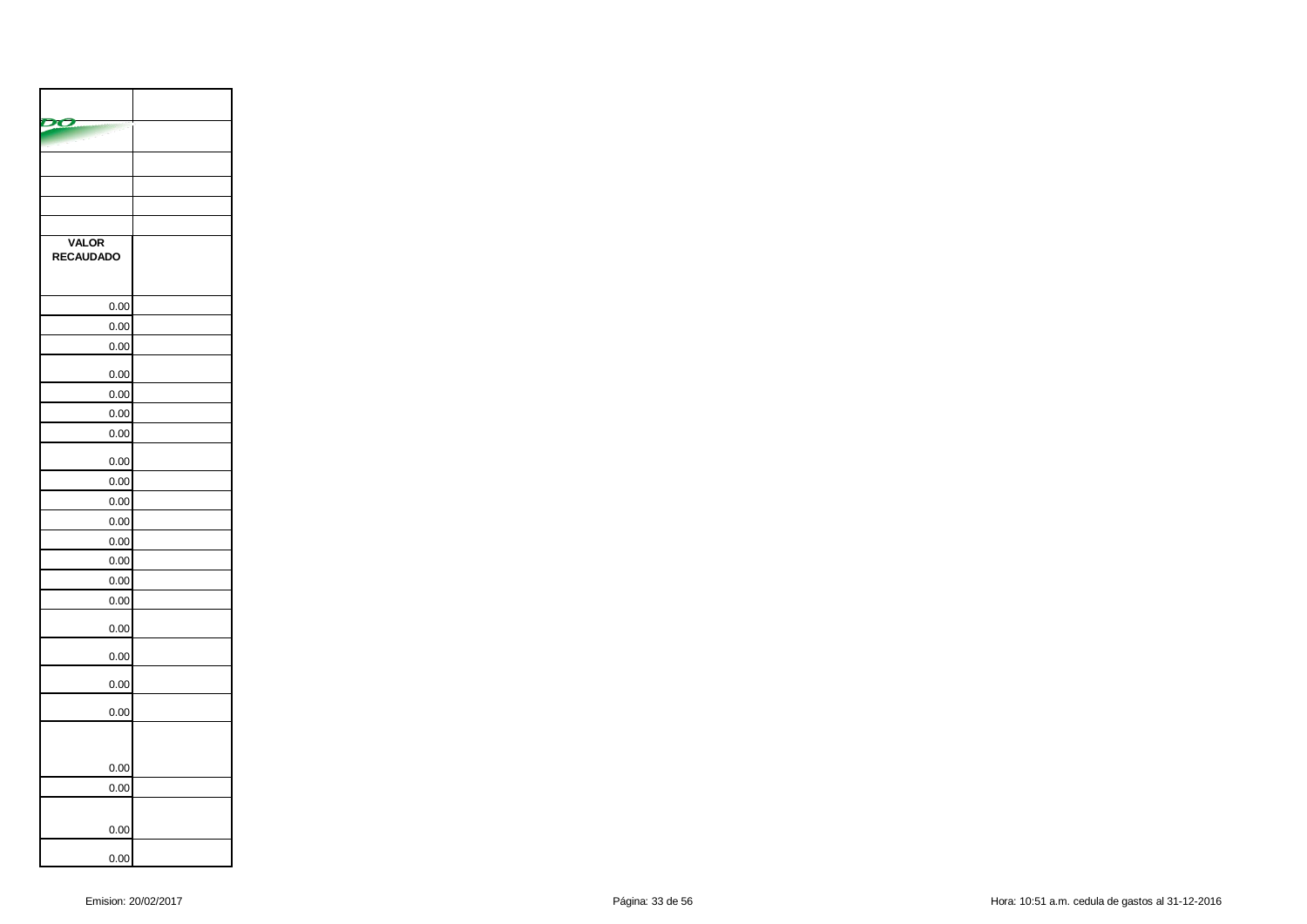| | |
|---|---|
| | |
| | |
| | |
| | |
| | |
| **VALOR RECAUDADO** | |
| 0.00 | |
| 0.00 | |
| 0.00 | |
| 0.00 | |
| 0.00 | |
| 0.00 | |
| 0.00 | |
| 0.00 | |
| 0.00 | |
| 0.00 | |
| 0.00 | |
| 0.00 | |
| 0.00 | |
| 0.00 | |
| 0.00 | |
| 0.00 | |
| 0.00 | |
| 0.00 | |
| 0.00 | |
| 0.00 | |
| 0.00 | |
| 0.00 | |
| 0.00 | |

Emision: 20/02/2017

Hora: 10:51 a.m. cedula de gastos al 31-12-2016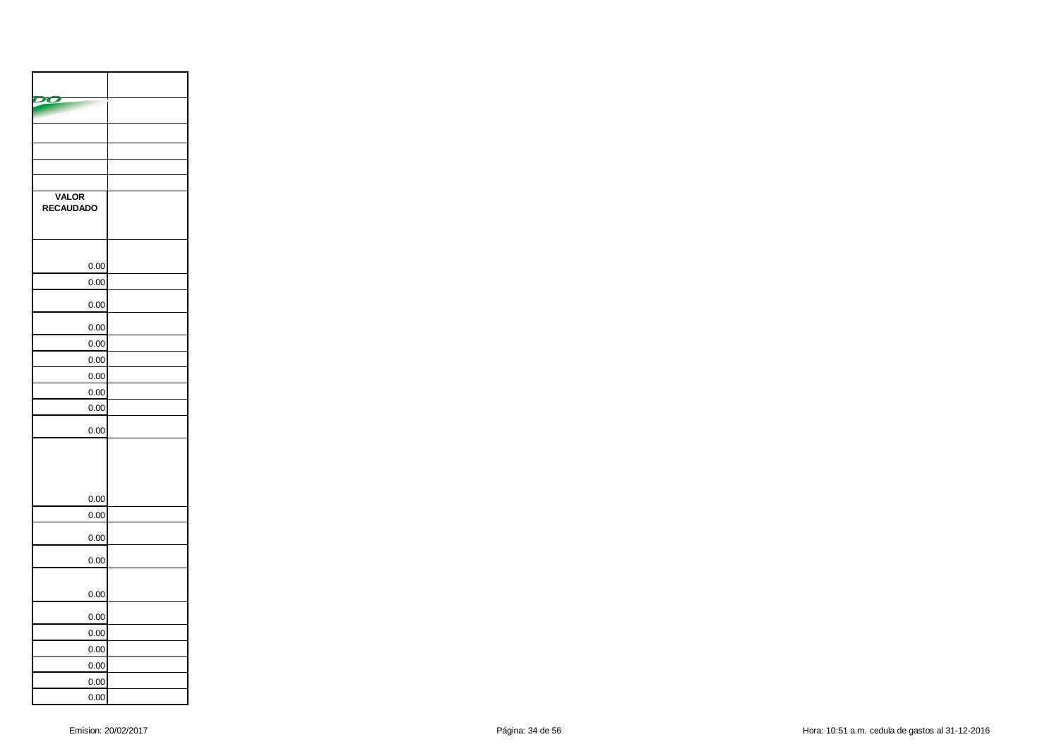| VALOR RECAUDADO | |
|---|---|
| 0.00 | |
| 0.00 | |
| 0.00 | |
| 0.00 | |
| 0.00 | |
| 0.00 | |
| 0.00 | |
| 0.00 | |
| 0.00 | |
| 0.00 | |
| 0.00 | |
| 0.00 | |
| 0.00 | |
| 0.00 | |
| 0.00 | |
| 0.00 | |
| 0.00 | |
| 0.00 | |
| 0.00 | |
| 0.00 | |
| 0.00 | |

Emision: 20/02/2017

Hora: 10:51 a.m. cedula de gastos al 31-12-2016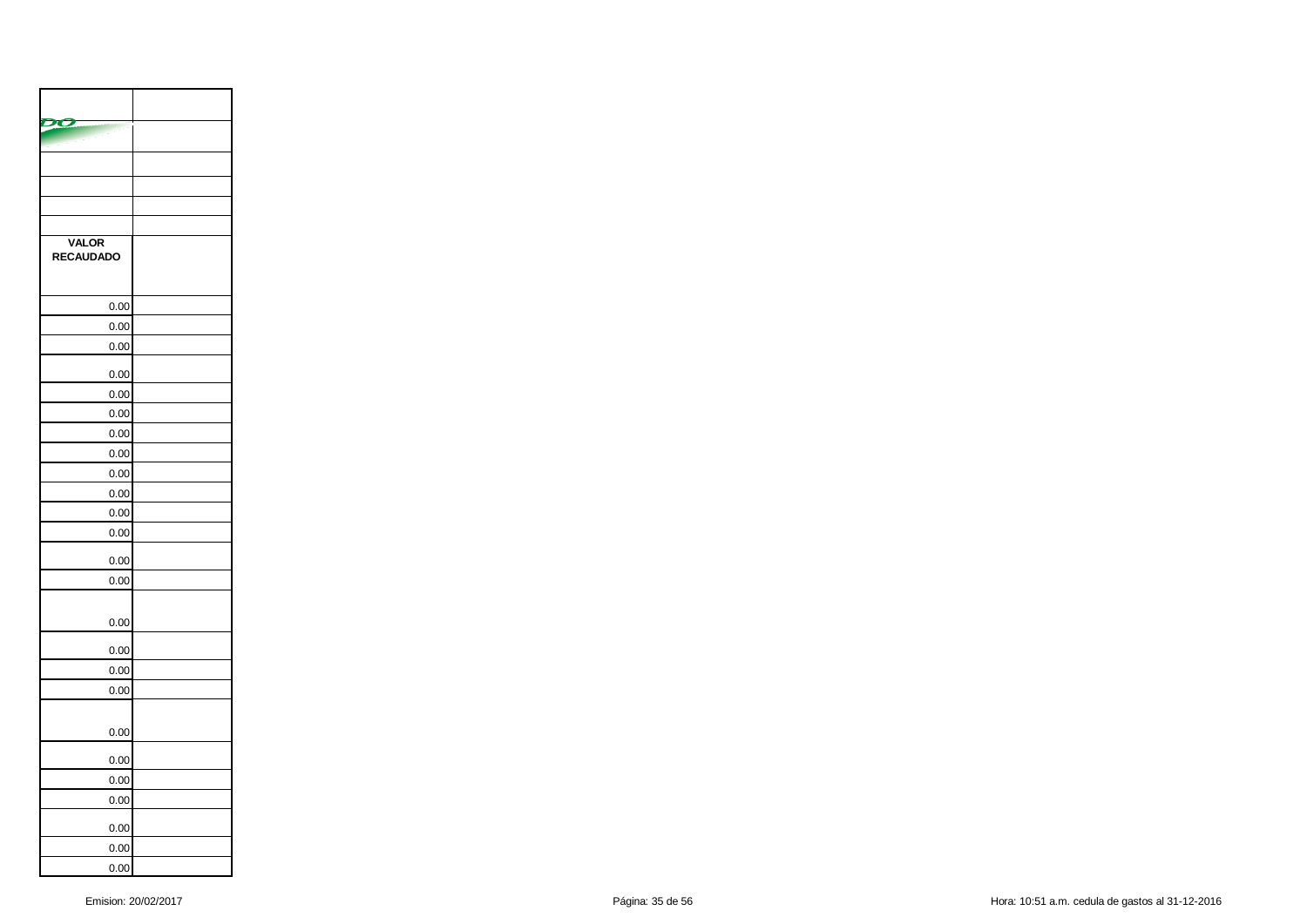| VALOR RECAUDADO | |
|---|---|
| 0.00 | |
| 0.00 | |
| 0.00 | |
| 0.00 | |
| 0.00 | |
| 0.00 | |
| 0.00 | |
| 0.00 | |
| 0.00 | |
| 0.00 | |
| 0.00 | |
| 0.00 | |
| 0.00 | |
| 0.00 | |
| 0.00 | |
| 0.00 | |
| 0.00 | |
| 0.00 | |
| 0.00 | |
| 0.00 | |
| 0.00 | |
| 0.00 | |
| 0.00 | |
| 0.00 | |
| 0.00 | |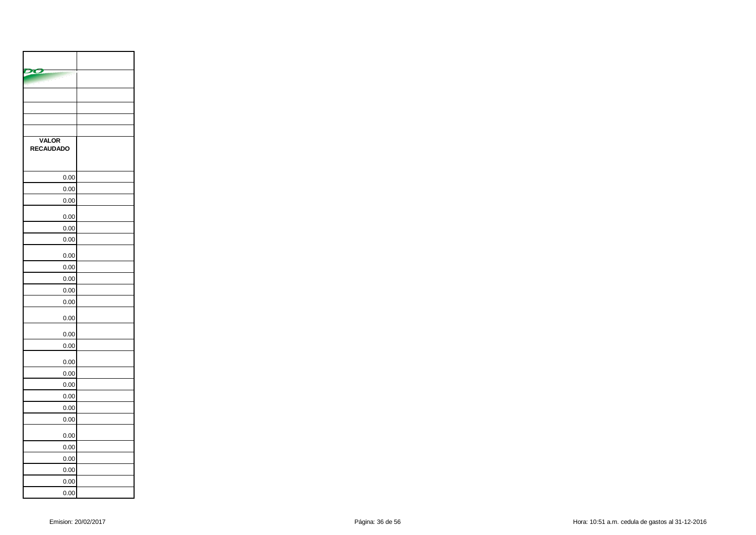| | |
|---|---|
| | |
| | |
| | |
| | |
| | |
| **VALOR RECAUDADO** | |
| 0.00 | |
| 0.00 | |
| 0.00 | |
| 0.00 | |
| 0.00 | |
| 0.00 | |
| 0.00 | |
| 0.00 | |
| 0.00 | |
| 0.00 | |
| 0.00 | |
| 0.00 | |
| 0.00 | |
| 0.00 | |
| 0.00 | |
| 0.00 | |
| 0.00 | |
| 0.00 | |
| 0.00 | |
| 0.00 | |
| 0.00 | |
| 0.00 | |
| 0.00 | |
| 0.00 | |
| 0.00 | |
| 0.00 | |

Emision: 20/02/2017

Hora: 10:51 a.m. cedula de gastos al 31-12-2016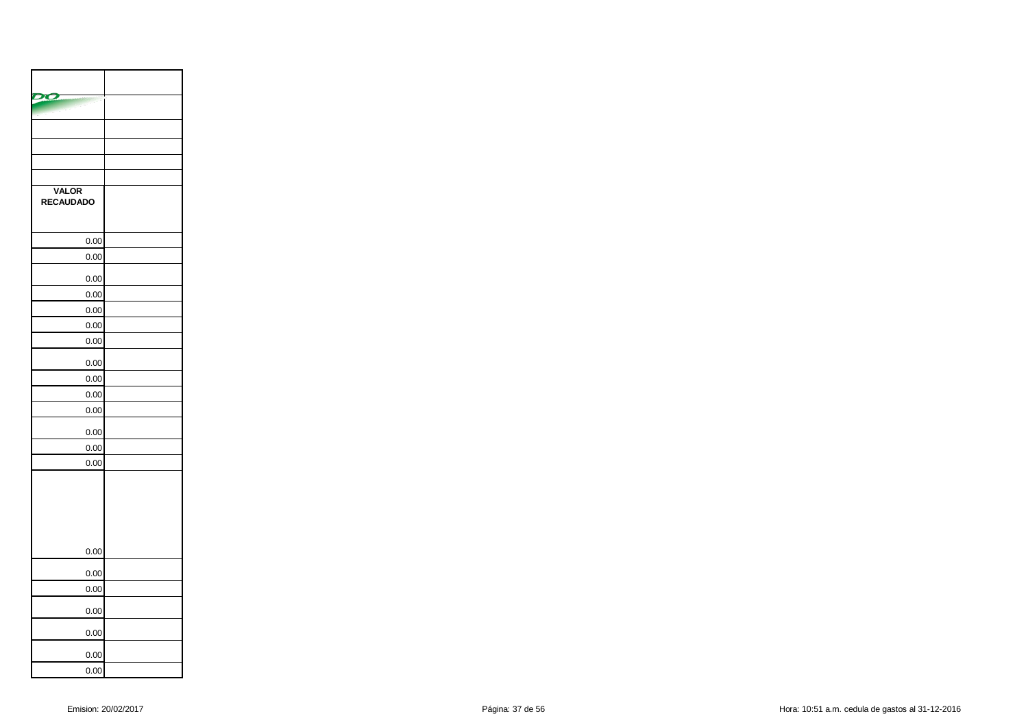| VALOR RECAUDADO | |
|---|---|
| 0.00 | |
| 0.00 | |
| 0.00 | |
| 0.00 | |
| 0.00 | |
| 0.00 | |
| 0.00 | |
| 0.00 | |
| 0.00 | |
| 0.00 | |
| 0.00 | |
| 0.00 | |
| 0.00 | |
| 0.00 | |
| 0.00 | |
| 0.00 | |
| 0.00 | |
| 0.00 | |
| 0.00 | |
| 0.00 | |
| 0.00 | |

Emision: 20/02/2017

Hora: 10:51 a.m. cedula de gastos al 31-12-2016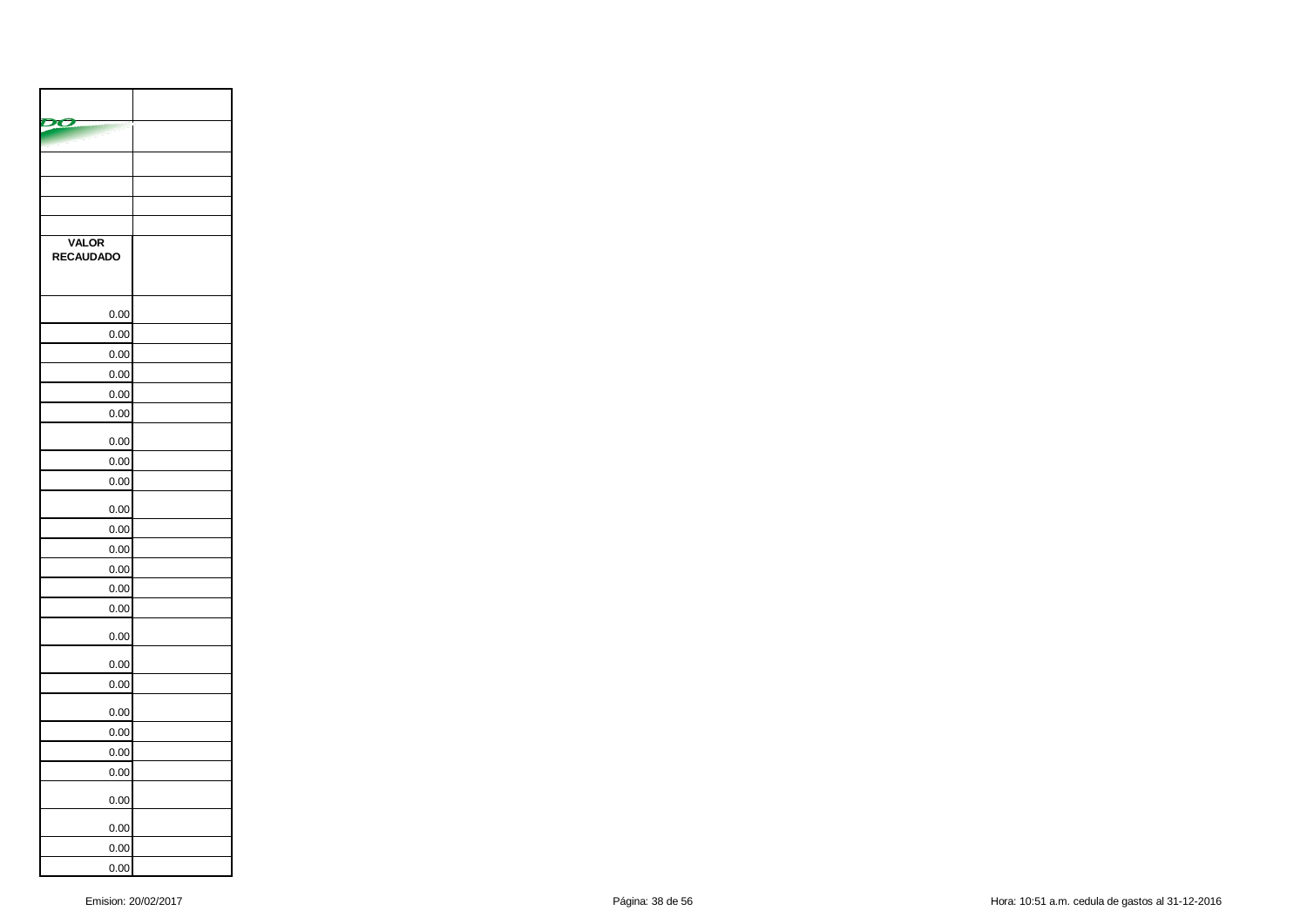| VALOR RECAUDADO | |
|---|---|
| 0.00 | |
| 0.00 | |
| 0.00 | |
| 0.00 | |
| 0.00 | |
| 0.00 | |
| 0.00 | |
| 0.00 | |
| 0.00 | |
| 0.00 | |
| 0.00 | |
| 0.00 | |
| 0.00 | |
| 0.00 | |
| 0.00 | |
| 0.00 | |
| 0.00 | |
| 0.00 | |
| 0.00 | |
| 0.00 | |
| 0.00 | |
| 0.00 | |
| 0.00 | |
| 0.00 | |
| 0.00 | |
| 0.00 | |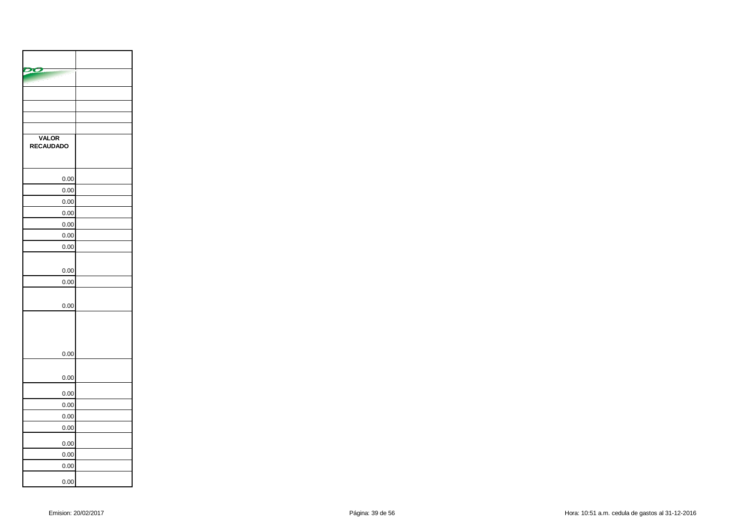| | |
|---|---|
| | |
| | |
| | |
| | |
| | |
| **VALOR RECAUDADO** | |
| 0.00 | |
| 0.00 | |
| 0.00 | |
| 0.00 | |
| 0.00 | |
| 0.00 | |
| 0.00 | |
| 0.00 | |
| 0.00 | |
| 0.00 | |
| 0.00 | |
| 0.00 | |
| 0.00 | |
| 0.00 | |
| 0.00 | |
| 0.00 | |
| 0.00 | |
| 0.00 | |
| 0.00 | |
| 0.00 | |

Emision: 20/02/2017 Hora: 10:51 a.m. cedula de gastos al 31-12-2016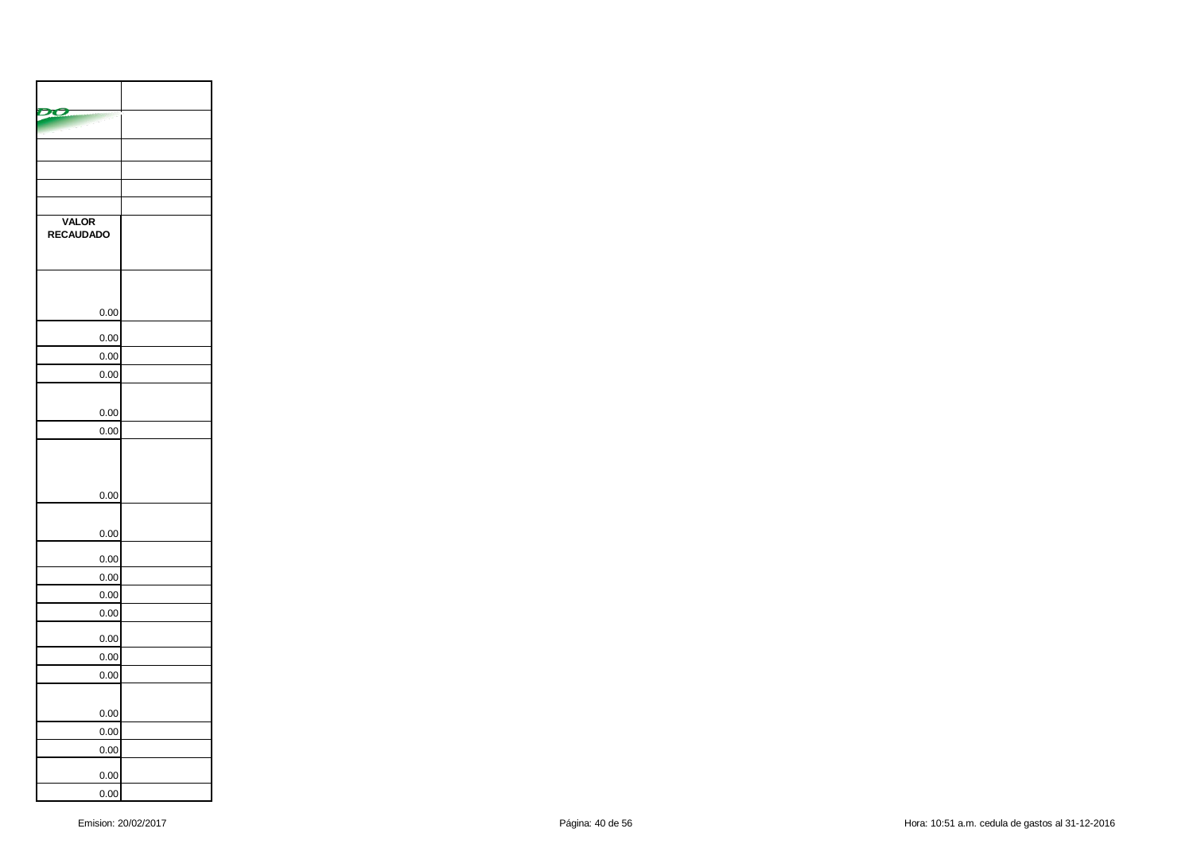| VALOR RECAUDADO | |
|---|---|
| 0.00 | |
| 0.00 | |
| 0.00 | |
| 0.00 | |
| 0.00 | |
| 0.00 | |
| 0.00 | |
| 0.00 | |
| 0.00 | |
| 0.00 | |
| 0.00 | |
| 0.00 | |
| 0.00 | |
| 0.00 | |
| 0.00 | |
| 0.00 | |
| 0.00 | |
| 0.00 | |
| 0.00 | |
| 0.00 | |

Emision: 20/02/2017

Hora: 10:51 a.m. cedula de gastos al 31-12-2016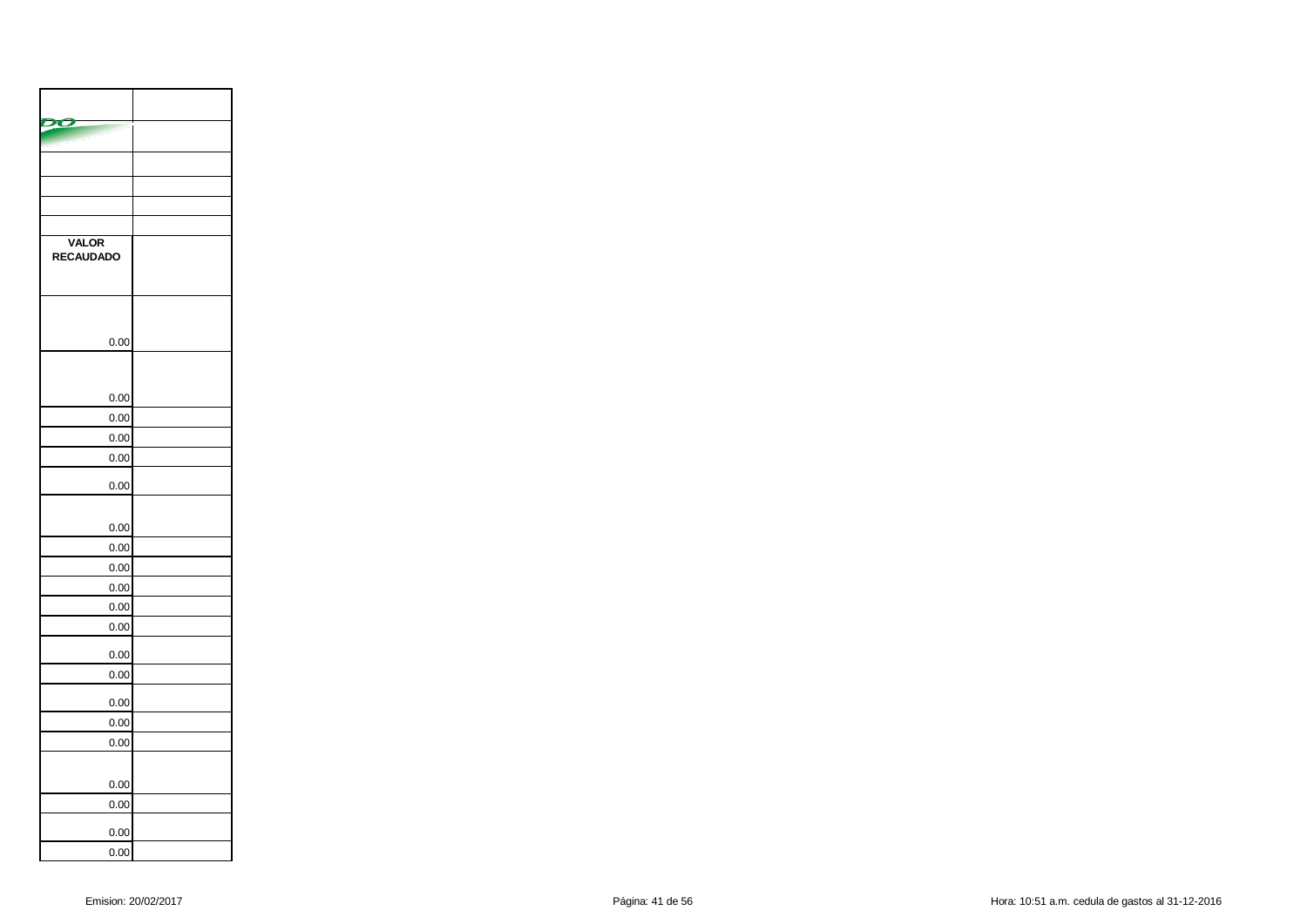| VALOR RECAUDADO | |
|---|---|
| 0.00 | |
| 0.00 | |
| 0.00 | |
| 0.00 | |
| 0.00 | |
| 0.00 | |
| 0.00 | |
| 0.00 | |
| 0.00 | |
| 0.00 | |
| 0.00 | |
| 0.00 | |
| 0.00 | |
| 0.00 | |
| 0.00 | |
| 0.00 | |
| 0.00 | |
| 0.00 | |
| 0.00 | |
| 0.00 | |
| 0.00 | |
| 0.00 | |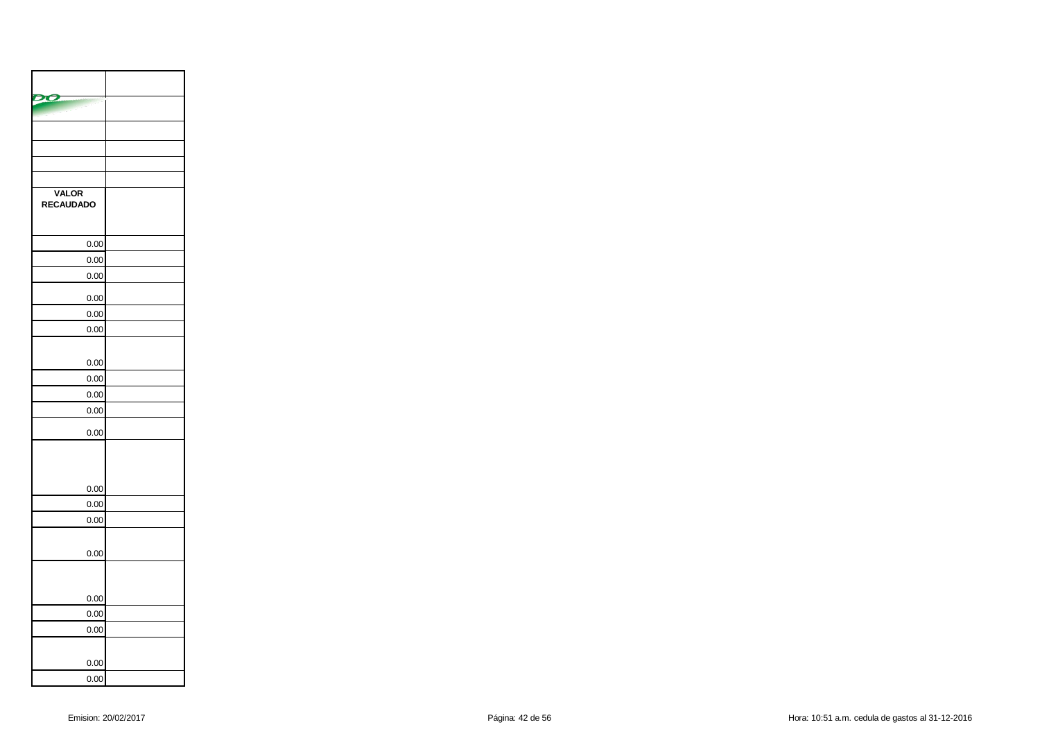| VALOR RECAUDADO | |
|---|---|
| 0.00 | |
| 0.00 | |
| 0.00 | |
| 0.00 | |
| 0.00 | |
| 0.00 | |
| 0.00 | |
| 0.00 | |
| 0.00 | |
| 0.00 | |
| 0.00 | |
| 0.00 | |
| 0.00 | |
| 0.00 | |
| 0.00 | |
| 0.00 | |
| 0.00 | |
| 0.00 | |
| 0.00 | |
| 0.00 | |
| 0.00 | |

Emision: 20/02/2017 Hora: 10:51 a.m. cedula de gastos al 31-12-2016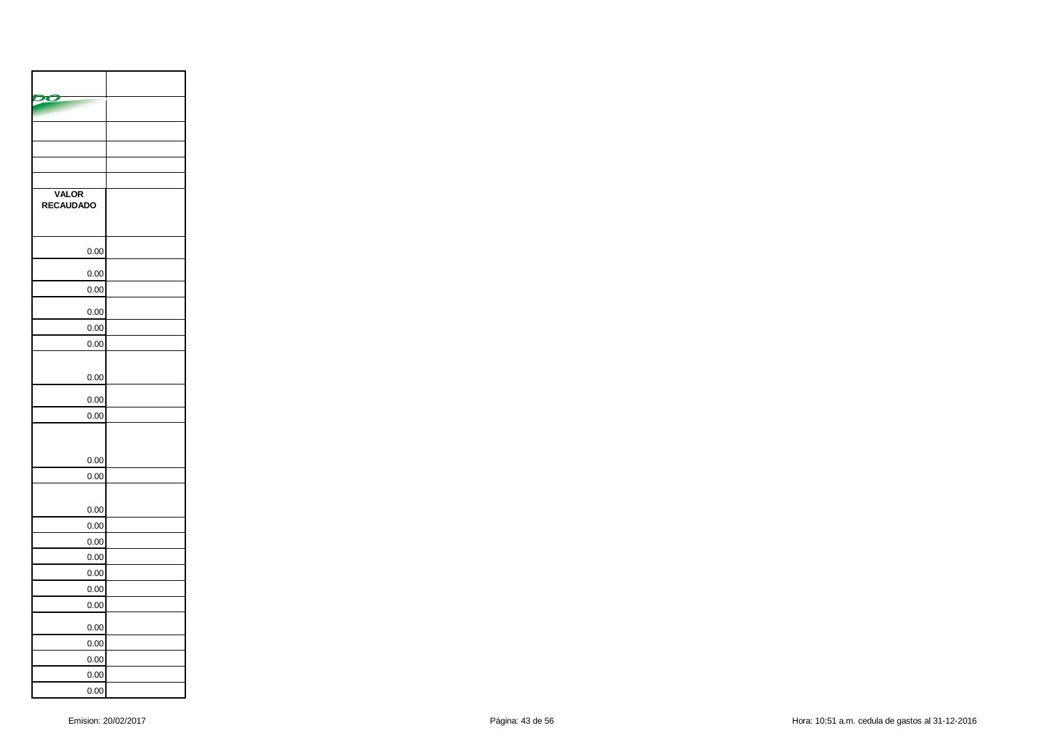| | |
|---|---|
| | |
| | |
| | |
| | |
| | |
| **VALOR RECAUDADO** | |
| 0.00 | |
| 0.00 | |
| 0.00 | |
| 0.00 | |
| 0.00 | |
| 0.00 | |
| 0.00 | |
| 0.00 | |
| 0.00 | |
| 0.00 | |
| 0.00 | |
| 0.00 | |
| 0.00 | |
| 0.00 | |
| 0.00 | |
| 0.00 | |
| 0.00 | |
| 0.00 | |
| 0.00 | |
| 0.00 | |
| 0.00 | |
| 0.00 | |
| 0.00 | |
| 0.00 | |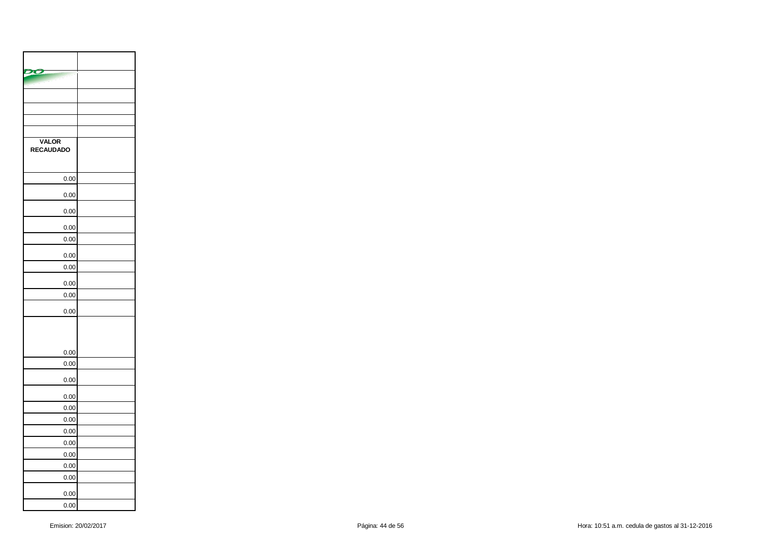| VALOR RECAUDADO | |
|---|---|
| 0.00 | |
| 0.00 | |
| 0.00 | |
| 0.00 | |
| 0.00 | |
| 0.00 | |
| 0.00 | |
| 0.00 | |
| 0.00 | |
| 0.00 | |
| 0.00 | |
| 0.00 | |
| 0.00 | |
| 0.00 | |
| 0.00 | |
| 0.00 | |
| 0.00 | |
| 0.00 | |
| 0.00 | |
| 0.00 | |
| 0.00 | |
| 0.00 | |
| 0.00 | |

Emision: 20/02/2017 Hora: 10:51 a.m. cedula de gastos al 31-12-2016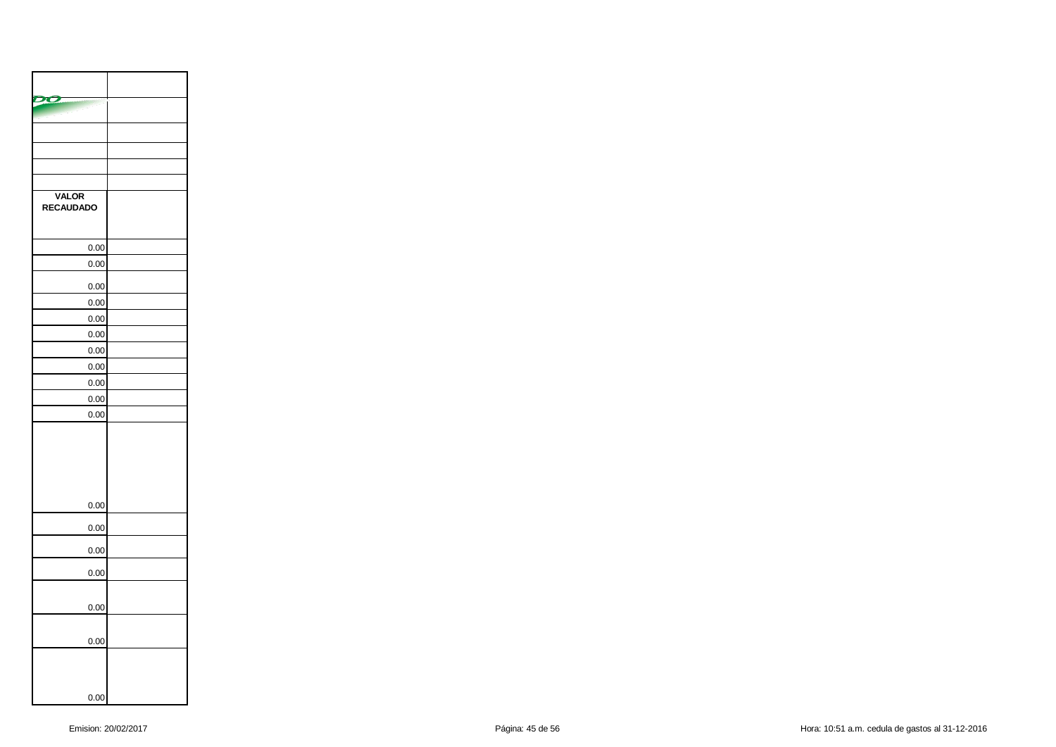| | |
|---|---|
| | |
| | |
| | |
| | |
| | |
| **VALOR RECAUDADO** | |
| 0.00 | |
| 0.00 | |
| 0.00 | |
| 0.00 | |
| 0.00 | |
| 0.00 | |
| 0.00 | |
| 0.00 | |
| 0.00 | |
| 0.00 | |
| 0.00 | |
| 0.00 | |
| 0.00 | |
| 0.00 | |
| 0.00 | |
| 0.00 | |
| 0.00 | |
| 0.00 | |

Emision: 20/02/2017

Hora: 10:51 a.m. cedula de gastos al 31-12-2016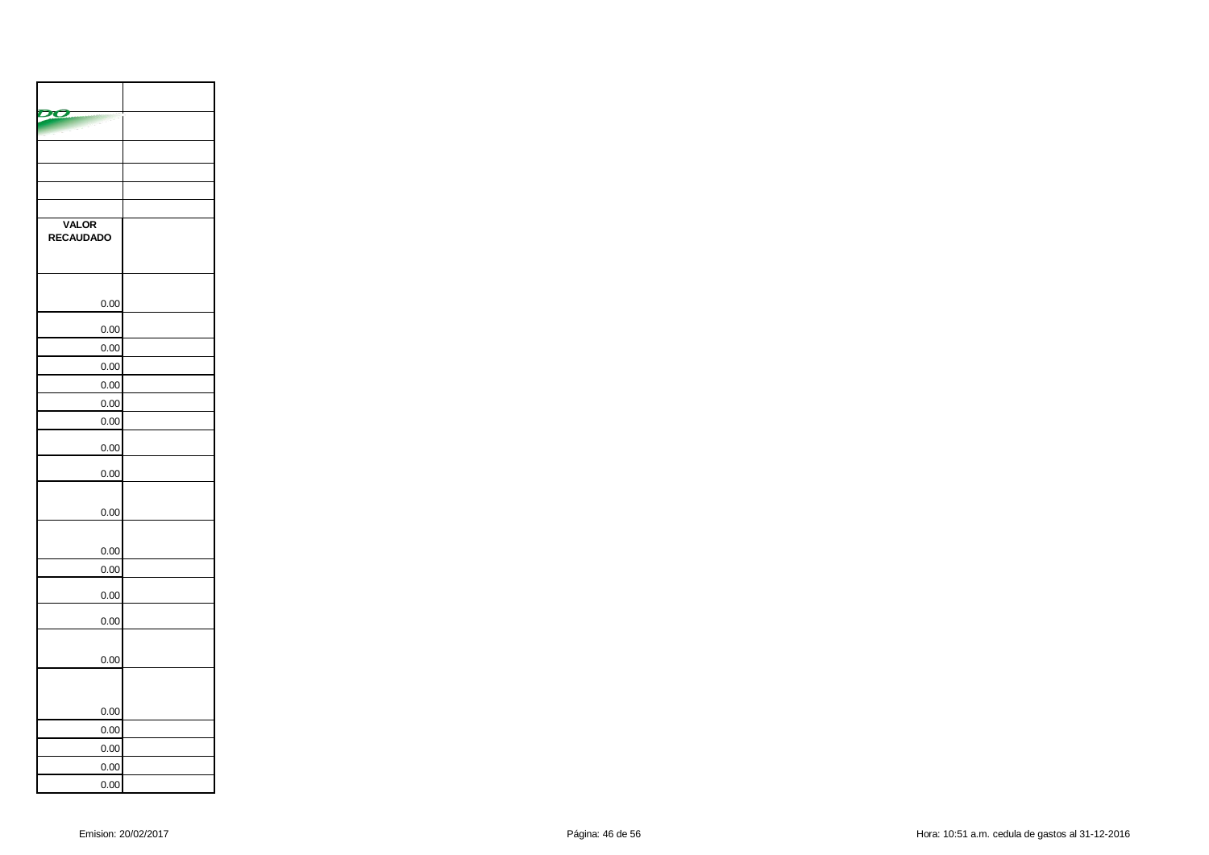| VALOR RECAUDADO | |
|---|---|
| 0.00 | |
| 0.00 | |
| 0.00 | |
| 0.00 | |
| 0.00 | |
| 0.00 | |
| 0.00 | |
| 0.00 | |
| 0.00 | |
| 0.00 | |
| 0.00 | |
| 0.00 | |
| 0.00 | |
| 0.00 | |
| 0.00 | |
| 0.00 | |
| 0.00 | |
| 0.00 | |
| 0.00 | |
| 0.00 | |
| 0.00 | |

Emision: 20/02/2017

Hora: 10:51 a.m. cedula de gastos al 31-12-2016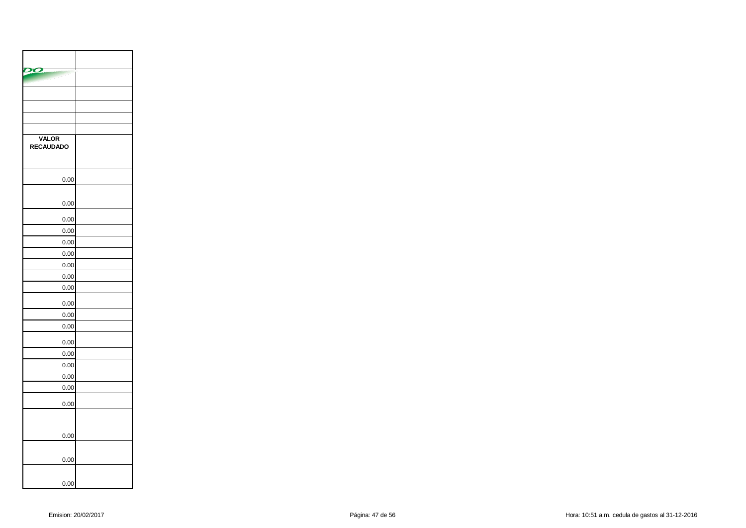| VALOR RECAUDADO | |
|---|---|
| 0.00 | |
| 0.00 | |
| 0.00 | |
| 0.00 | |
| 0.00 | |
| 0.00 | |
| 0.00 | |
| 0.00 | |
| 0.00 | |
| 0.00 | |
| 0.00 | |
| 0.00 | |
| 0.00 | |
| 0.00 | |
| 0.00 | |
| 0.00 | |
| 0.00 | |
| 0.00 | |
| 0.00 | |
| 0.00 | |
| 0.00 | |
| 0.00 | |

Emision: 20/02/2017 Hora: 10:51 a.m. cedula de gastos al 31-12-2016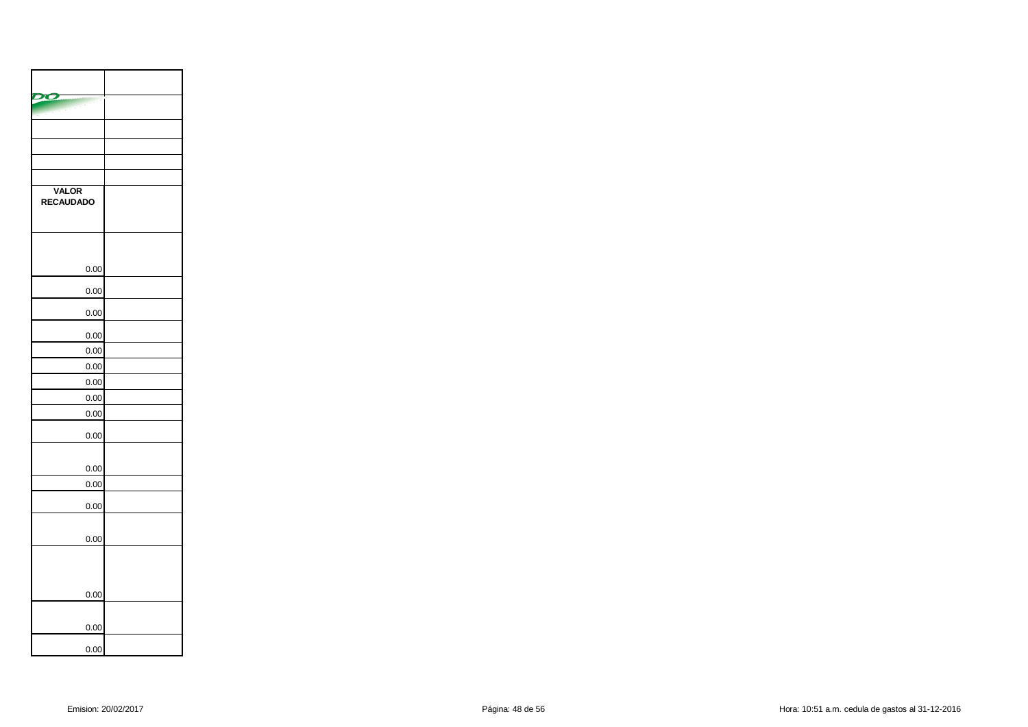| VALOR RECAUDADO | |
|---|---|
| 0.00 | |
| 0.00 | |
| 0.00 | |
| 0.00 | |
| 0.00 | |
| 0.00 | |
| 0.00 | |
| 0.00 | |
| 0.00 | |
| 0.00 | |
| 0.00 | |
| 0.00 | |
| 0.00 | |
| 0.00 | |
| 0.00 | |
| 0.00 | |
| 0.00 | |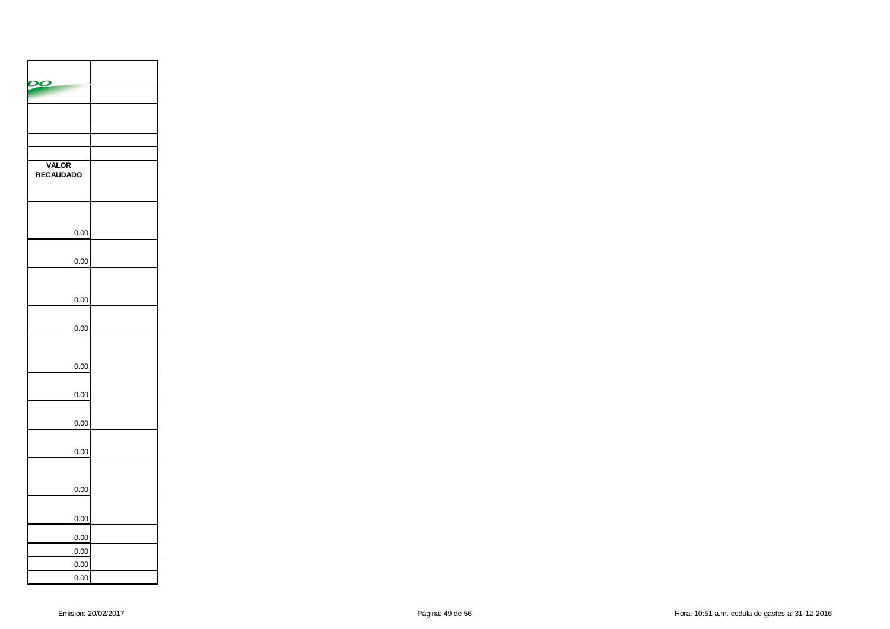| | |
|---|---|
| | |
| | |
| | |
| | |
| | |
| **VALOR RECAUDADO** | |
| 0.00 | |
| 0.00 | |
| 0.00 | |
| 0.00 | |
| 0.00 | |
| 0.00 | |
| 0.00 | |
| 0.00 | |
| 0.00 | |
| 0.00 | |
| 0.00 | |
| 0.00 | |
| 0.00 | |
| 0.00 | |

Emision: 20/02/2017

Hora: 10:51 a.m. cedula de gastos al 31-12-2016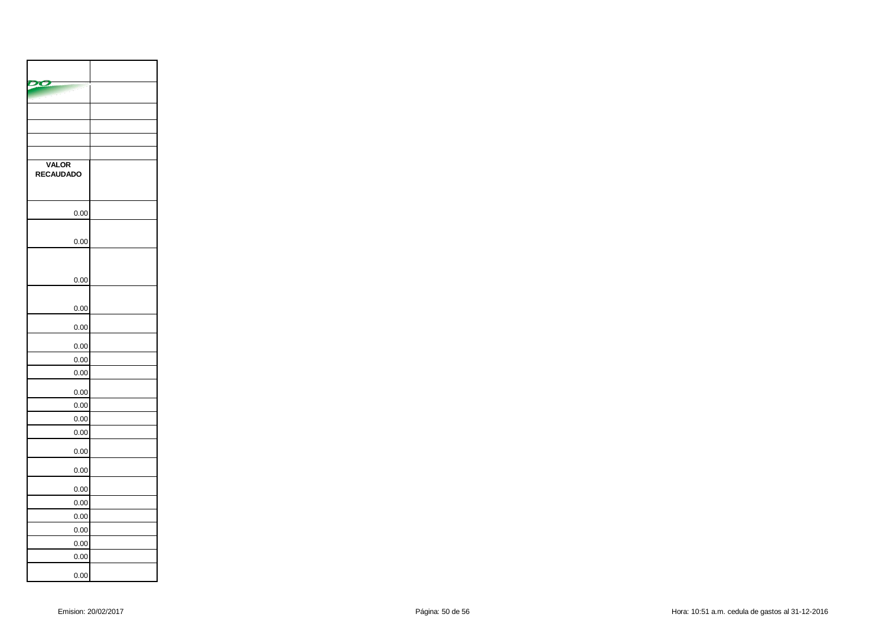| | |
|---|---|
| | |
| | |
| | |
| | |
| | |
| **VALOR RECAUDADO** | |
| 0.00 | |
| 0.00 | |
| 0.00 | |
| 0.00 | |
| 0.00 | |
| 0.00 | |
| 0.00 | |
| 0.00 | |
| 0.00 | |
| 0.00 | |
| 0.00 | |
| 0.00 | |
| 0.00 | |
| 0.00 | |
| 0.00 | |
| 0.00 | |
| 0.00 | |
| 0.00 | |
| 0.00 | |
| 0.00 | |
| 0.00 | |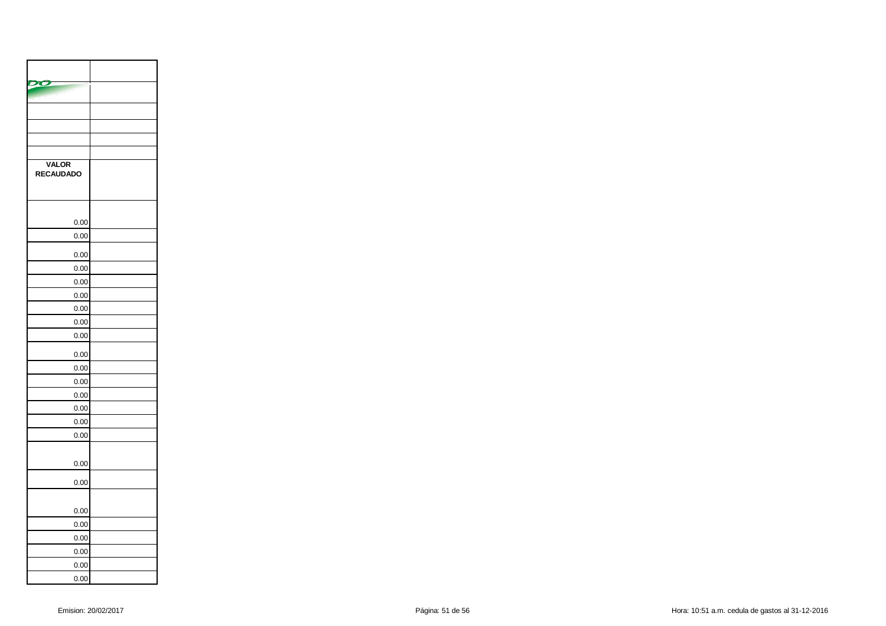| | |
|---|---|
| | |
| | |
| | |
| | |
| **VALOR RECAUDADO** | |
| 0.00 | |
| 0.00 | |
| 0.00 | |
| 0.00 | |
| 0.00 | |
| 0.00 | |
| 0.00 | |
| 0.00 | |
| 0.00 | |
| 0.00 | |
| 0.00 | |
| 0.00 | |
| 0.00 | |
| 0.00 | |
| 0.00 | |
| 0.00 | |
| 0.00 | |
| 0.00 | |
| 0.00 | |
| 0.00 | |
| 0.00 | |
| 0.00 | |
| 0.00 | |
| 0.00 | |

Emision: 20/02/2017

Hora: 10:51 a.m. cedula de gastos al 31-12-2016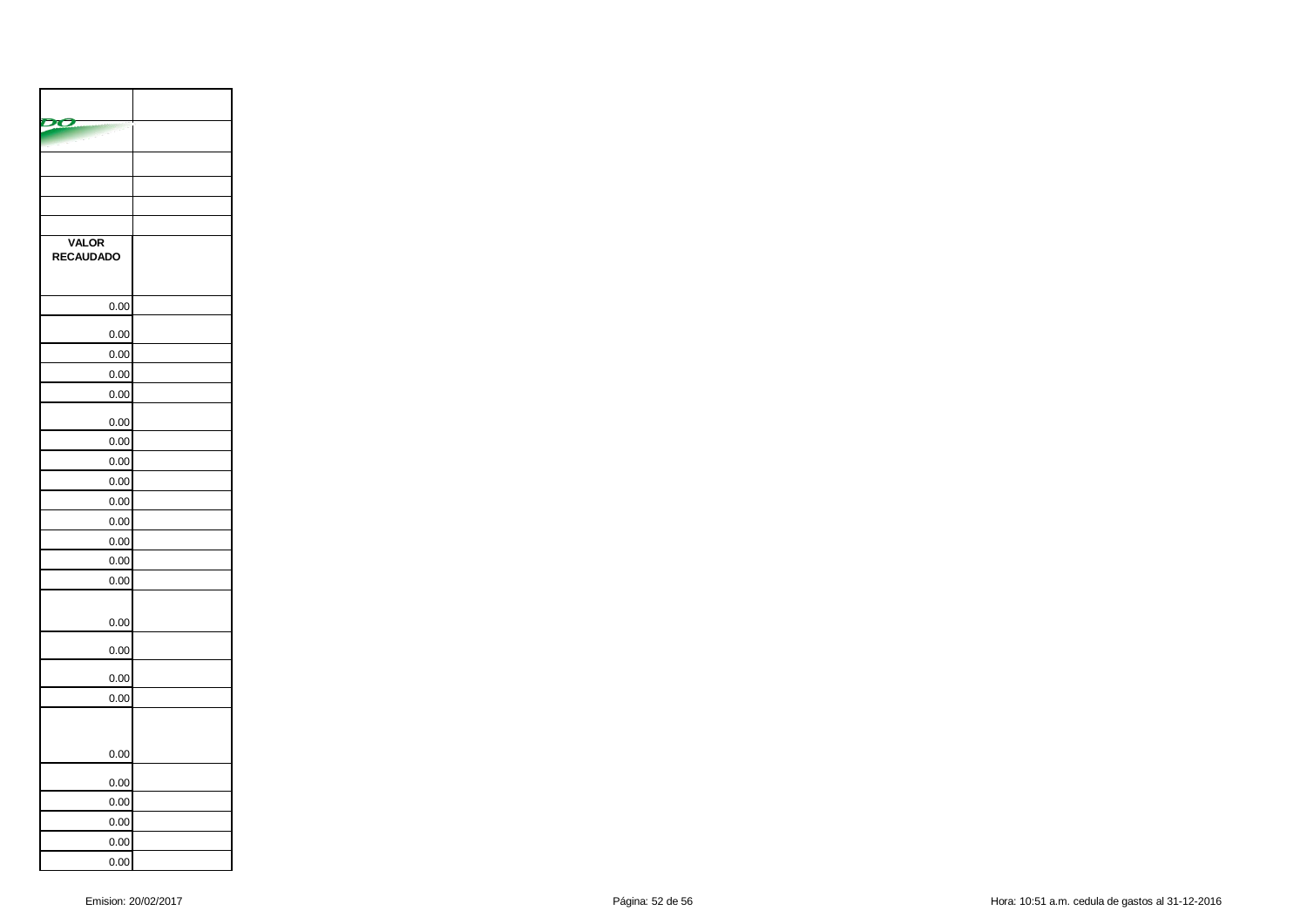| VALOR RECAUDADO | |
|---|---|
| 0.00 | |
| 0.00 | |
| 0.00 | |
| 0.00 | |
| 0.00 | |
| 0.00 | |
| 0.00 | |
| 0.00 | |
| 0.00 | |
| 0.00 | |
| 0.00 | |
| 0.00 | |
| 0.00 | |
| 0.00 | |
| 0.00 | |
| 0.00 | |
| 0.00 | |
| 0.00 | |
| 0.00 | |
| 0.00 | |
| 0.00 | |
| 0.00 | |
| 0.00 | |
| 0.00 | |

Emision: 20/02/2017 Hora: 10:51 a.m. cedula de gastos al 31-12-2016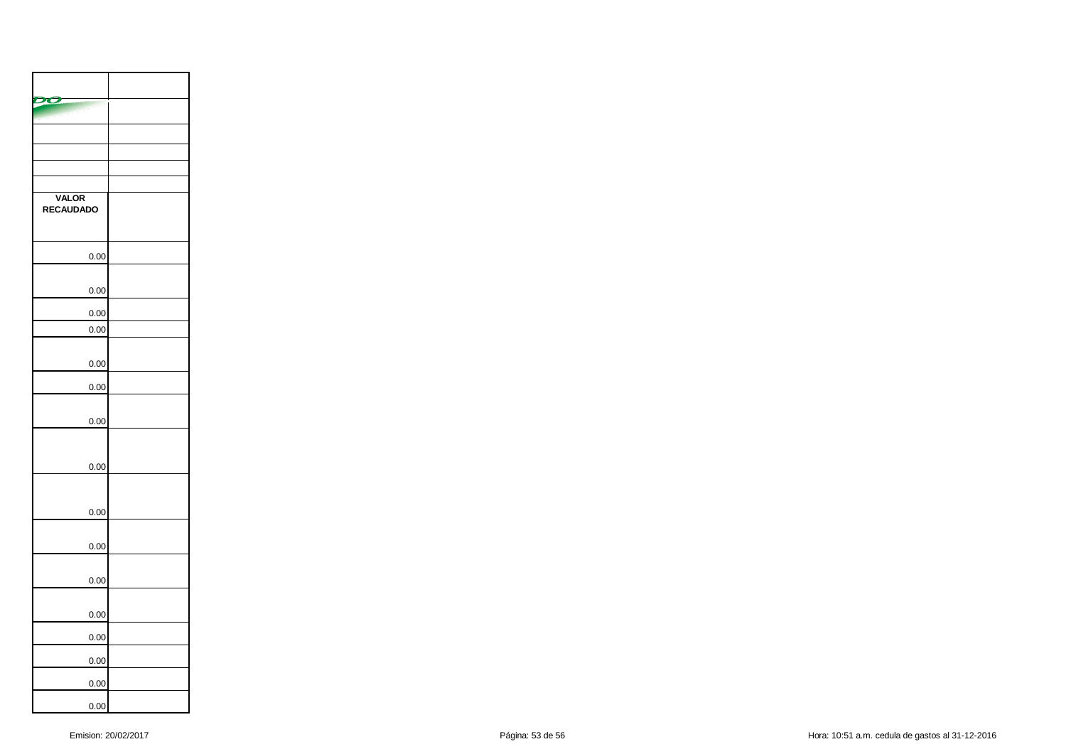| VALOR RECAUDADO | |
|---|---|
| 0.00 | |
| 0.00 | |
| 0.00 | |
| 0.00 | |
| 0.00 | |
| 0.00 | |
| 0.00 | |
| 0.00 | |
| 0.00 | |
| 0.00 | |
| 0.00 | |
| 0.00 | |
| 0.00 | |
| 0.00 | |
| 0.00 | |
| 0.00 | |

Emision: 20/02/2017 Hora: 10:51 a.m. cedula de gastos al 31-12-2016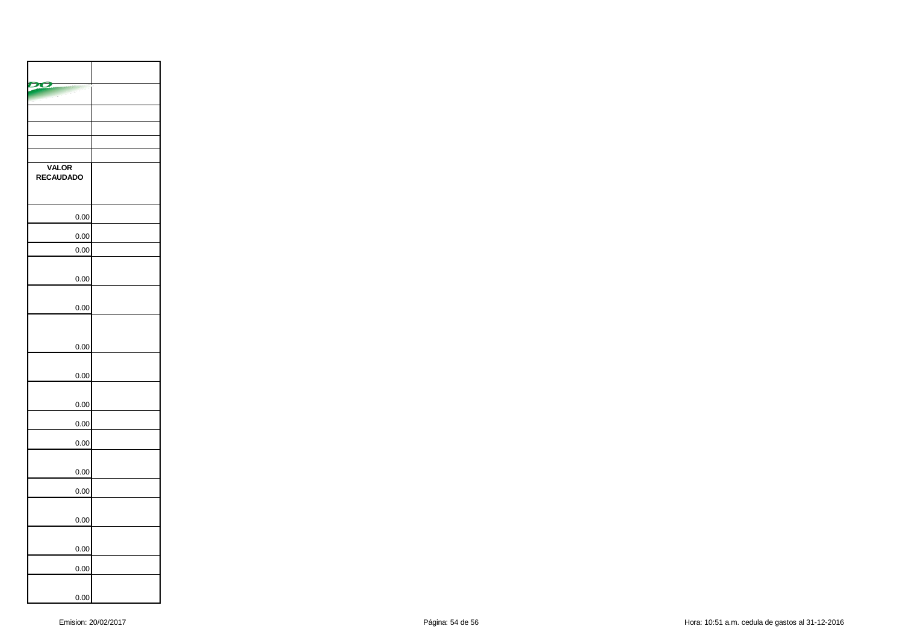| VALOR RECAUDADO | |
|---|---|
| 0.00 | |
| 0.00 | |
| 0.00 | |
| 0.00 | |
| 0.00 | |
| 0.00 | |
| 0.00 | |
| 0.00 | |
| 0.00 | |
| 0.00 | |
| 0.00 | |
| 0.00 | |
| 0.00 | |
| 0.00 | |
| 0.00 | |
| 0.00 | |

Emision: 20/02/2017 | Hora: 10:51 a.m. cedula de gastos al 31-12-2016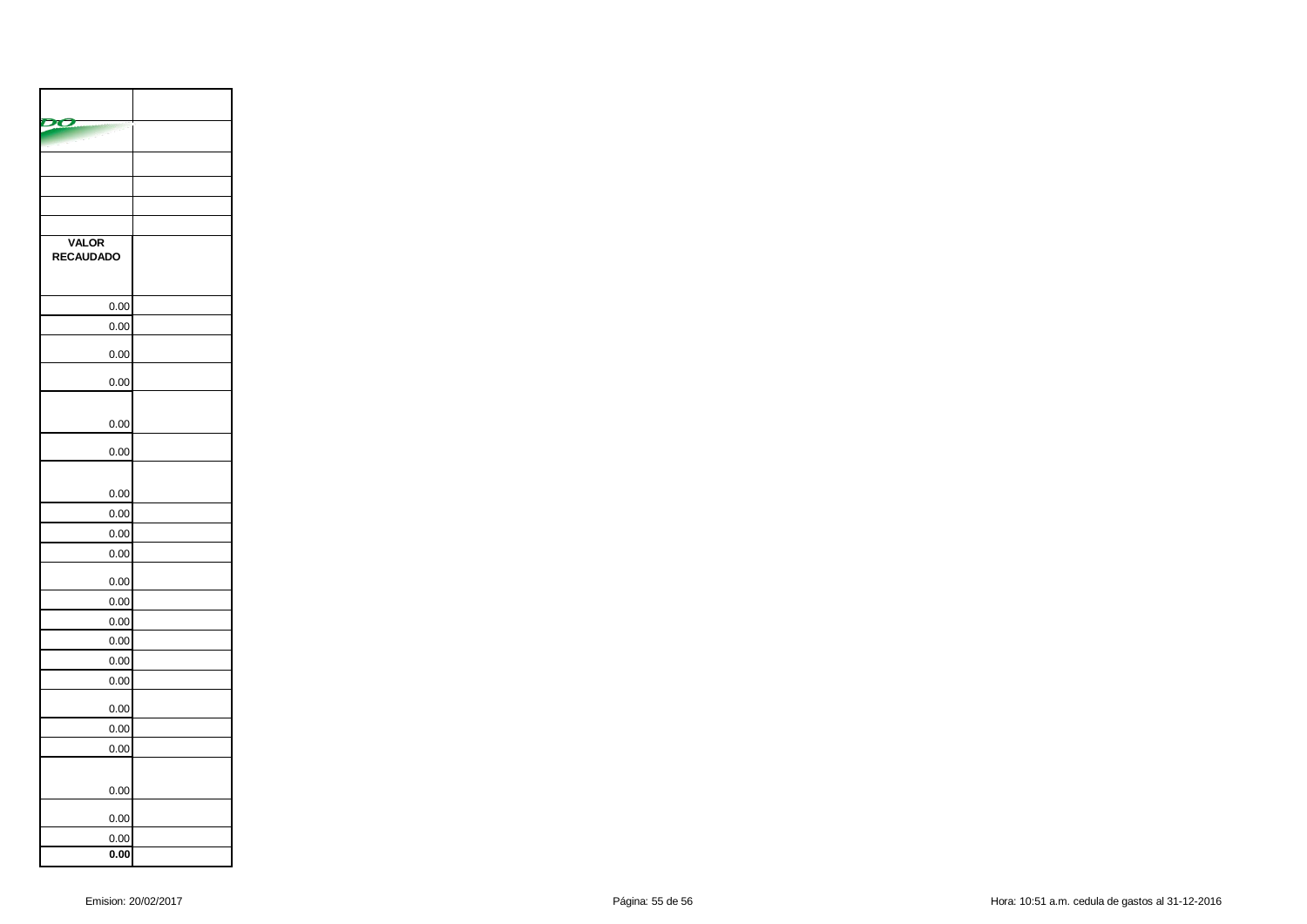| VALOR RECAUDADO | |
|---|---|
| 0.00 | |
| 0.00 | |
| 0.00 | |
| 0.00 | |
| 0.00 | |
| 0.00 | |
| 0.00 | |
| 0.00 | |
| 0.00 | |
| 0.00 | |
| 0.00 | |
| 0.00 | |
| 0.00 | |
| 0.00 | |
| 0.00 | |
| 0.00 | |
| 0.00 | |
| 0.00 | |
| 0.00 | |
| 0.00 | |
| 0.00 | |
| 0.00 | |
| **0.00** | |

Emision: 20/02/2017

Hora: 10:51 a.m. cedula de gastos al 31-12-2016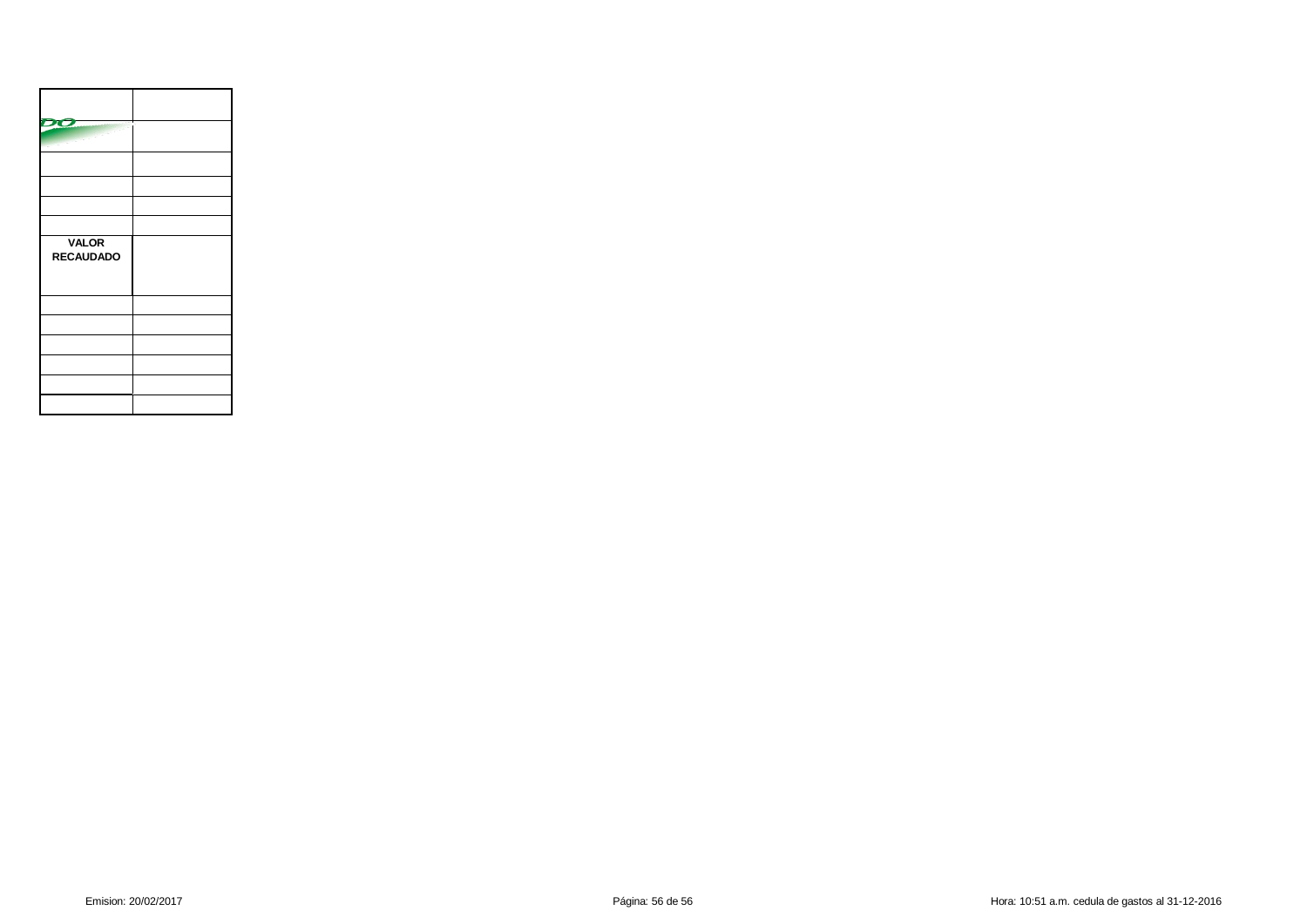| | |
|---|---|
| | |
| | |
| | |
| | |
| | |
| **VALOR RECAUDADO** | |
| | |
| | |
| | |
| | |
| | |
| | |